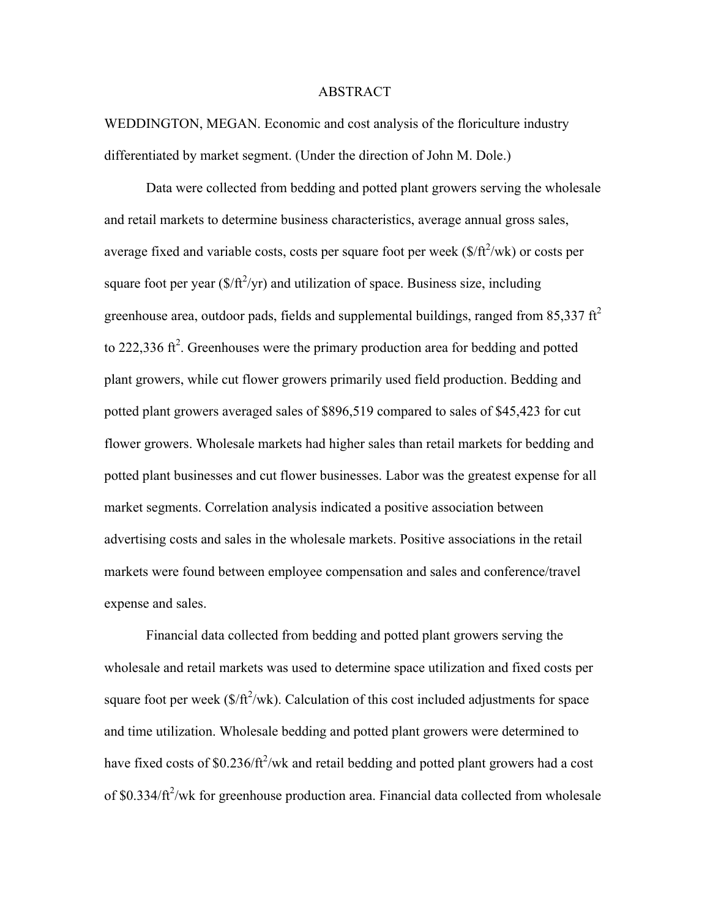# ABSTRACT

WEDDINGTON, MEGAN. Economic and cost analysis of the floriculture industry differentiated by market segment. (Under the direction of John M. Dole.)

Data were collected from bedding and potted plant growers serving the wholesale and retail markets to determine business characteristics, average annual gross sales, average fixed and variable costs, costs per square foot per week ($\$/ft^2/wk$) or costs per square foot per year ($\$/ft^2/yr$) and utilization of space. Business size, including greenhouse area, outdoor pads, fields and supplemental buildings, ranged from 85,337 $ft^2$ to 222,336 $ft^2$. Greenhouses were the primary production area for bedding and potted plant growers, while cut flower growers primarily used field production. Bedding and potted plant growers averaged sales of $896,519 compared to sales of $45,423 for cut flower growers. Wholesale markets had higher sales than retail markets for bedding and potted plant businesses and cut flower businesses. Labor was the greatest expense for all market segments. Correlation analysis indicated a positive association between advertising costs and sales in the wholesale markets. Positive associations in the retail markets were found between employee compensation and sales and conference/travel expense and sales.

Financial data collected from bedding and potted plant growers serving the wholesale and retail markets was used to determine space utilization and fixed costs per square foot per week ($\$/ft^2/wk$). Calculation of this cost included adjustments for space and time utilization. Wholesale bedding and potted plant growers were determined to have fixed costs of $\$0.236/ft^2/wk$ and retail bedding and potted plant growers had a cost of $\$0.334/ft^2/wk$ for greenhouse production area. Financial data collected from wholesale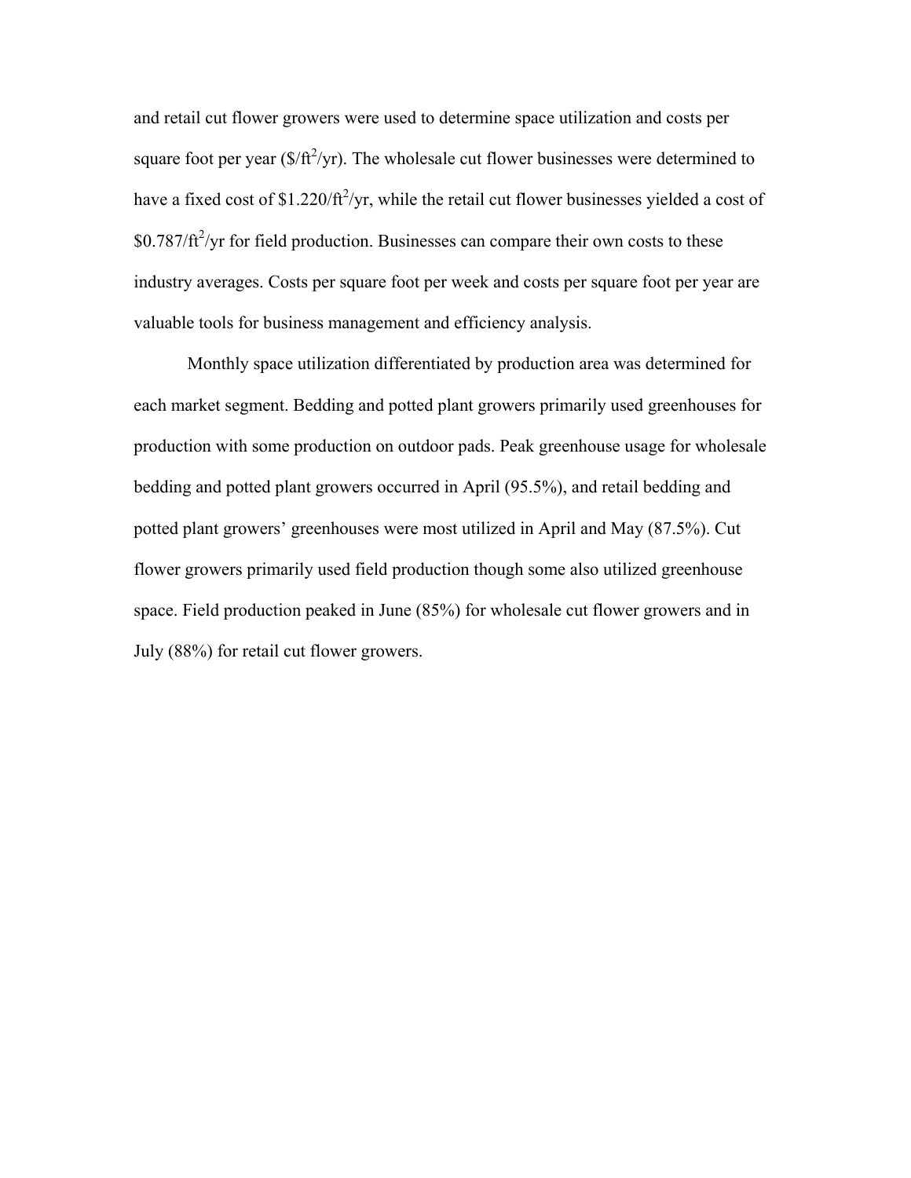and retail cut flower growers were used to determine space utilization and costs per square foot per year ($\$/ft^2/yr$). The wholesale cut flower businesses were determined to have a fixed cost of $\$1.220/ft^2/yr$, while the retail cut flower businesses yielded a cost of $\$0.787/ft^2/yr$ for field production. Businesses can compare their own costs to these industry averages. Costs per square foot per week and costs per square foot per year are valuable tools for business management and efficiency analysis.

Monthly space utilization differentiated by production area was determined for each market segment. Bedding and potted plant growers primarily used greenhouses for production with some production on outdoor pads. Peak greenhouse usage for wholesale bedding and potted plant growers occurred in April (95.5%), and retail bedding and potted plant growers' greenhouses were most utilized in April and May (87.5%). Cut flower growers primarily used field production though some also utilized greenhouse space. Field production peaked in June (85%) for wholesale cut flower growers and in July (88%) for retail cut flower growers.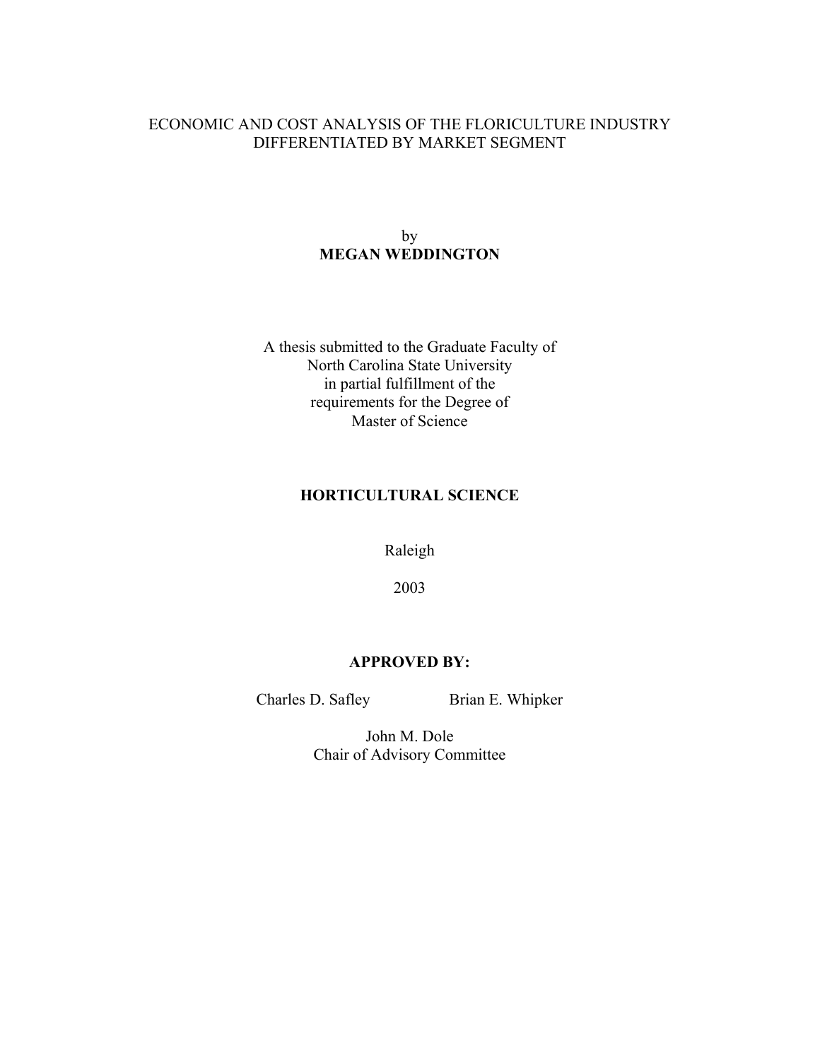# ECONOMIC AND COST ANALYSIS OF THE FLORICULTURE INDUSTRY DIFFERENTIATED BY MARKET SEGMENT

by

**MEGAN WEDDINGTON**

A thesis submitted to the Graduate Faculty of
North Carolina State University
in partial fulfillment of the
requirements for the Degree of
Master of Science

**HORTICULTURAL SCIENCE**

Raleigh

2003

**APPROVED BY:**

Charles D. Safley    Brian E. Whipker

John M. Dole
Chair of Advisory Committee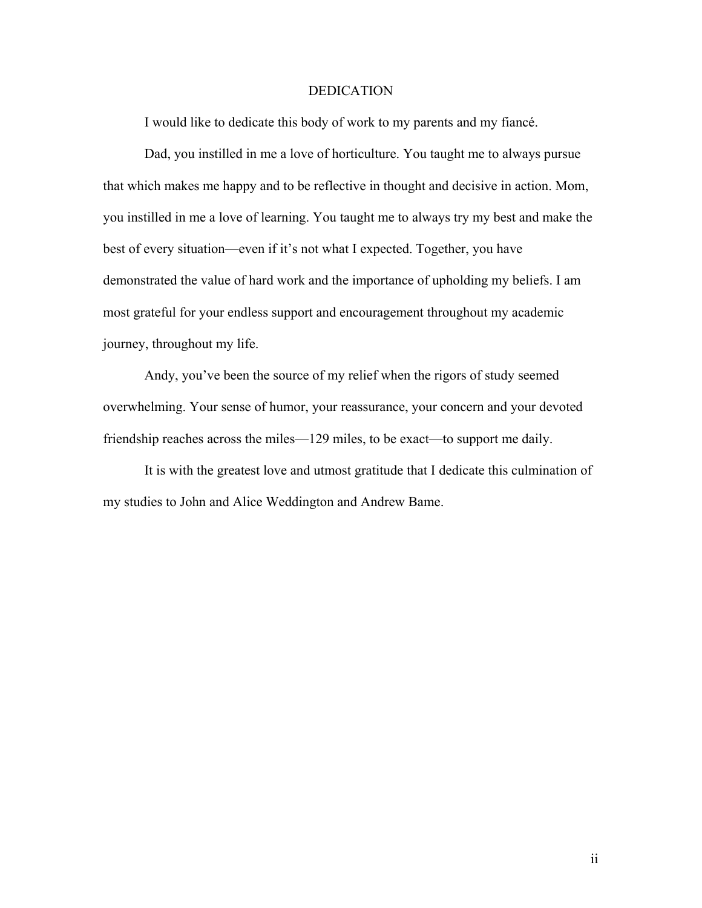# DEDICATION

I would like to dedicate this body of work to my parents and my fiancé.

Dad, you instilled in me a love of horticulture. You taught me to always pursue that which makes me happy and to be reflective in thought and decisive in action. Mom, you instilled in me a love of learning. You taught me to always try my best and make the best of every situation—even if it's not what I expected. Together, you have demonstrated the value of hard work and the importance of upholding my beliefs. I am most grateful for your endless support and encouragement throughout my academic journey, throughout my life.

Andy, you've been the source of my relief when the rigors of study seemed overwhelming. Your sense of humor, your reassurance, your concern and your devoted friendship reaches across the miles—129 miles, to be exact—to support me daily.

It is with the greatest love and utmost gratitude that I dedicate this culmination of my studies to John and Alice Weddington and Andrew Bame.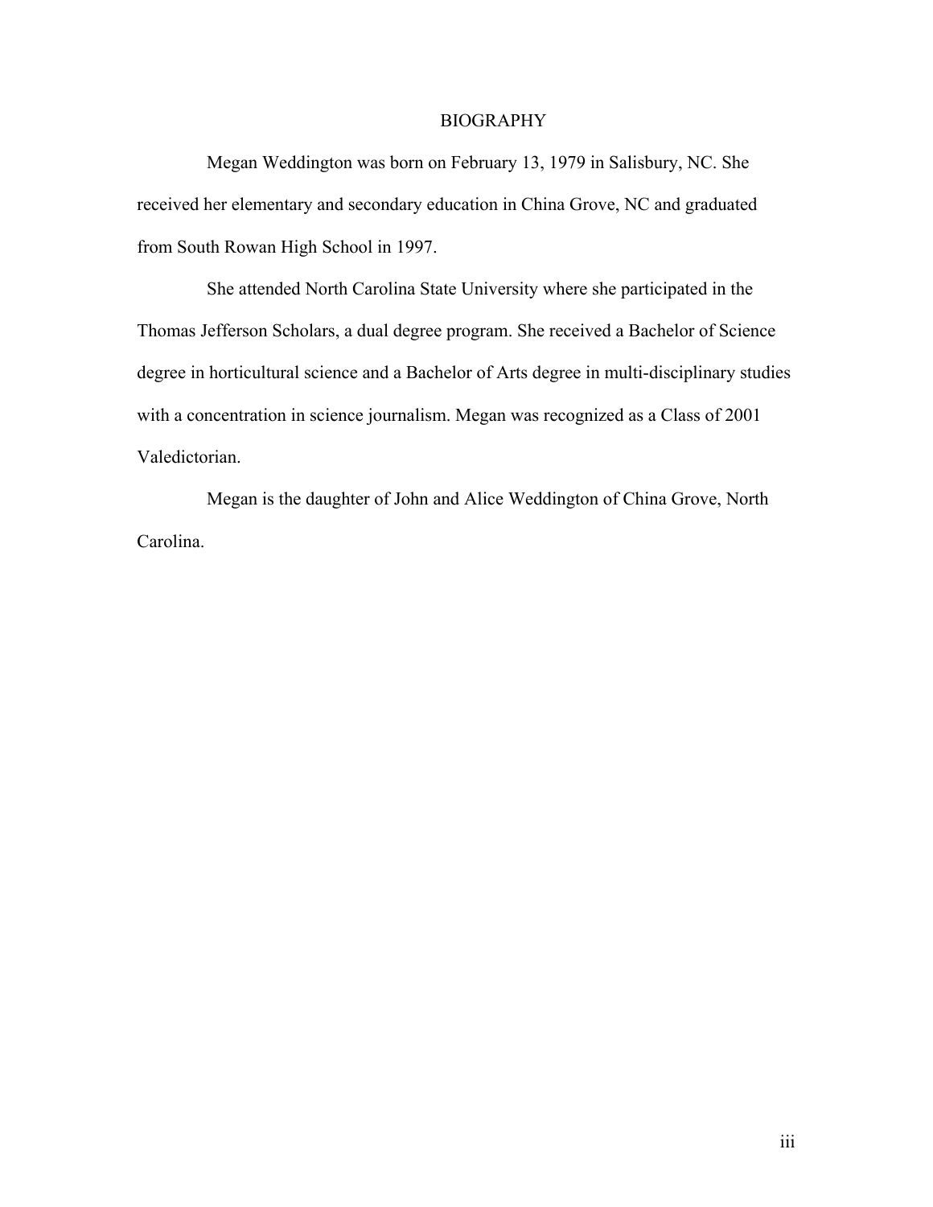# BIOGRAPHY

Megan Weddington was born on February 13, 1979 in Salisbury, NC. She received her elementary and secondary education in China Grove, NC and graduated from South Rowan High School in 1997.

She attended North Carolina State University where she participated in the Thomas Jefferson Scholars, a dual degree program. She received a Bachelor of Science degree in horticultural science and a Bachelor of Arts degree in multi-disciplinary studies with a concentration in science journalism. Megan was recognized as a Class of 2001 Valedictorian.

Megan is the daughter of John and Alice Weddington of China Grove, North Carolina.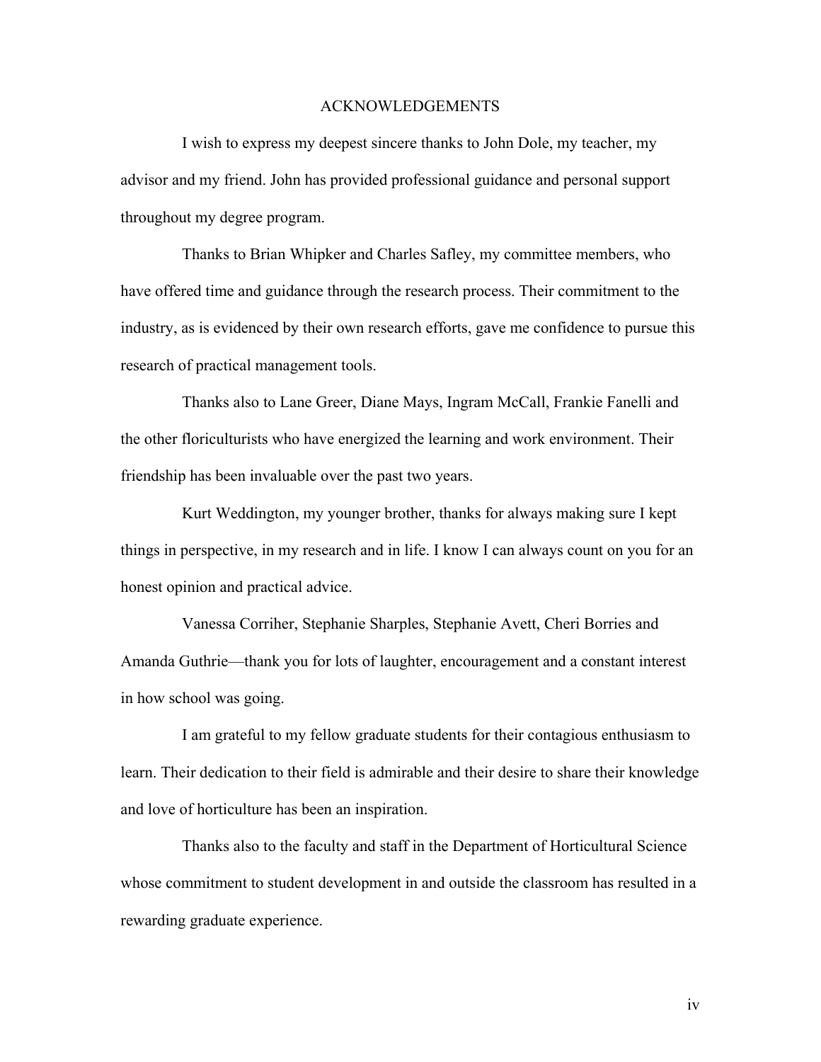# ACKNOWLEDGEMENTS

I wish to express my deepest sincere thanks to John Dole, my teacher, my advisor and my friend. John has provided professional guidance and personal support throughout my degree program.

Thanks to Brian Whipker and Charles Safley, my committee members, who have offered time and guidance through the research process. Their commitment to the industry, as is evidenced by their own research efforts, gave me confidence to pursue this research of practical management tools.

Thanks also to Lane Greer, Diane Mays, Ingram McCall, Frankie Fanelli and the other floriculturists who have energized the learning and work environment. Their friendship has been invaluable over the past two years.

Kurt Weddington, my younger brother, thanks for always making sure I kept things in perspective, in my research and in life. I know I can always count on you for an honest opinion and practical advice.

Vanessa Corriher, Stephanie Sharples, Stephanie Avett, Cheri Borries and Amanda Guthrie—thank you for lots of laughter, encouragement and a constant interest in how school was going.

I am grateful to my fellow graduate students for their contagious enthusiasm to learn. Their dedication to their field is admirable and their desire to share their knowledge and love of horticulture has been an inspiration.

Thanks also to the faculty and staff in the Department of Horticultural Science whose commitment to student development in and outside the classroom has resulted in a rewarding graduate experience.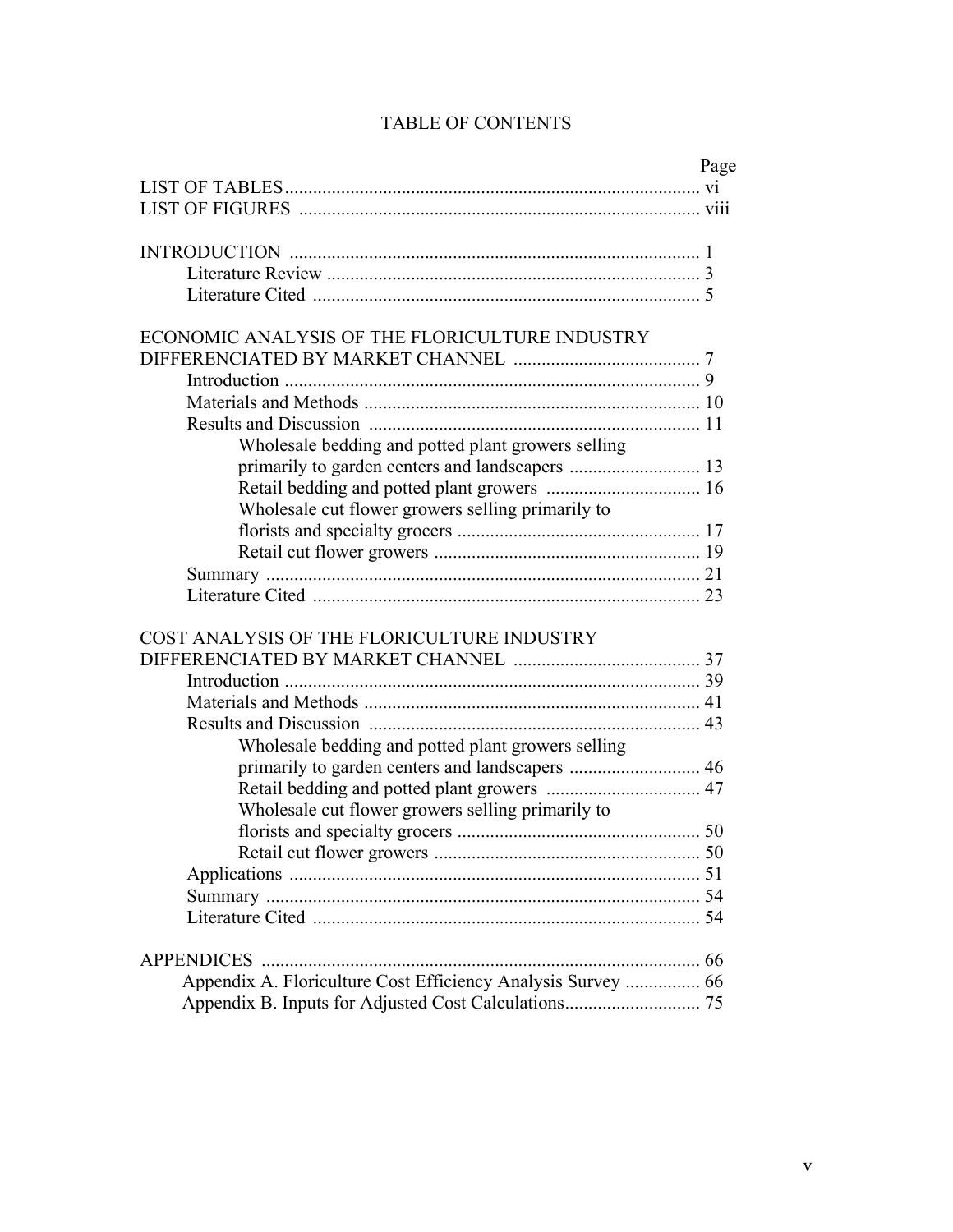# TABLE OF CONTENTS

| | Page |
|---|---|
| LIST OF TABLES | vi |
| LIST OF FIGURES | viii |
| | |
| INTRODUCTION | 1 |
| Literature Review | 3 |
| Literature Cited | 5 |
| | |
| ECONOMIC ANALYSIS OF THE FLORICULTURE INDUSTRY DIFFERENCIATED BY MARKET CHANNEL | 7 |
| Introduction | 9 |
| Materials and Methods | 10 |
| Results and Discussion | 11 |
| Wholesale bedding and potted plant growers selling primarily to garden centers and landscapers | 13 |
| Retail bedding and potted plant growers | 16 |
| Wholesale cut flower growers selling primarily to florists and specialty grocers | 17 |
| Retail cut flower growers | 19 |
| Summary | 21 |
| Literature Cited | 23 |
| | |
| COST ANALYSIS OF THE FLORICULTURE INDUSTRY DIFFERENCIATED BY MARKET CHANNEL | 37 |
| Introduction | 39 |
| Materials and Methods | 41 |
| Results and Discussion | 43 |
| Wholesale bedding and potted plant growers selling primarily to garden centers and landscapers | 46 |
| Retail bedding and potted plant growers | 47 |
| Wholesale cut flower growers selling primarily to florists and specialty grocers | 50 |
| Retail cut flower growers | 50 |
| Applications | 51 |
| Summary | 54 |
| Literature Cited | 54 |
| | |
| APPENDICES | 66 |
| Appendix A. Floriculture Cost Efficiency Analysis Survey | 66 |
| Appendix B. Inputs for Adjusted Cost Calculations | 75 |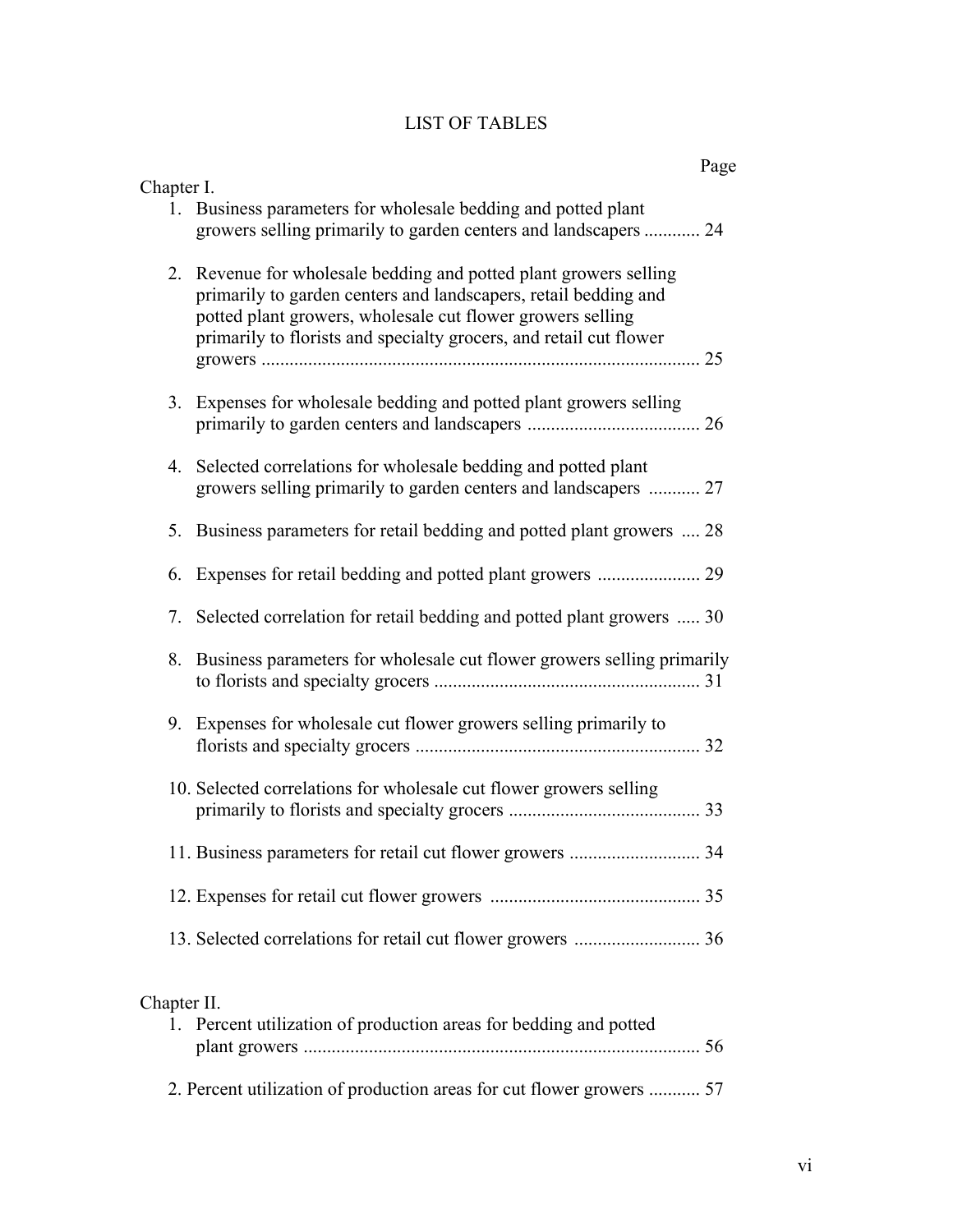# LIST OF TABLES

Page

Chapter I.

1. Business parameters for wholesale bedding and potted plant growers selling primarily to garden centers and landscapers ............ 24

2. Revenue for wholesale bedding and potted plant growers selling primarily to garden centers and landscapers, retail bedding and potted plant growers, wholesale cut flower growers selling primarily to florists and specialty grocers, and retail cut flower growers ............................................................................................. 25

3. Expenses for wholesale bedding and potted plant growers selling primarily to garden centers and landscapers ..................................... 26

4. Selected correlations for wholesale bedding and potted plant growers selling primarily to garden centers and landscapers ........... 27

5. Business parameters for retail bedding and potted plant growers .... 28

6. Expenses for retail bedding and potted plant growers ...................... 29

7. Selected correlation for retail bedding and potted plant growers ..... 30

8. Business parameters for wholesale cut flower growers selling primarily to florists and specialty grocers ......................................................... 31

9. Expenses for wholesale cut flower growers selling primarily to florists and specialty grocers ............................................................. 32

10. Selected correlations for wholesale cut flower growers selling primarily to florists and specialty grocers ......................................... 33

11. Business parameters for retail cut flower growers ............................ 34

12. Expenses for retail cut flower growers ............................................. 35

13. Selected correlations for retail cut flower growers ........................... 36

Chapter II.

1. Percent utilization of production areas for bedding and potted plant growers ..................................................................................... 56

2. Percent utilization of production areas for cut flower growers ........... 57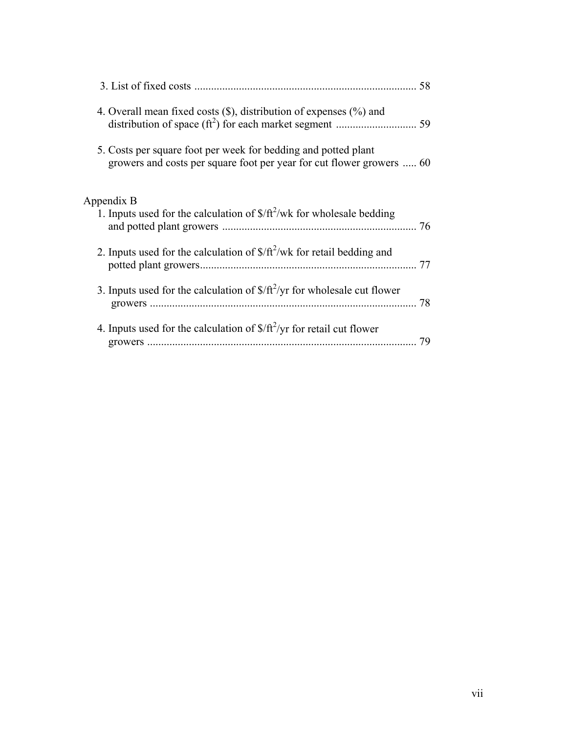3. List of fixed costs ................................................................................ 58

4. Overall mean fixed costs ($), distribution of expenses (%) and distribution of space ($ft^2$) for each market segment ............................. 59

5. Costs per square foot per week for bedding and potted plant growers and costs per square foot per year for cut flower growers ..... 60

Appendix B

1. Inputs used for the calculation of $\$/ft^2/wk$ for wholesale bedding and potted plant growers ...................................................................... 76

2. Inputs used for the calculation of $\$/ft^2/wk$ for retail bedding and potted plant growers............................................................................. 77

3. Inputs used for the calculation of $\$/ft^2/yr$ for wholesale cut flower growers ................................................................................................ 78

4. Inputs used for the calculation of $\$/ft^2/yr$ for retail cut flower growers ................................................................................................ 79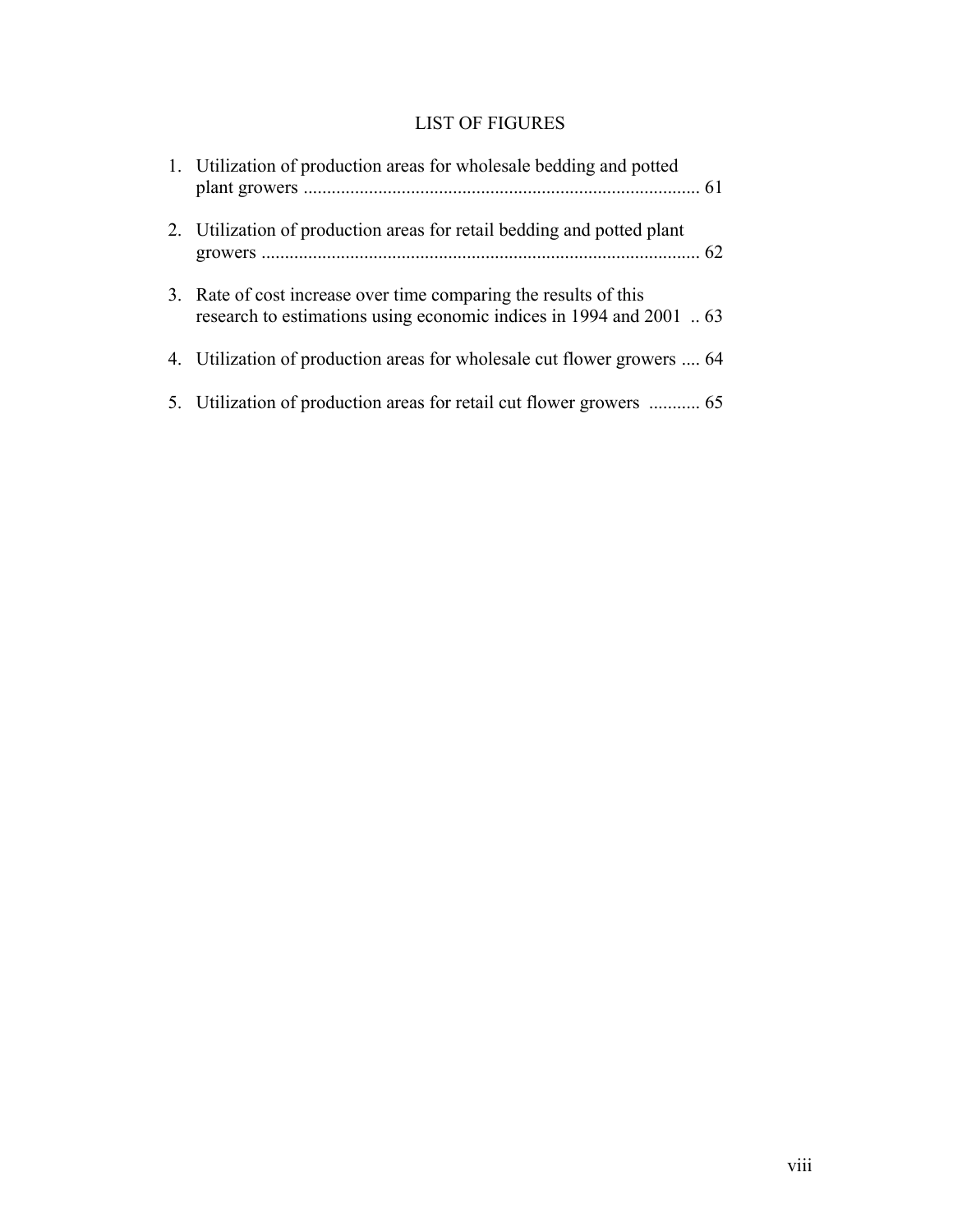# LIST OF FIGURES

1. Utilization of production areas for wholesale bedding and potted plant growers ..................................................................................... 61
2. Utilization of production areas for retail bedding and potted plant growers .............................................................................................. 62
3. Rate of cost increase over time comparing the results of this research to estimations using economic indices in 1994 and 2001 .. 63
4. Utilization of production areas for wholesale cut flower growers .... 64
5. Utilization of production areas for retail cut flower growers ........... 65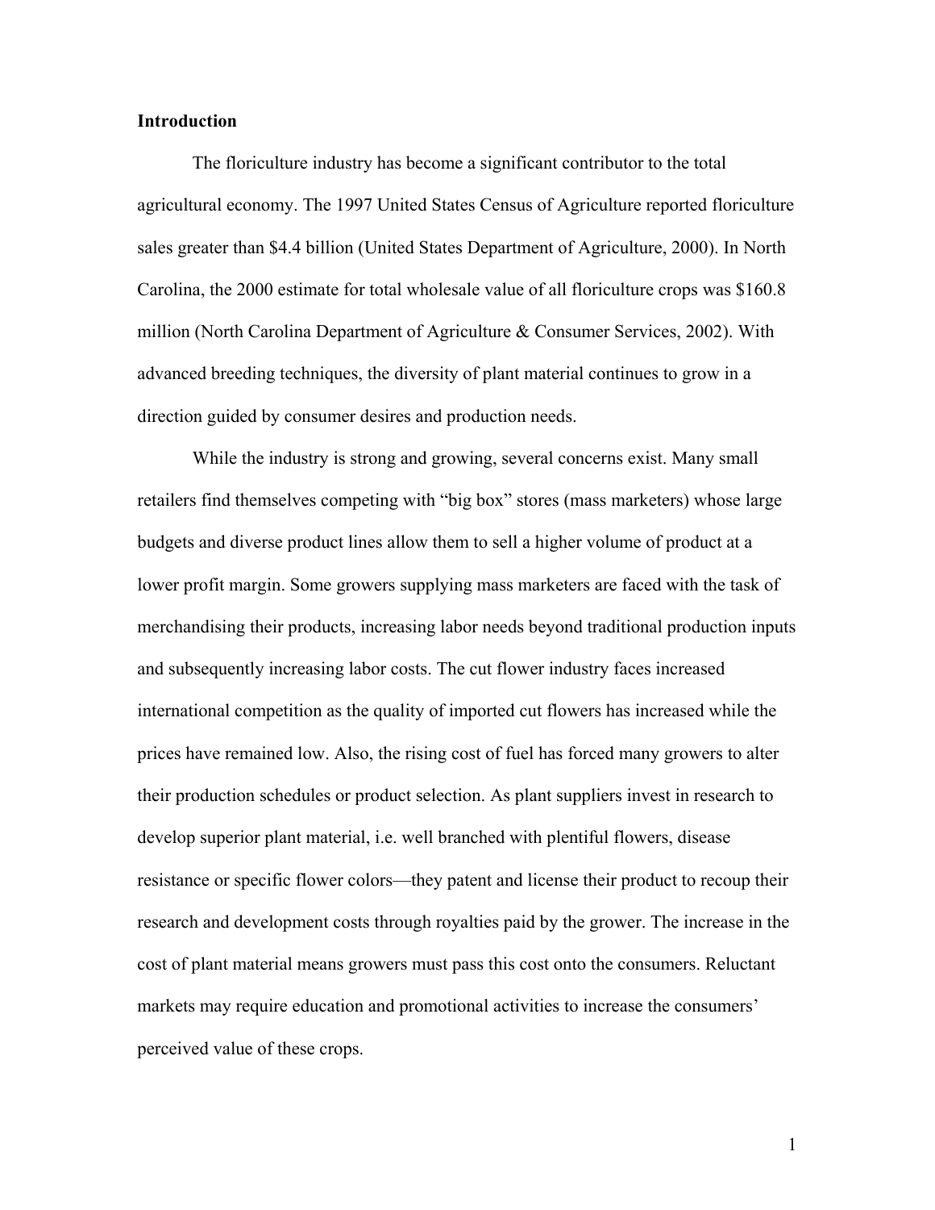## Introduction

The floriculture industry has become a significant contributor to the total agricultural economy. The 1997 United States Census of Agriculture reported floriculture sales greater than $4.4 billion (United States Department of Agriculture, 2000). In North Carolina, the 2000 estimate for total wholesale value of all floriculture crops was $160.8 million (North Carolina Department of Agriculture & Consumer Services, 2002). With advanced breeding techniques, the diversity of plant material continues to grow in a direction guided by consumer desires and production needs.

While the industry is strong and growing, several concerns exist. Many small retailers find themselves competing with "big box" stores (mass marketers) whose large budgets and diverse product lines allow them to sell a higher volume of product at a lower profit margin. Some growers supplying mass marketers are faced with the task of merchandising their products, increasing labor needs beyond traditional production inputs and subsequently increasing labor costs. The cut flower industry faces increased international competition as the quality of imported cut flowers has increased while the prices have remained low. Also, the rising cost of fuel has forced many growers to alter their production schedules or product selection. As plant suppliers invest in research to develop superior plant material, i.e. well branched with plentiful flowers, disease resistance or specific flower colors—they patent and license their product to recoup their research and development costs through royalties paid by the grower. The increase in the cost of plant material means growers must pass this cost onto the consumers. Reluctant markets may require education and promotional activities to increase the consumers' perceived value of these crops.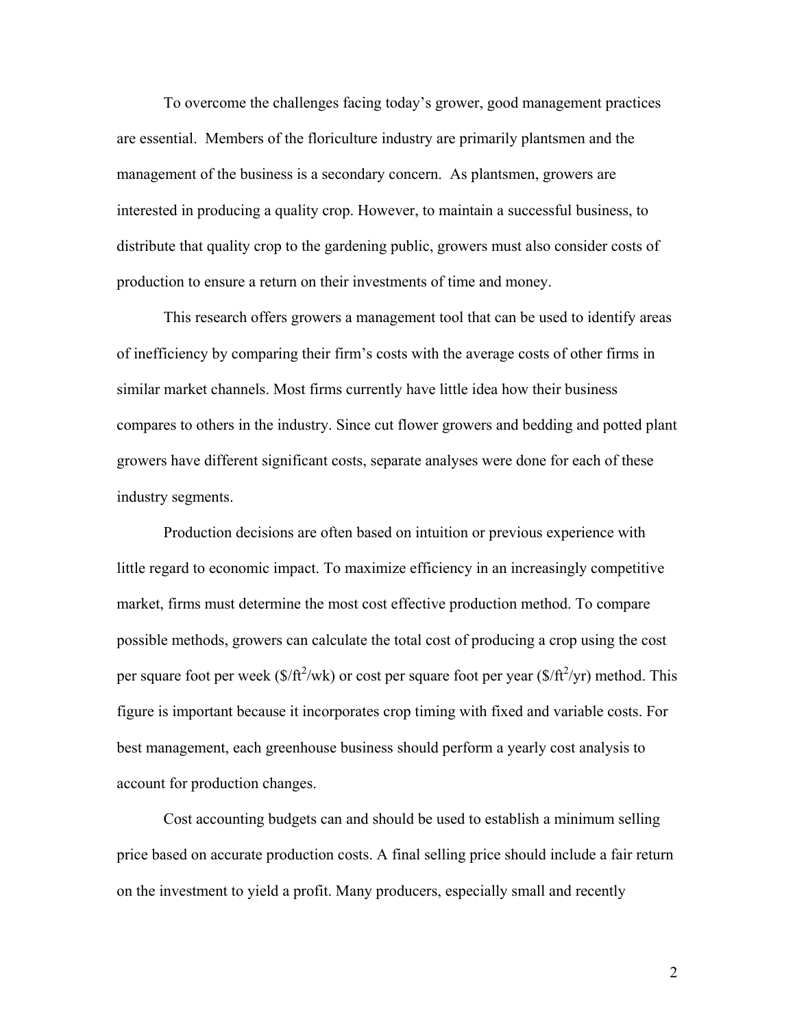To overcome the challenges facing today's grower, good management practices are essential. Members of the floriculture industry are primarily plantsmen and the management of the business is a secondary concern. As plantsmen, growers are interested in producing a quality crop. However, to maintain a successful business, to distribute that quality crop to the gardening public, growers must also consider costs of production to ensure a return on their investments of time and money.

This research offers growers a management tool that can be used to identify areas of inefficiency by comparing their firm's costs with the average costs of other firms in similar market channels. Most firms currently have little idea how their business compares to others in the industry. Since cut flower growers and bedding and potted plant growers have different significant costs, separate analyses were done for each of these industry segments.

Production decisions are often based on intuition or previous experience with little regard to economic impact. To maximize efficiency in an increasingly competitive market, firms must determine the most cost effective production method. To compare possible methods, growers can calculate the total cost of producing a crop using the cost per square foot per week ($\$/ft^2/wk$) or cost per square foot per year ($\$/ft^2/yr$) method. This figure is important because it incorporates crop timing with fixed and variable costs. For best management, each greenhouse business should perform a yearly cost analysis to account for production changes.

Cost accounting budgets can and should be used to establish a minimum selling price based on accurate production costs. A final selling price should include a fair return on the investment to yield a profit. Many producers, especially small and recently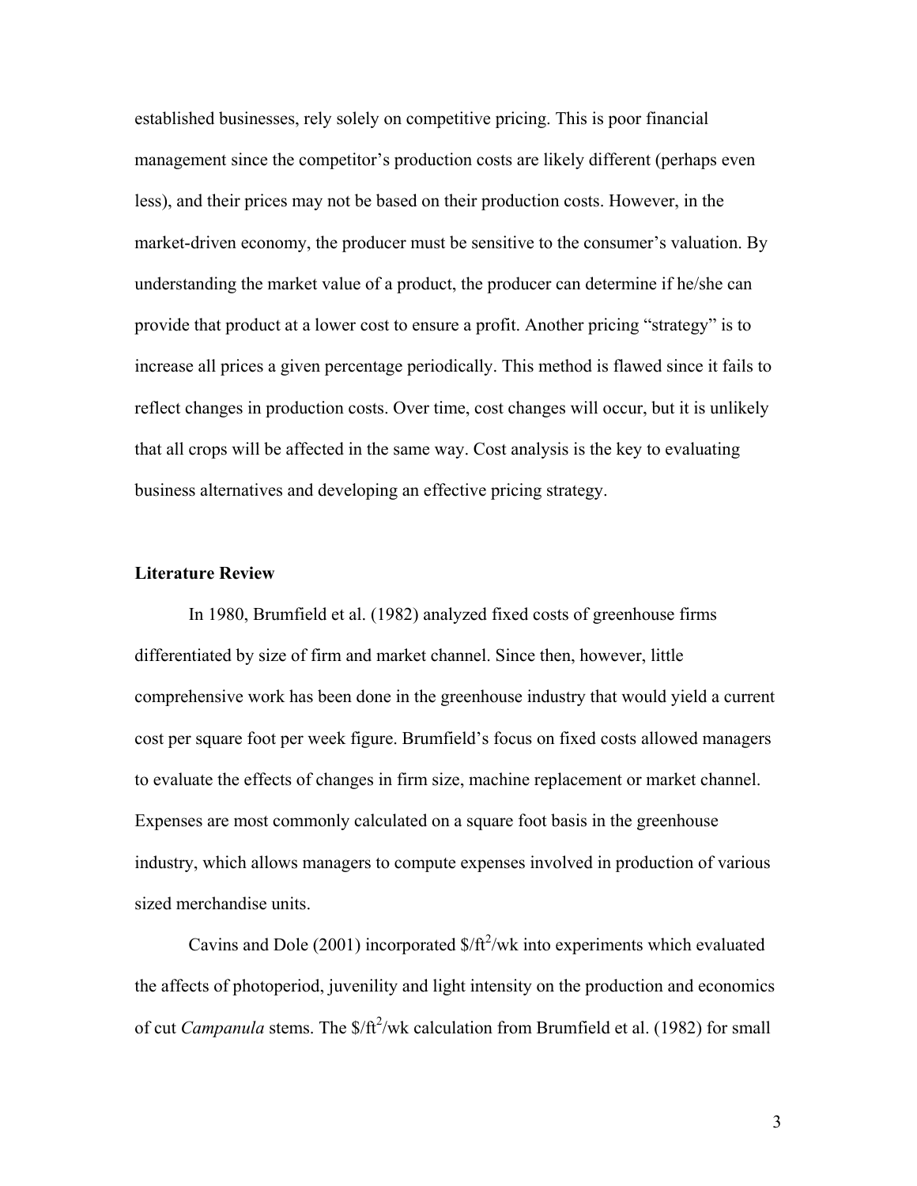established businesses, rely solely on competitive pricing. This is poor financial management since the competitor's production costs are likely different (perhaps even less), and their prices may not be based on their production costs. However, in the market-driven economy, the producer must be sensitive to the consumer's valuation. By understanding the market value of a product, the producer can determine if he/she can provide that product at a lower cost to ensure a profit. Another pricing "strategy" is to increase all prices a given percentage periodically. This method is flawed since it fails to reflect changes in production costs. Over time, cost changes will occur, but it is unlikely that all crops will be affected in the same way. Cost analysis is the key to evaluating business alternatives and developing an effective pricing strategy.

**Literature Review**

In 1980, Brumfield et al. (1982) analyzed fixed costs of greenhouse firms differentiated by size of firm and market channel. Since then, however, little comprehensive work has been done in the greenhouse industry that would yield a current cost per square foot per week figure. Brumfield's focus on fixed costs allowed managers to evaluate the effects of changes in firm size, machine replacement or market channel. Expenses are most commonly calculated on a square foot basis in the greenhouse industry, which allows managers to compute expenses involved in production of various sized merchandise units.

Cavins and Dole (2001) incorporated $\$/ft^2/wk$ into experiments which evaluated the affects of photoperiod, juvenility and light intensity on the production and economics of cut *Campanula* stems. The $\$/ft^2/wk$ calculation from Brumfield et al. (1982) for small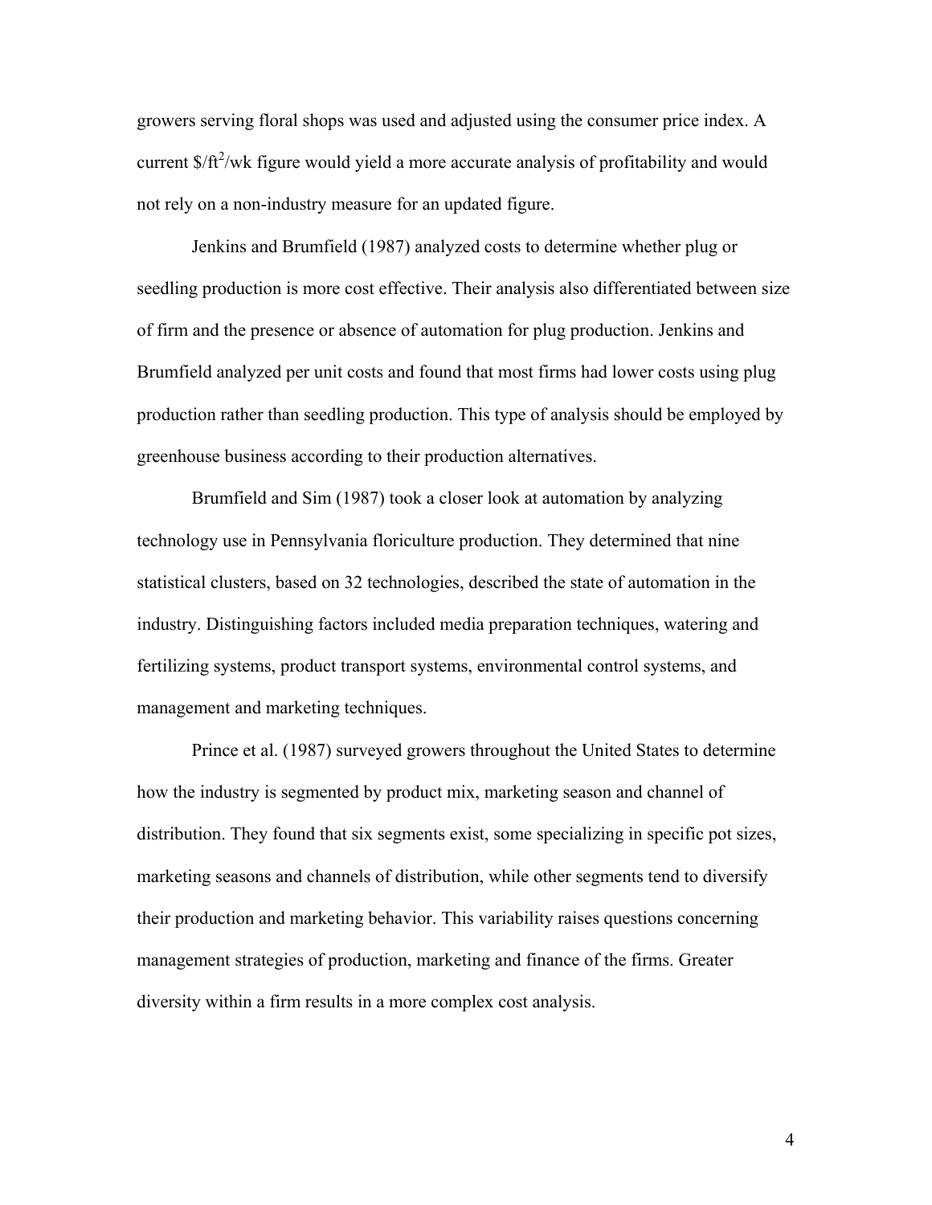growers serving floral shops was used and adjusted using the consumer price index. A current $/ft$^2$/wk figure would yield a more accurate analysis of profitability and would not rely on a non-industry measure for an updated figure.

Jenkins and Brumfield (1987) analyzed costs to determine whether plug or seedling production is more cost effective. Their analysis also differentiated between size of firm and the presence or absence of automation for plug production. Jenkins and Brumfield analyzed per unit costs and found that most firms had lower costs using plug production rather than seedling production. This type of analysis should be employed by greenhouse business according to their production alternatives.

Brumfield and Sim (1987) took a closer look at automation by analyzing technology use in Pennsylvania floriculture production. They determined that nine statistical clusters, based on 32 technologies, described the state of automation in the industry. Distinguishing factors included media preparation techniques, watering and fertilizing systems, product transport systems, environmental control systems, and management and marketing techniques.

Prince et al. (1987) surveyed growers throughout the United States to determine how the industry is segmented by product mix, marketing season and channel of distribution. They found that six segments exist, some specializing in specific pot sizes, marketing seasons and channels of distribution, while other segments tend to diversify their production and marketing behavior. This variability raises questions concerning management strategies of production, marketing and finance of the firms. Greater diversity within a firm results in a more complex cost analysis.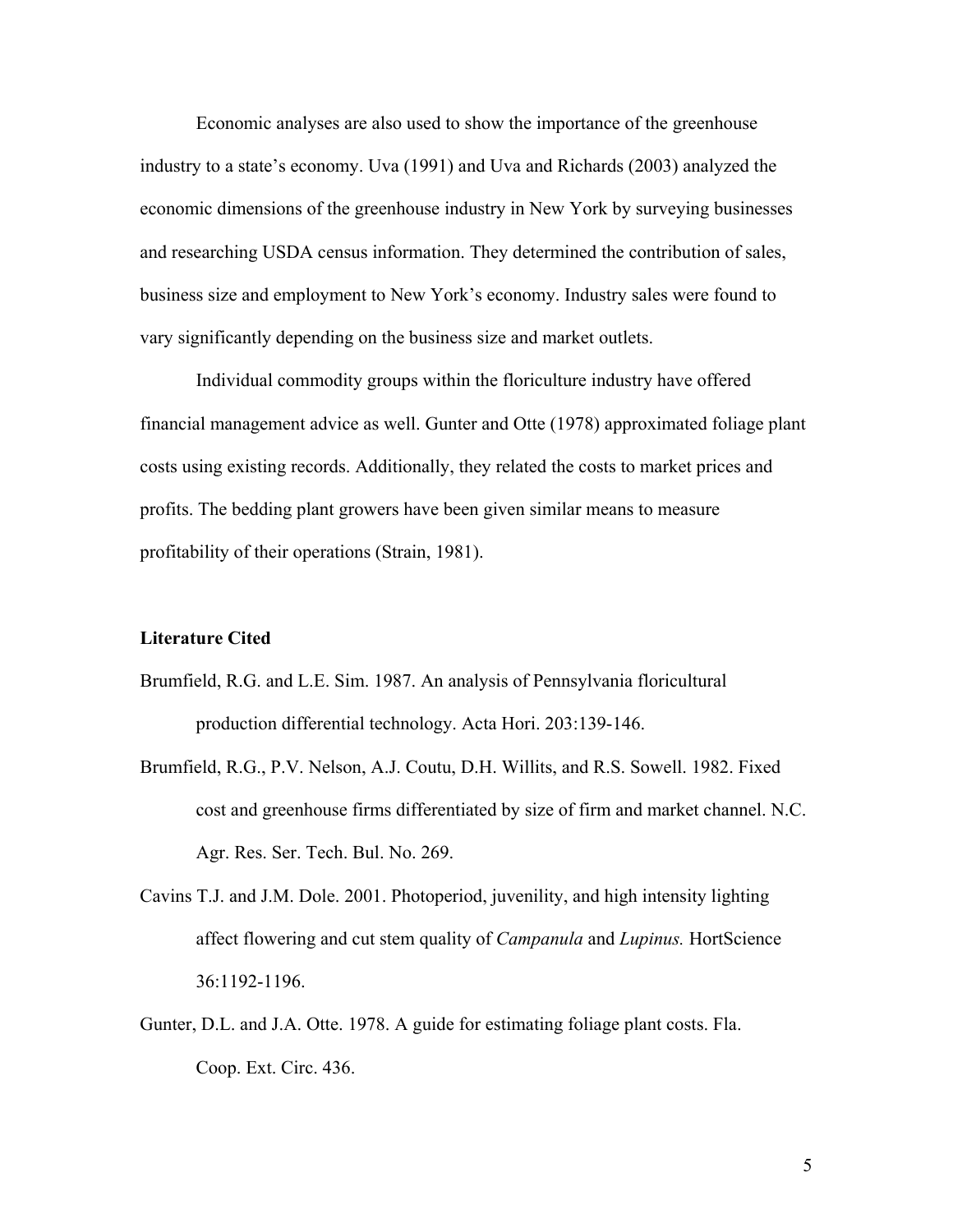Economic analyses are also used to show the importance of the greenhouse industry to a state's economy. Uva (1991) and Uva and Richards (2003) analyzed the economic dimensions of the greenhouse industry in New York by surveying businesses and researching USDA census information. They determined the contribution of sales, business size and employment to New York's economy. Industry sales were found to vary significantly depending on the business size and market outlets.

Individual commodity groups within the floriculture industry have offered financial management advice as well. Gunter and Otte (1978) approximated foliage plant costs using existing records. Additionally, they related the costs to market prices and profits. The bedding plant growers have been given similar means to measure profitability of their operations (Strain, 1981).

**Literature Cited**

Brumfield, R.G. and L.E. Sim. 1987. An analysis of Pennsylvania floricultural production differential technology. Acta Hori. 203:139-146.

Brumfield, R.G., P.V. Nelson, A.J. Coutu, D.H. Willits, and R.S. Sowell. 1982. Fixed cost and greenhouse firms differentiated by size of firm and market channel. N.C. Agr. Res. Ser. Tech. Bul. No. 269.

Cavins T.J. and J.M. Dole. 2001. Photoperiod, juvenility, and high intensity lighting affect flowering and cut stem quality of *Campanula* and *Lupinus.* HortScience 36:1192-1196.

Gunter, D.L. and J.A. Otte. 1978. A guide for estimating foliage plant costs. Fla. Coop. Ext. Circ. 436.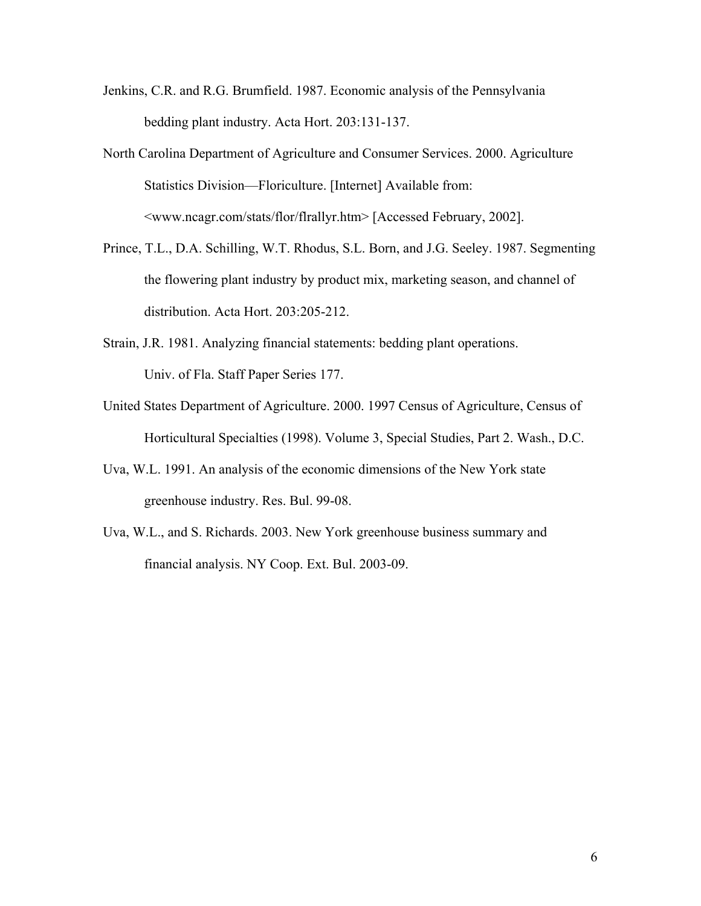Jenkins, C.R. and R.G. Brumfield. 1987. Economic analysis of the Pennsylvania bedding plant industry. Acta Hort. 203:131-137.

North Carolina Department of Agriculture and Consumer Services. 2000. Agriculture Statistics Division—Floriculture. [Internet] Available from: <www.ncagr.com/stats/flor/flrallyr.htm> [Accessed February, 2002].

Prince, T.L., D.A. Schilling, W.T. Rhodus, S.L. Born, and J.G. Seeley. 1987. Segmenting the flowering plant industry by product mix, marketing season, and channel of distribution. Acta Hort. 203:205-212.

Strain, J.R. 1981. Analyzing financial statements: bedding plant operations. Univ. of Fla. Staff Paper Series 177.

United States Department of Agriculture. 2000. 1997 Census of Agriculture, Census of Horticultural Specialties (1998). Volume 3, Special Studies, Part 2. Wash., D.C.

Uva, W.L. 1991. An analysis of the economic dimensions of the New York state greenhouse industry. Res. Bul. 99-08.

Uva, W.L., and S. Richards. 2003. New York greenhouse business summary and financial analysis. NY Coop. Ext. Bul. 2003-09.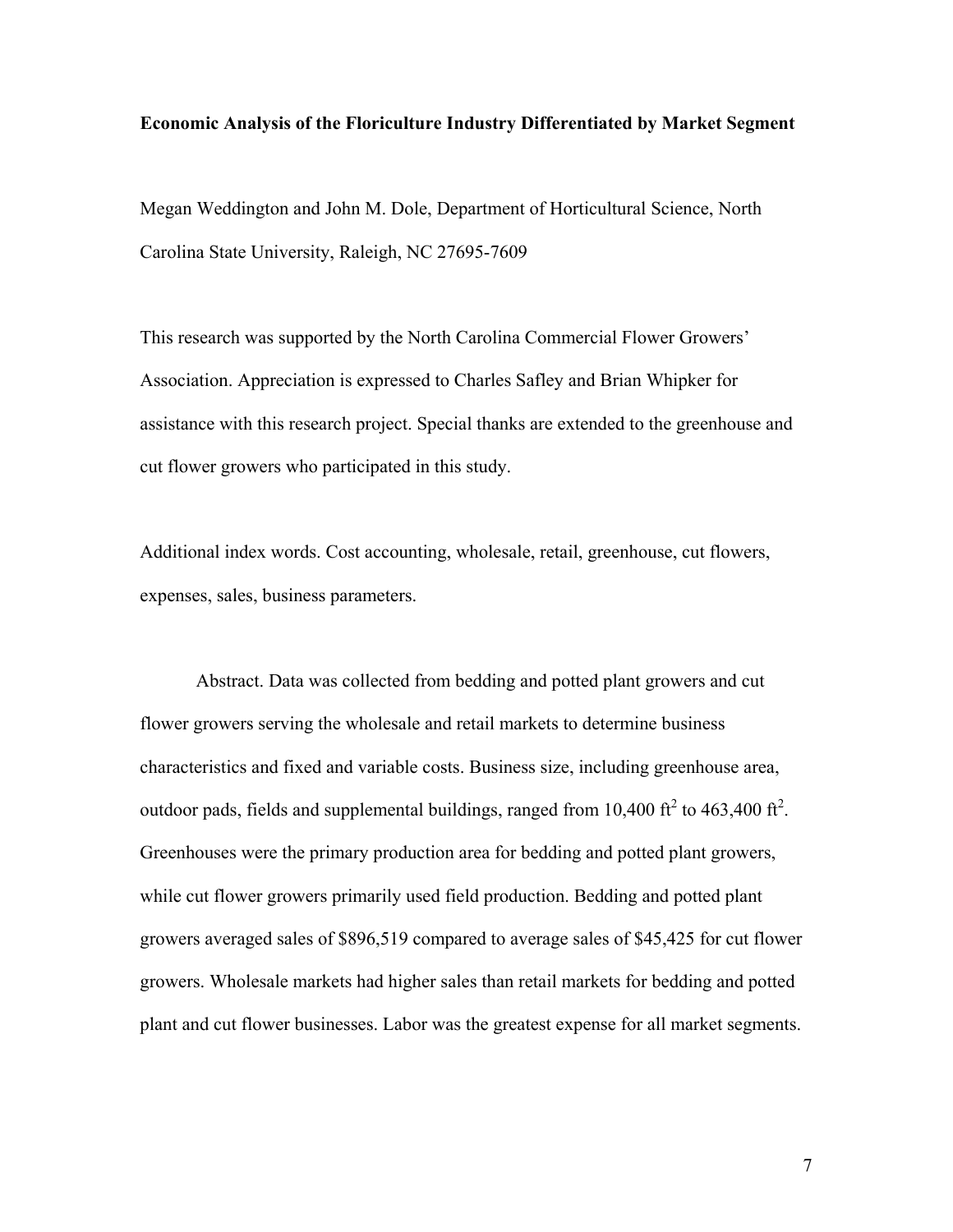**Economic Analysis of the Floriculture Industry Differentiated by Market Segment**

Megan Weddington and John M. Dole, Department of Horticultural Science, North Carolina State University, Raleigh, NC 27695-7609

This research was supported by the North Carolina Commercial Flower Growers' Association. Appreciation is expressed to Charles Safley and Brian Whipker for assistance with this research project. Special thanks are extended to the greenhouse and cut flower growers who participated in this study.

Additional index words. Cost accounting, wholesale, retail, greenhouse, cut flowers, expenses, sales, business parameters.

Abstract. Data was collected from bedding and potted plant growers and cut flower growers serving the wholesale and retail markets to determine business characteristics and fixed and variable costs. Business size, including greenhouse area, outdoor pads, fields and supplemental buildings, ranged from 10,400 $ft^2$ to 463,400 $ft^2$. Greenhouses were the primary production area for bedding and potted plant growers, while cut flower growers primarily used field production. Bedding and potted plant growers averaged sales of $896,519 compared to average sales of $45,425 for cut flower growers. Wholesale markets had higher sales than retail markets for bedding and potted plant and cut flower businesses. Labor was the greatest expense for all market segments.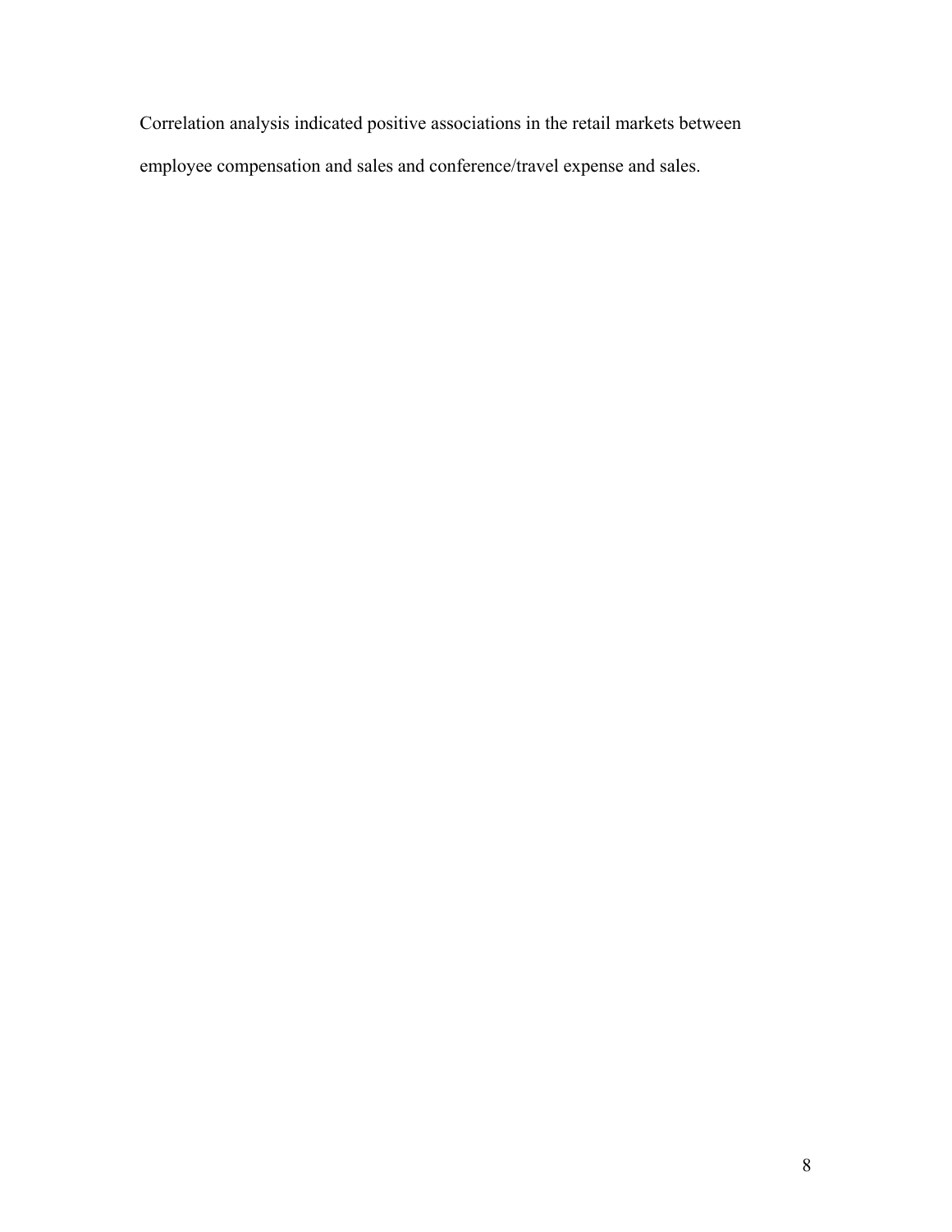Correlation analysis indicated positive associations in the retail markets between employee compensation and sales and conference/travel expense and sales.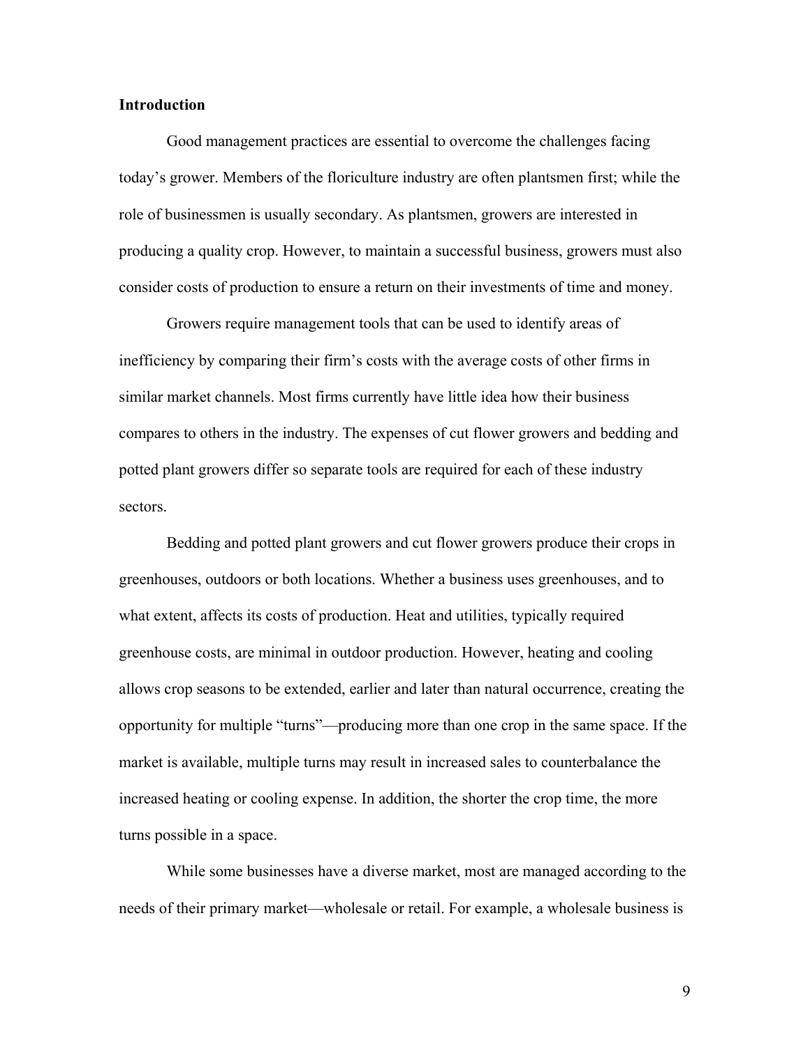**Introduction**

Good management practices are essential to overcome the challenges facing today's grower. Members of the floriculture industry are often plantsmen first; while the role of businessmen is usually secondary. As plantsmen, growers are interested in producing a quality crop. However, to maintain a successful business, growers must also consider costs of production to ensure a return on their investments of time and money.

Growers require management tools that can be used to identify areas of inefficiency by comparing their firm's costs with the average costs of other firms in similar market channels. Most firms currently have little idea how their business compares to others in the industry. The expenses of cut flower growers and bedding and potted plant growers differ so separate tools are required for each of these industry sectors.

Bedding and potted plant growers and cut flower growers produce their crops in greenhouses, outdoors or both locations. Whether a business uses greenhouses, and to what extent, affects its costs of production. Heat and utilities, typically required greenhouse costs, are minimal in outdoor production. However, heating and cooling allows crop seasons to be extended, earlier and later than natural occurrence, creating the opportunity for multiple "turns"—producing more than one crop in the same space. If the market is available, multiple turns may result in increased sales to counterbalance the increased heating or cooling expense. In addition, the shorter the crop time, the more turns possible in a space.

While some businesses have a diverse market, most are managed according to the needs of their primary market—wholesale or retail. For example, a wholesale business is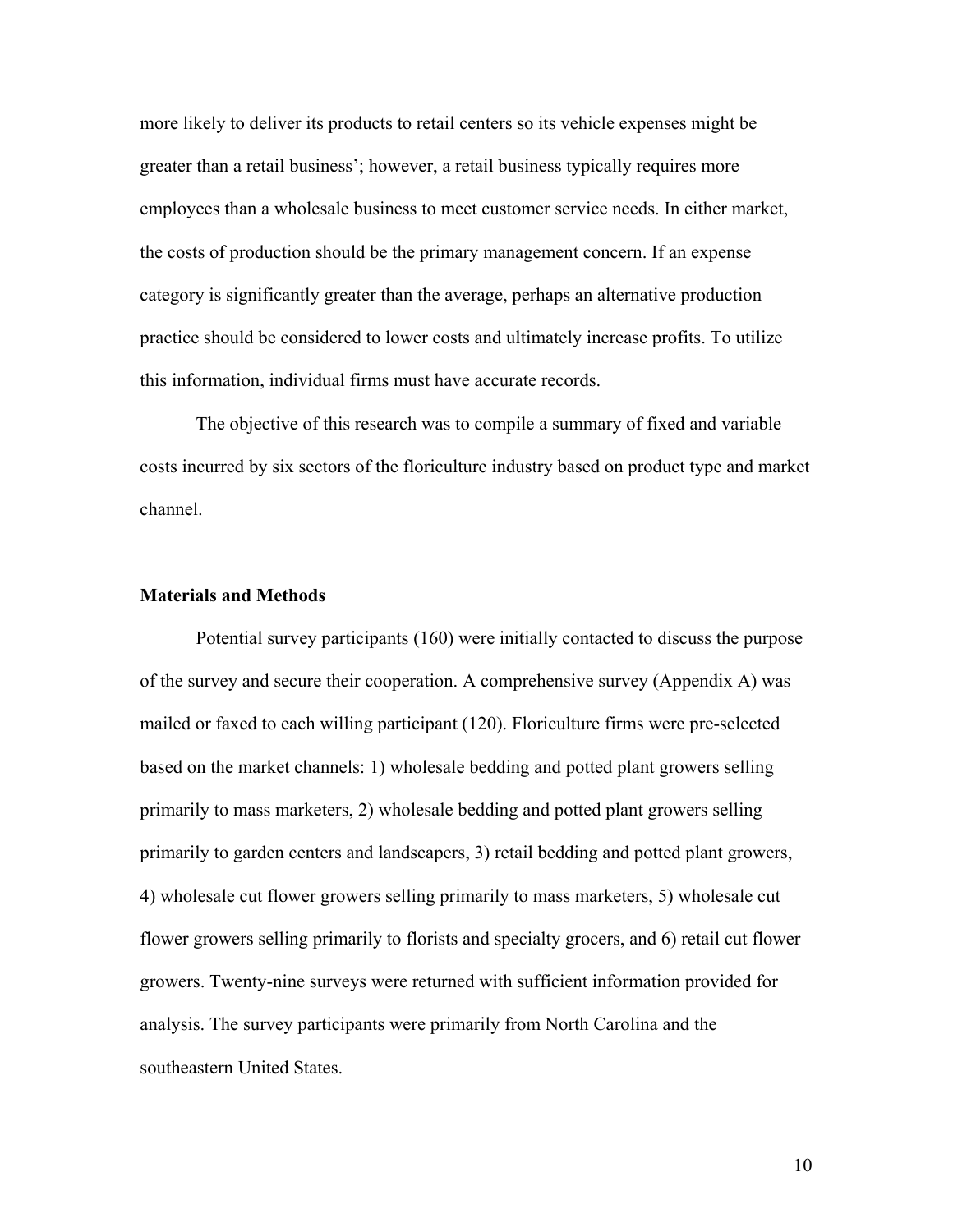more likely to deliver its products to retail centers so its vehicle expenses might be greater than a retail business'; however, a retail business typically requires more employees than a wholesale business to meet customer service needs. In either market, the costs of production should be the primary management concern. If an expense category is significantly greater than the average, perhaps an alternative production practice should be considered to lower costs and ultimately increase profits. To utilize this information, individual firms must have accurate records.

The objective of this research was to compile a summary of fixed and variable costs incurred by six sectors of the floriculture industry based on product type and market channel.

## Materials and Methods

Potential survey participants (160) were initially contacted to discuss the purpose of the survey and secure their cooperation. A comprehensive survey (Appendix A) was mailed or faxed to each willing participant (120). Floriculture firms were pre-selected based on the market channels: 1) wholesale bedding and potted plant growers selling primarily to mass marketers, 2) wholesale bedding and potted plant growers selling primarily to garden centers and landscapers, 3) retail bedding and potted plant growers, 4) wholesale cut flower growers selling primarily to mass marketers, 5) wholesale cut flower growers selling primarily to florists and specialty grocers, and 6) retail cut flower growers. Twenty-nine surveys were returned with sufficient information provided for analysis. The survey participants were primarily from North Carolina and the southeastern United States.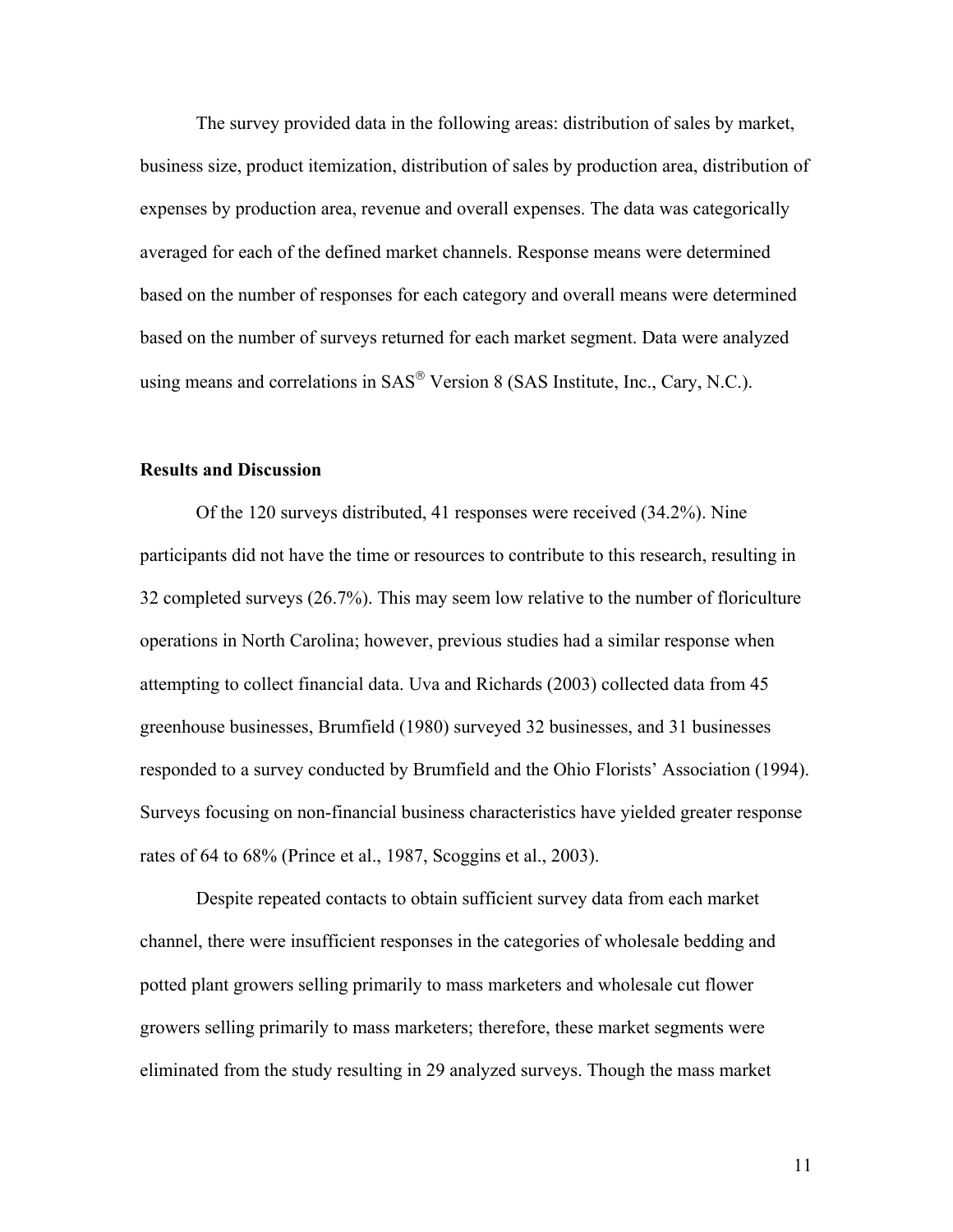The survey provided data in the following areas: distribution of sales by market, business size, product itemization, distribution of sales by production area, distribution of expenses by production area, revenue and overall expenses. The data was categorically averaged for each of the defined market channels. Response means were determined based on the number of responses for each category and overall means were determined based on the number of surveys returned for each market segment. Data were analyzed using means and correlations in SAS® Version 8 (SAS Institute, Inc., Cary, N.C.).

**Results and Discussion**

Of the 120 surveys distributed, 41 responses were received (34.2%). Nine participants did not have the time or resources to contribute to this research, resulting in 32 completed surveys (26.7%). This may seem low relative to the number of floriculture operations in North Carolina; however, previous studies had a similar response when attempting to collect financial data. Uva and Richards (2003) collected data from 45 greenhouse businesses, Brumfield (1980) surveyed 32 businesses, and 31 businesses responded to a survey conducted by Brumfield and the Ohio Florists' Association (1994). Surveys focusing on non-financial business characteristics have yielded greater response rates of 64 to 68% (Prince et al., 1987, Scoggins et al., 2003).

Despite repeated contacts to obtain sufficient survey data from each market channel, there were insufficient responses in the categories of wholesale bedding and potted plant growers selling primarily to mass marketers and wholesale cut flower growers selling primarily to mass marketers; therefore, these market segments were eliminated from the study resulting in 29 analyzed surveys. Though the mass market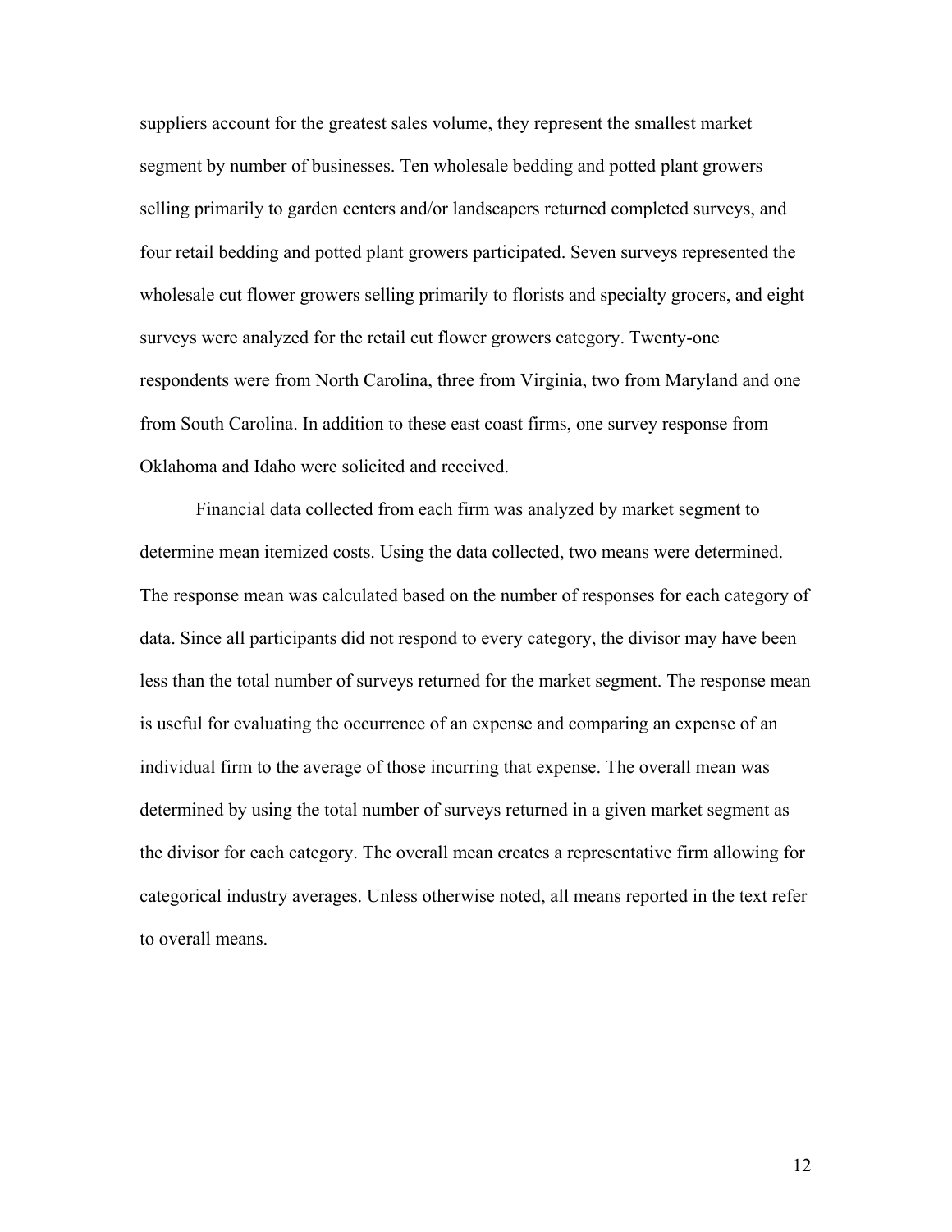suppliers account for the greatest sales volume, they represent the smallest market segment by number of businesses. Ten wholesale bedding and potted plant growers selling primarily to garden centers and/or landscapers returned completed surveys, and four retail bedding and potted plant growers participated. Seven surveys represented the wholesale cut flower growers selling primarily to florists and specialty grocers, and eight surveys were analyzed for the retail cut flower growers category. Twenty-one respondents were from North Carolina, three from Virginia, two from Maryland and one from South Carolina. In addition to these east coast firms, one survey response from Oklahoma and Idaho were solicited and received.

Financial data collected from each firm was analyzed by market segment to determine mean itemized costs. Using the data collected, two means were determined. The response mean was calculated based on the number of responses for each category of data. Since all participants did not respond to every category, the divisor may have been less than the total number of surveys returned for the market segment. The response mean is useful for evaluating the occurrence of an expense and comparing an expense of an individual firm to the average of those incurring that expense. The overall mean was determined by using the total number of surveys returned in a given market segment as the divisor for each category. The overall mean creates a representative firm allowing for categorical industry averages. Unless otherwise noted, all means reported in the text refer to overall means.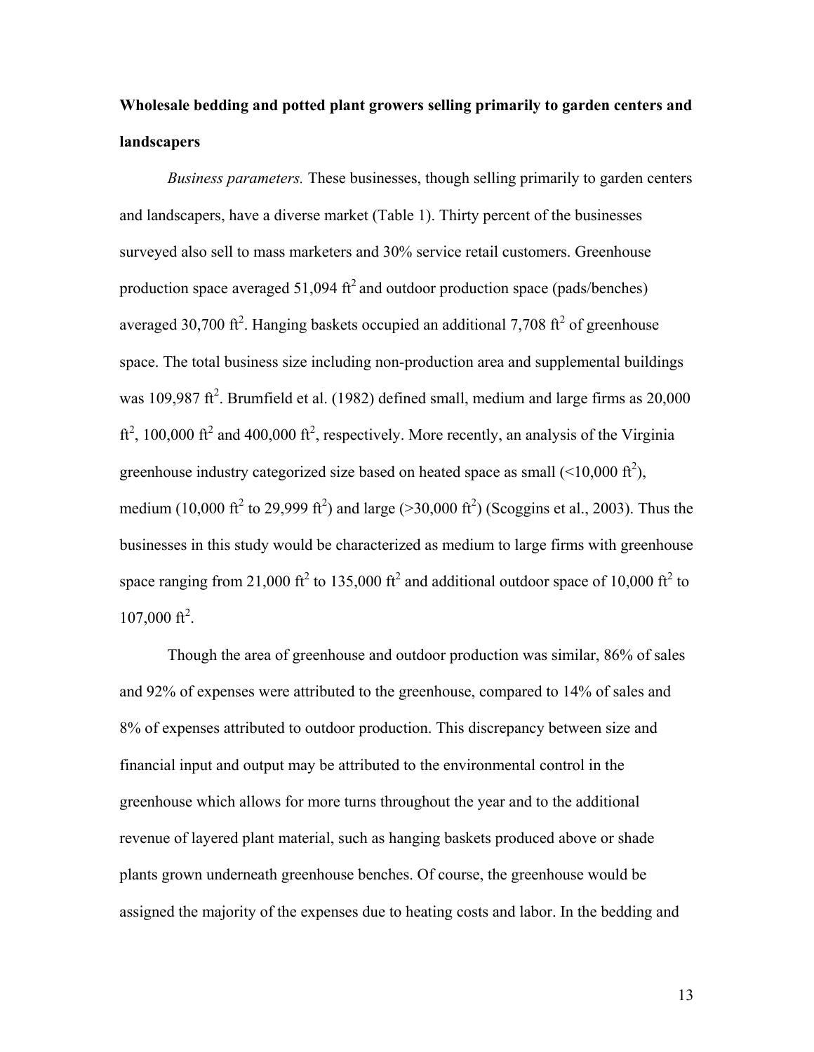**Wholesale bedding and potted plant growers selling primarily to garden centers and landscapers**

*Business parameters.* These businesses, though selling primarily to garden centers and landscapers, have a diverse market (Table 1). Thirty percent of the businesses surveyed also sell to mass marketers and 30% service retail customers. Greenhouse production space averaged 51,094 $ft^2$ and outdoor production space (pads/benches) averaged 30,700 $ft^2$. Hanging baskets occupied an additional 7,708 $ft^2$ of greenhouse space. The total business size including non-production area and supplemental buildings was 109,987 $ft^2$. Brumfield et al. (1982) defined small, medium and large firms as 20,000 $ft^2$, 100,000 $ft^2$ and 400,000 $ft^2$, respectively. More recently, an analysis of the Virginia greenhouse industry categorized size based on heated space as small (<10,000 $ft^2$), medium (10,000 $ft^2$ to 29,999 $ft^2$) and large (>30,000 $ft^2$) (Scoggins et al., 2003). Thus the businesses in this study would be characterized as medium to large firms with greenhouse space ranging from 21,000 $ft^2$ to 135,000 $ft^2$ and additional outdoor space of 10,000 $ft^2$ to 107,000 $ft^2$.

Though the area of greenhouse and outdoor production was similar, 86% of sales and 92% of expenses were attributed to the greenhouse, compared to 14% of sales and 8% of expenses attributed to outdoor production. This discrepancy between size and financial input and output may be attributed to the environmental control in the greenhouse which allows for more turns throughout the year and to the additional revenue of layered plant material, such as hanging baskets produced above or shade plants grown underneath greenhouse benches. Of course, the greenhouse would be assigned the majority of the expenses due to heating costs and labor. In the bedding and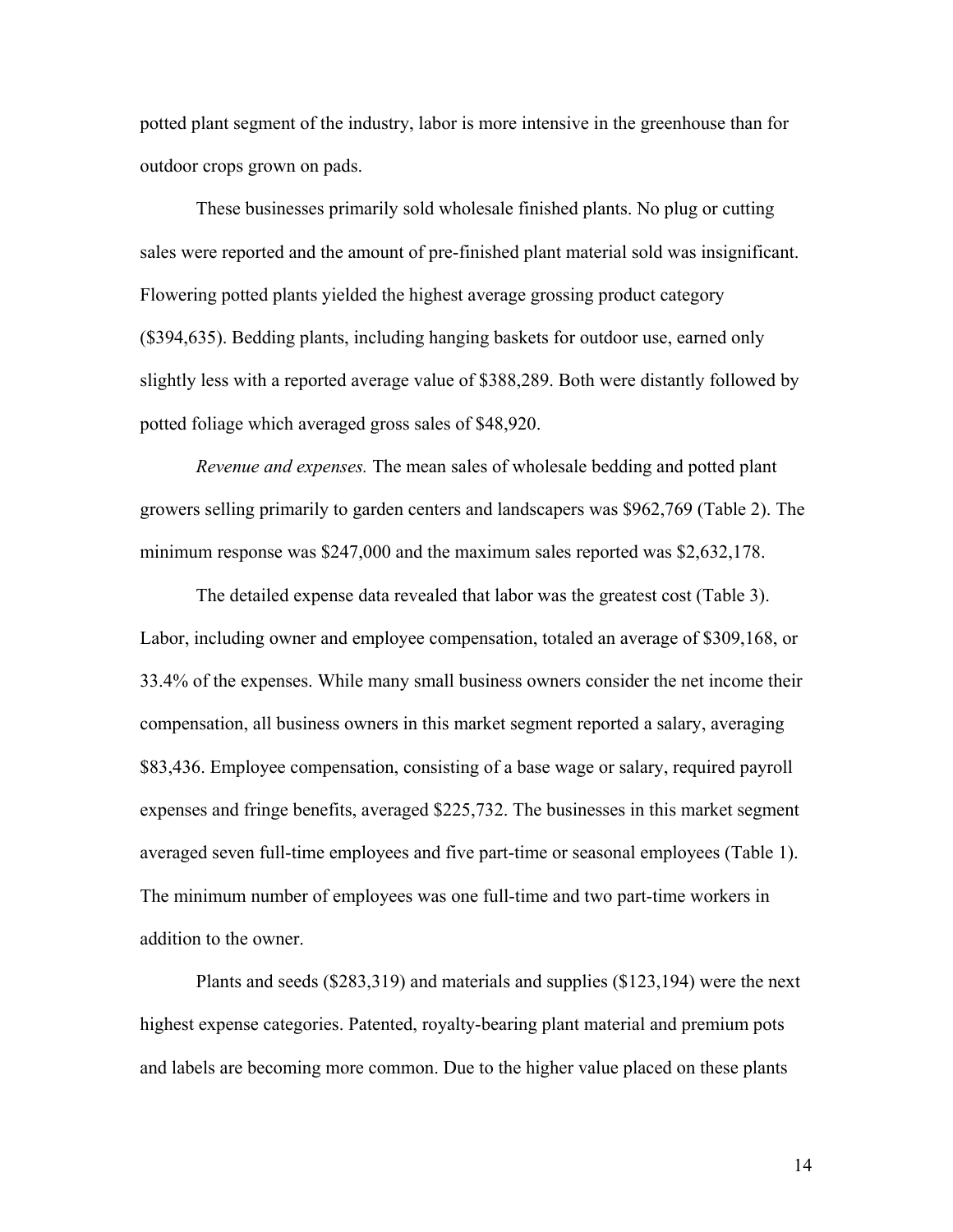potted plant segment of the industry, labor is more intensive in the greenhouse than for outdoor crops grown on pads.

These businesses primarily sold wholesale finished plants. No plug or cutting sales were reported and the amount of pre-finished plant material sold was insignificant. Flowering potted plants yielded the highest average grossing product category ($394,635). Bedding plants, including hanging baskets for outdoor use, earned only slightly less with a reported average value of $388,289. Both were distantly followed by potted foliage which averaged gross sales of $48,920.

*Revenue and expenses.* The mean sales of wholesale bedding and potted plant growers selling primarily to garden centers and landscapers was $962,769 (Table 2). The minimum response was $247,000 and the maximum sales reported was $2,632,178.

The detailed expense data revealed that labor was the greatest cost (Table 3). Labor, including owner and employee compensation, totaled an average of $309,168, or 33.4% of the expenses. While many small business owners consider the net income their compensation, all business owners in this market segment reported a salary, averaging $83,436. Employee compensation, consisting of a base wage or salary, required payroll expenses and fringe benefits, averaged $225,732. The businesses in this market segment averaged seven full-time employees and five part-time or seasonal employees (Table 1). The minimum number of employees was one full-time and two part-time workers in addition to the owner.

Plants and seeds ($283,319) and materials and supplies ($123,194) were the next highest expense categories. Patented, royalty-bearing plant material and premium pots and labels are becoming more common. Due to the higher value placed on these plants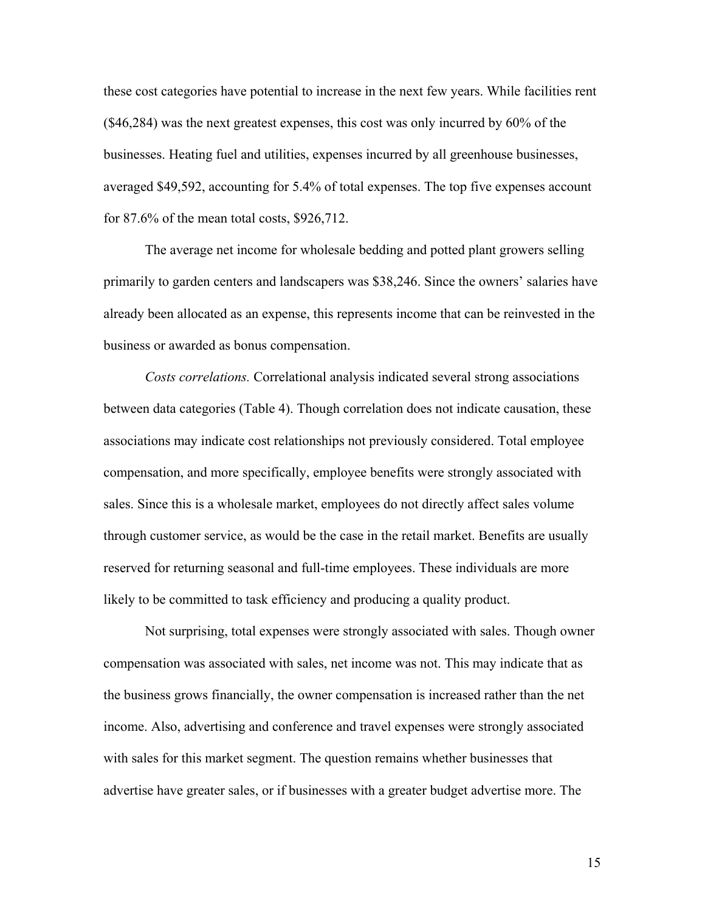these cost categories have potential to increase in the next few years. While facilities rent ($46,284) was the next greatest expenses, this cost was only incurred by 60% of the businesses. Heating fuel and utilities, expenses incurred by all greenhouse businesses, averaged $49,592, accounting for 5.4% of total expenses. The top five expenses account for 87.6% of the mean total costs, $926,712.

The average net income for wholesale bedding and potted plant growers selling primarily to garden centers and landscapers was $38,246. Since the owners' salaries have already been allocated as an expense, this represents income that can be reinvested in the business or awarded as bonus compensation.

*Costs correlations.* Correlational analysis indicated several strong associations between data categories (Table 4). Though correlation does not indicate causation, these associations may indicate cost relationships not previously considered. Total employee compensation, and more specifically, employee benefits were strongly associated with sales. Since this is a wholesale market, employees do not directly affect sales volume through customer service, as would be the case in the retail market. Benefits are usually reserved for returning seasonal and full-time employees. These individuals are more likely to be committed to task efficiency and producing a quality product.

Not surprising, total expenses were strongly associated with sales. Though owner compensation was associated with sales, net income was not. This may indicate that as the business grows financially, the owner compensation is increased rather than the net income. Also, advertising and conference and travel expenses were strongly associated with sales for this market segment. The question remains whether businesses that advertise have greater sales, or if businesses with a greater budget advertise more. The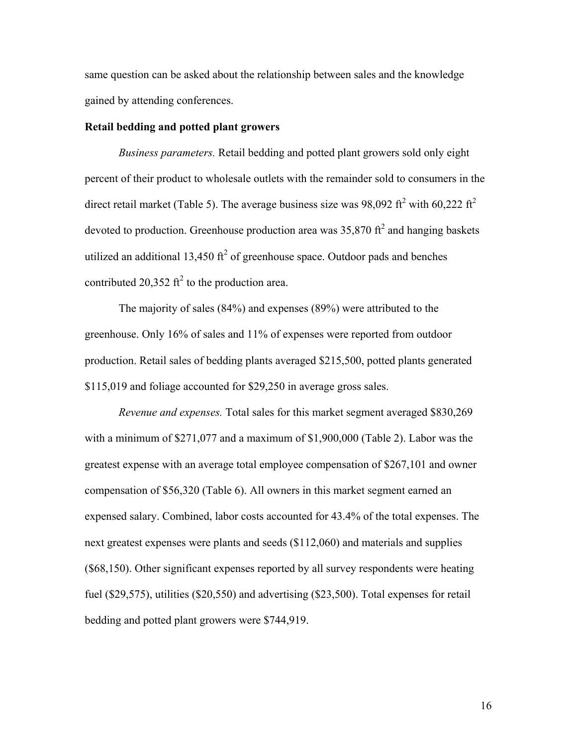same question can be asked about the relationship between sales and the knowledge gained by attending conferences.

**Retail bedding and potted plant growers**

*Business parameters.* Retail bedding and potted plant growers sold only eight percent of their product to wholesale outlets with the remainder sold to consumers in the direct retail market (Table 5). The average business size was 98,092 $ft^2$ with 60,222 $ft^2$ devoted to production. Greenhouse production area was 35,870 $ft^2$ and hanging baskets utilized an additional 13,450 $ft^2$ of greenhouse space. Outdoor pads and benches contributed 20,352 $ft^2$ to the production area.

The majority of sales (84%) and expenses (89%) were attributed to the greenhouse. Only 16% of sales and 11% of expenses were reported from outdoor production. Retail sales of bedding plants averaged $215,500, potted plants generated $115,019 and foliage accounted for $29,250 in average gross sales.

*Revenue and expenses.* Total sales for this market segment averaged $830,269 with a minimum of $271,077 and a maximum of $1,900,000 (Table 2). Labor was the greatest expense with an average total employee compensation of $267,101 and owner compensation of $56,320 (Table 6). All owners in this market segment earned an expensed salary. Combined, labor costs accounted for 43.4% of the total expenses. The next greatest expenses were plants and seeds ($112,060) and materials and supplies ($68,150). Other significant expenses reported by all survey respondents were heating fuel ($29,575), utilities ($20,550) and advertising ($23,500). Total expenses for retail bedding and potted plant growers were $744,919.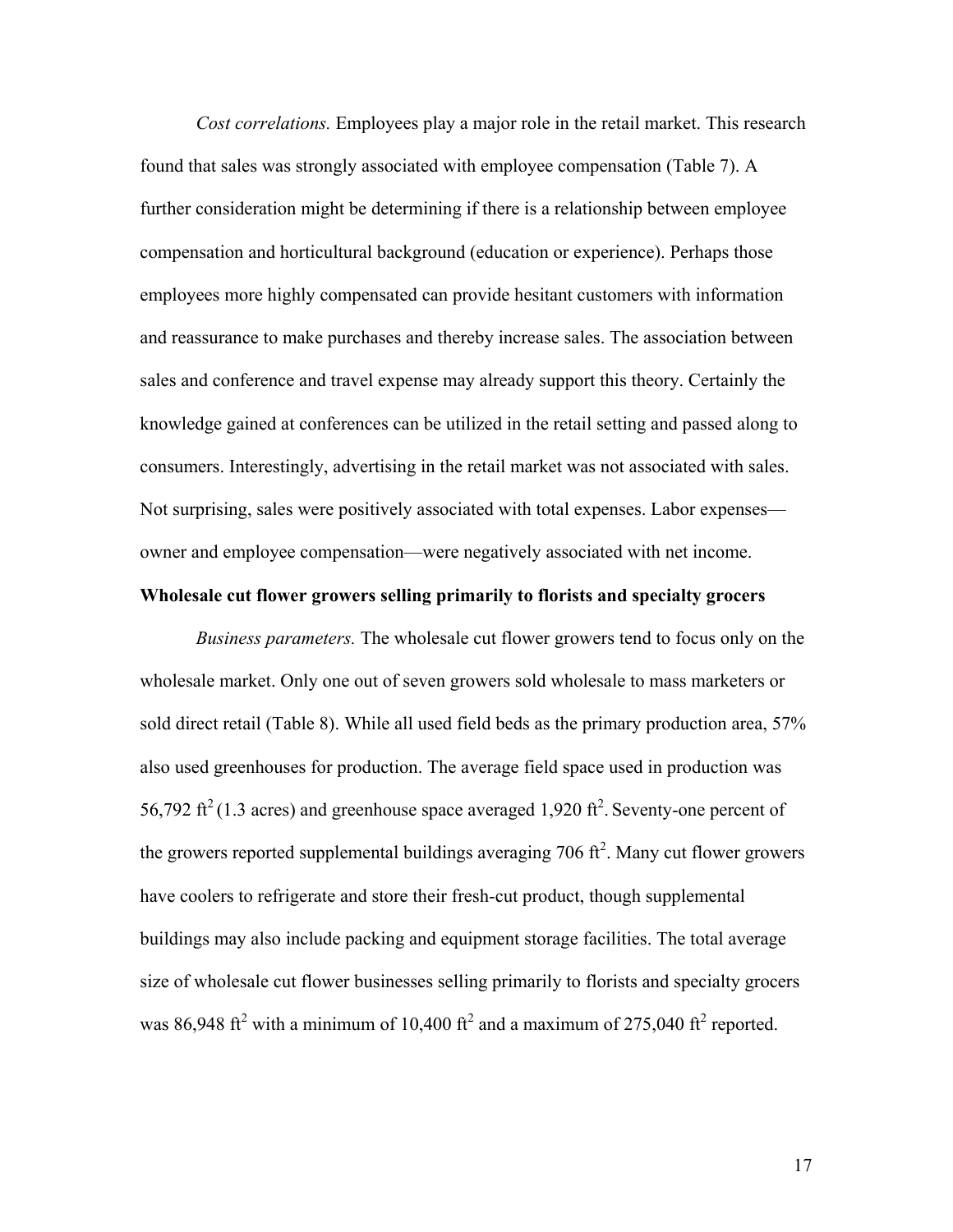*Cost correlations.* Employees play a major role in the retail market. This research found that sales was strongly associated with employee compensation (Table 7). A further consideration might be determining if there is a relationship between employee compensation and horticultural background (education or experience). Perhaps those employees more highly compensated can provide hesitant customers with information and reassurance to make purchases and thereby increase sales. The association between sales and conference and travel expense may already support this theory. Certainly the knowledge gained at conferences can be utilized in the retail setting and passed along to consumers. Interestingly, advertising in the retail market was not associated with sales. Not surprising, sales were positively associated with total expenses. Labor expenses—owner and employee compensation—were negatively associated with net income.

**Wholesale cut flower growers selling primarily to florists and specialty grocers**

*Business parameters.* The wholesale cut flower growers tend to focus only on the wholesale market. Only one out of seven growers sold wholesale to mass marketers or sold direct retail (Table 8). While all used field beds as the primary production area, 57% also used greenhouses for production. The average field space used in production was 56,792 $ft^2$ (1.3 acres) and greenhouse space averaged 1,920 $ft^2$. Seventy-one percent of the growers reported supplemental buildings averaging 706 $ft^2$. Many cut flower growers have coolers to refrigerate and store their fresh-cut product, though supplemental buildings may also include packing and equipment storage facilities. The total average size of wholesale cut flower businesses selling primarily to florists and specialty grocers was 86,948 $ft^2$ with a minimum of 10,400 $ft^2$ and a maximum of 275,040 $ft^2$ reported.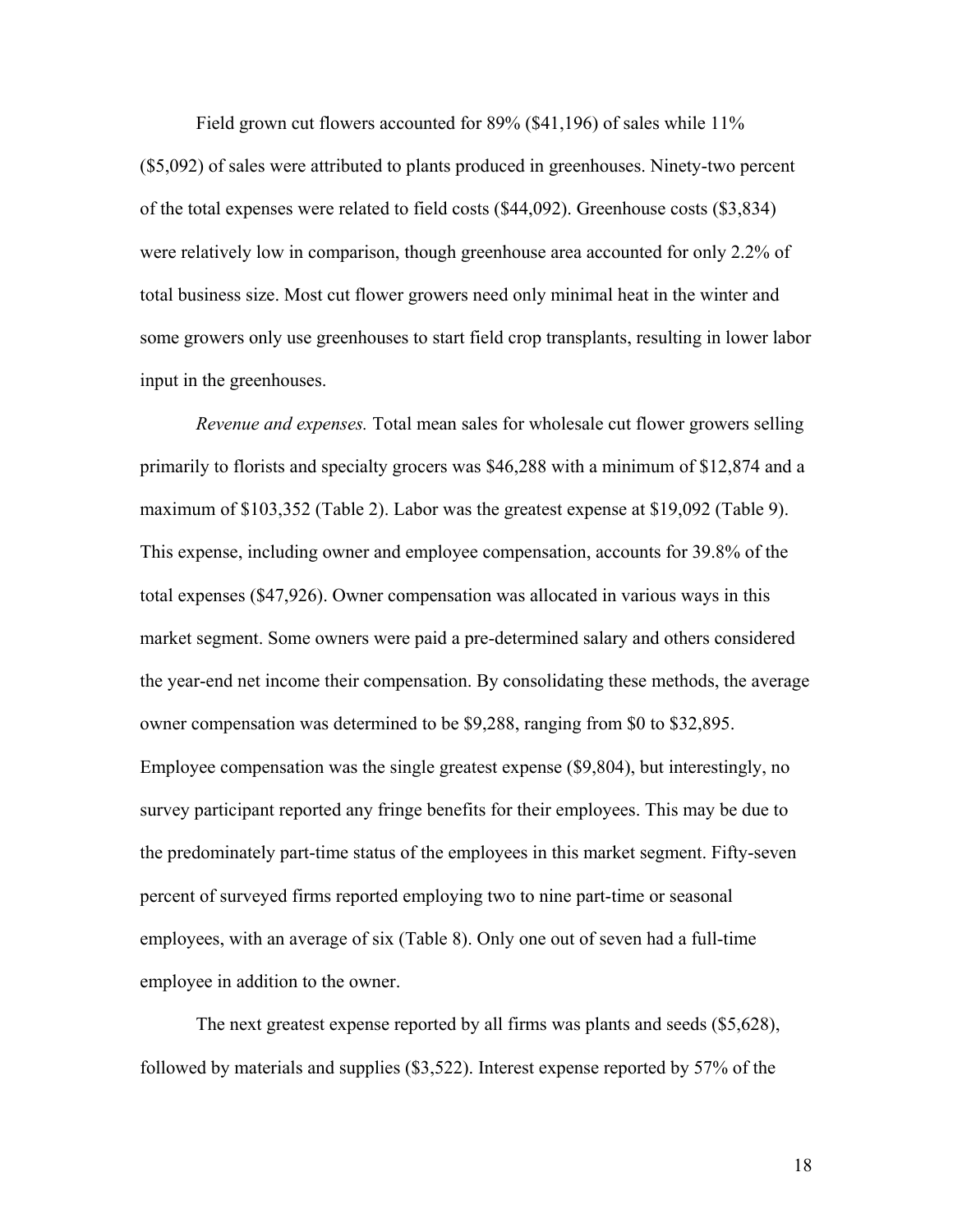Field grown cut flowers accounted for 89% ($41,196) of sales while 11% ($5,092) of sales were attributed to plants produced in greenhouses. Ninety-two percent of the total expenses were related to field costs ($44,092). Greenhouse costs ($3,834) were relatively low in comparison, though greenhouse area accounted for only 2.2% of total business size. Most cut flower growers need only minimal heat in the winter and some growers only use greenhouses to start field crop transplants, resulting in lower labor input in the greenhouses.

*Revenue and expenses.* Total mean sales for wholesale cut flower growers selling primarily to florists and specialty grocers was $46,288 with a minimum of $12,874 and a maximum of $103,352 (Table 2). Labor was the greatest expense at $19,092 (Table 9). This expense, including owner and employee compensation, accounts for 39.8% of the total expenses ($47,926). Owner compensation was allocated in various ways in this market segment. Some owners were paid a pre-determined salary and others considered the year-end net income their compensation. By consolidating these methods, the average owner compensation was determined to be $9,288, ranging from $0 to $32,895. Employee compensation was the single greatest expense ($9,804), but interestingly, no survey participant reported any fringe benefits for their employees. This may be due to the predominately part-time status of the employees in this market segment. Fifty-seven percent of surveyed firms reported employing two to nine part-time or seasonal employees, with an average of six (Table 8). Only one out of seven had a full-time employee in addition to the owner.

The next greatest expense reported by all firms was plants and seeds ($5,628), followed by materials and supplies ($3,522). Interest expense reported by 57% of the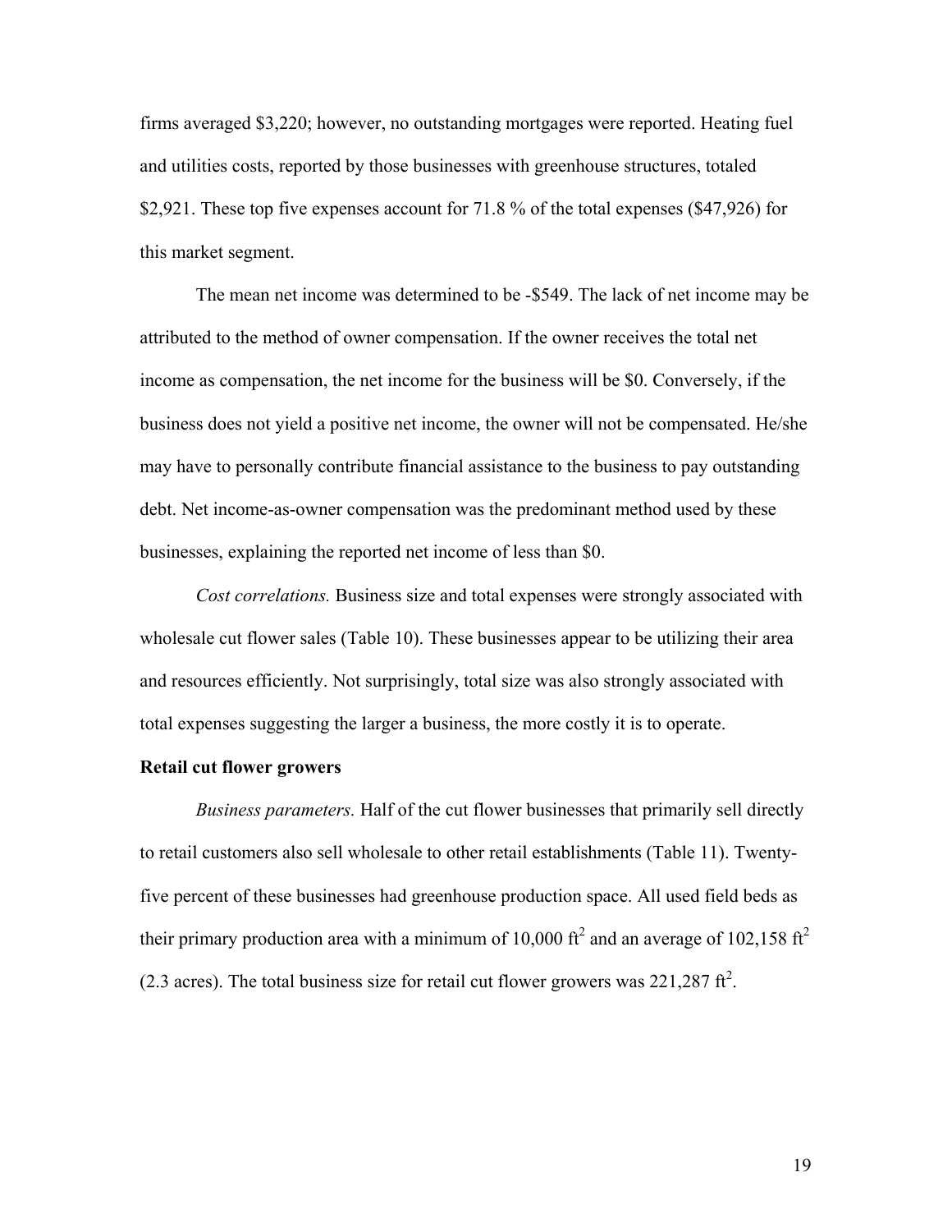firms averaged \$3,220; however, no outstanding mortgages were reported. Heating fuel and utilities costs, reported by those businesses with greenhouse structures, totaled \$2,921. These top five expenses account for 71.8 % of the total expenses (\$47,926) for this market segment.

The mean net income was determined to be -\$549. The lack of net income may be attributed to the method of owner compensation. If the owner receives the total net income as compensation, the net income for the business will be \$0. Conversely, if the business does not yield a positive net income, the owner will not be compensated. He/she may have to personally contribute financial assistance to the business to pay outstanding debt. Net income-as-owner compensation was the predominant method used by these businesses, explaining the reported net income of less than \$0.

*Cost correlations.* Business size and total expenses were strongly associated with wholesale cut flower sales (Table 10). These businesses appear to be utilizing their area and resources efficiently. Not surprisingly, total size was also strongly associated with total expenses suggesting the larger a business, the more costly it is to operate.

**Retail cut flower growers**

*Business parameters.* Half of the cut flower businesses that primarily sell directly to retail customers also sell wholesale to other retail establishments (Table 11). Twenty-five percent of these businesses had greenhouse production space. All used field beds as their primary production area with a minimum of 10,000 $ft^2$ and an average of 102,158 $ft^2$ (2.3 acres). The total business size for retail cut flower growers was 221,287 $ft^2$.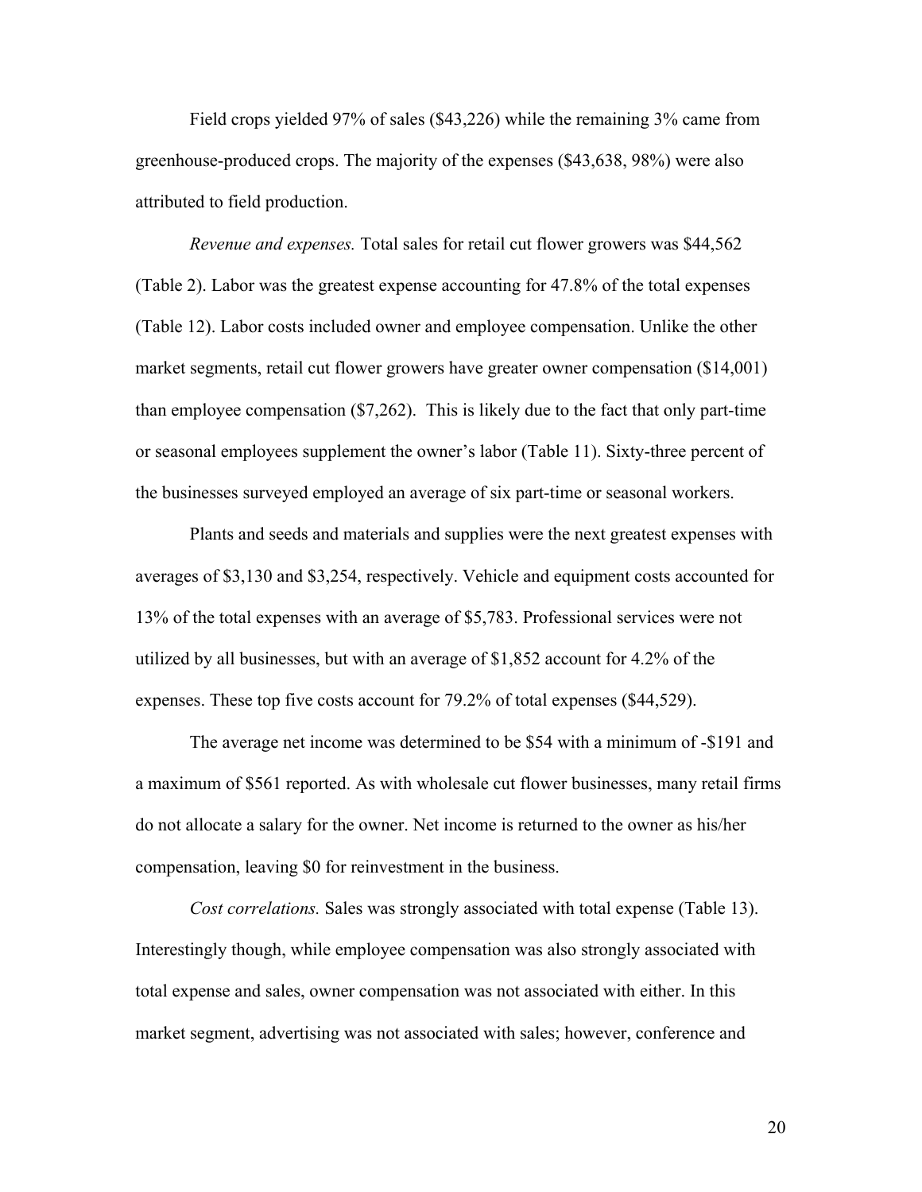Field crops yielded 97% of sales ($43,226) while the remaining 3% came from greenhouse-produced crops. The majority of the expenses ($43,638, 98%) were also attributed to field production.

*Revenue and expenses.* Total sales for retail cut flower growers was $44,562 (Table 2). Labor was the greatest expense accounting for 47.8% of the total expenses (Table 12). Labor costs included owner and employee compensation. Unlike the other market segments, retail cut flower growers have greater owner compensation ($14,001) than employee compensation ($7,262). This is likely due to the fact that only part-time or seasonal employees supplement the owner's labor (Table 11). Sixty-three percent of the businesses surveyed employed an average of six part-time or seasonal workers.

Plants and seeds and materials and supplies were the next greatest expenses with averages of $3,130 and $3,254, respectively. Vehicle and equipment costs accounted for 13% of the total expenses with an average of $5,783. Professional services were not utilized by all businesses, but with an average of $1,852 account for 4.2% of the expenses. These top five costs account for 79.2% of total expenses ($44,529).

The average net income was determined to be $54 with a minimum of -$191 and a maximum of $561 reported. As with wholesale cut flower businesses, many retail firms do not allocate a salary for the owner. Net income is returned to the owner as his/her compensation, leaving $0 for reinvestment in the business.

*Cost correlations.* Sales was strongly associated with total expense (Table 13). Interestingly though, while employee compensation was also strongly associated with total expense and sales, owner compensation was not associated with either. In this market segment, advertising was not associated with sales; however, conference and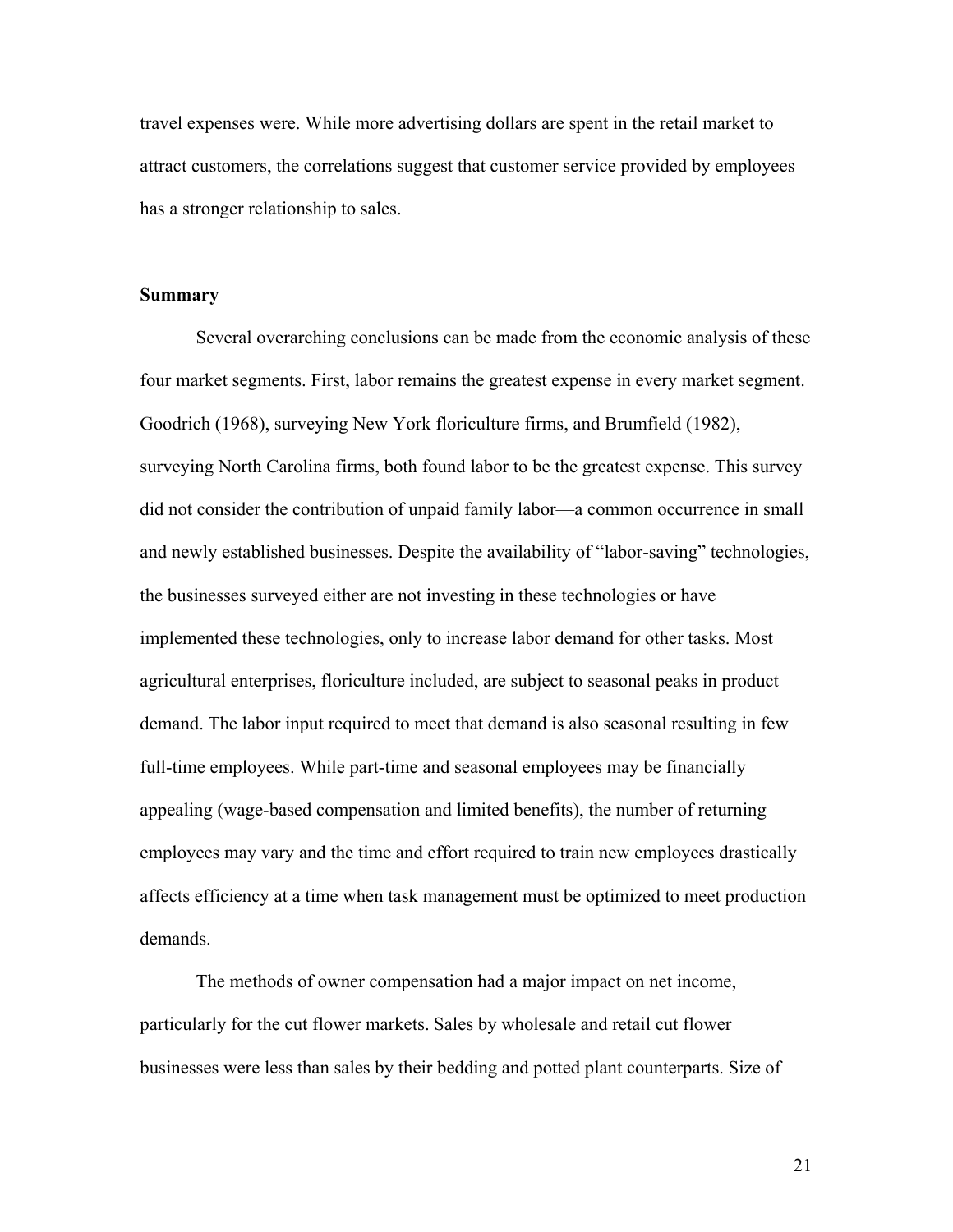travel expenses were. While more advertising dollars are spent in the retail market to attract customers, the correlations suggest that customer service provided by employees has a stronger relationship to sales.

### Summary

Several overarching conclusions can be made from the economic analysis of these four market segments. First, labor remains the greatest expense in every market segment. Goodrich (1968), surveying New York floriculture firms, and Brumfield (1982), surveying North Carolina firms, both found labor to be the greatest expense. This survey did not consider the contribution of unpaid family labor—a common occurrence in small and newly established businesses. Despite the availability of "labor-saving" technologies, the businesses surveyed either are not investing in these technologies or have implemented these technologies, only to increase labor demand for other tasks. Most agricultural enterprises, floriculture included, are subject to seasonal peaks in product demand. The labor input required to meet that demand is also seasonal resulting in few full-time employees. While part-time and seasonal employees may be financially appealing (wage-based compensation and limited benefits), the number of returning employees may vary and the time and effort required to train new employees drastically affects efficiency at a time when task management must be optimized to meet production demands.

The methods of owner compensation had a major impact on net income, particularly for the cut flower markets. Sales by wholesale and retail cut flower businesses were less than sales by their bedding and potted plant counterparts. Size of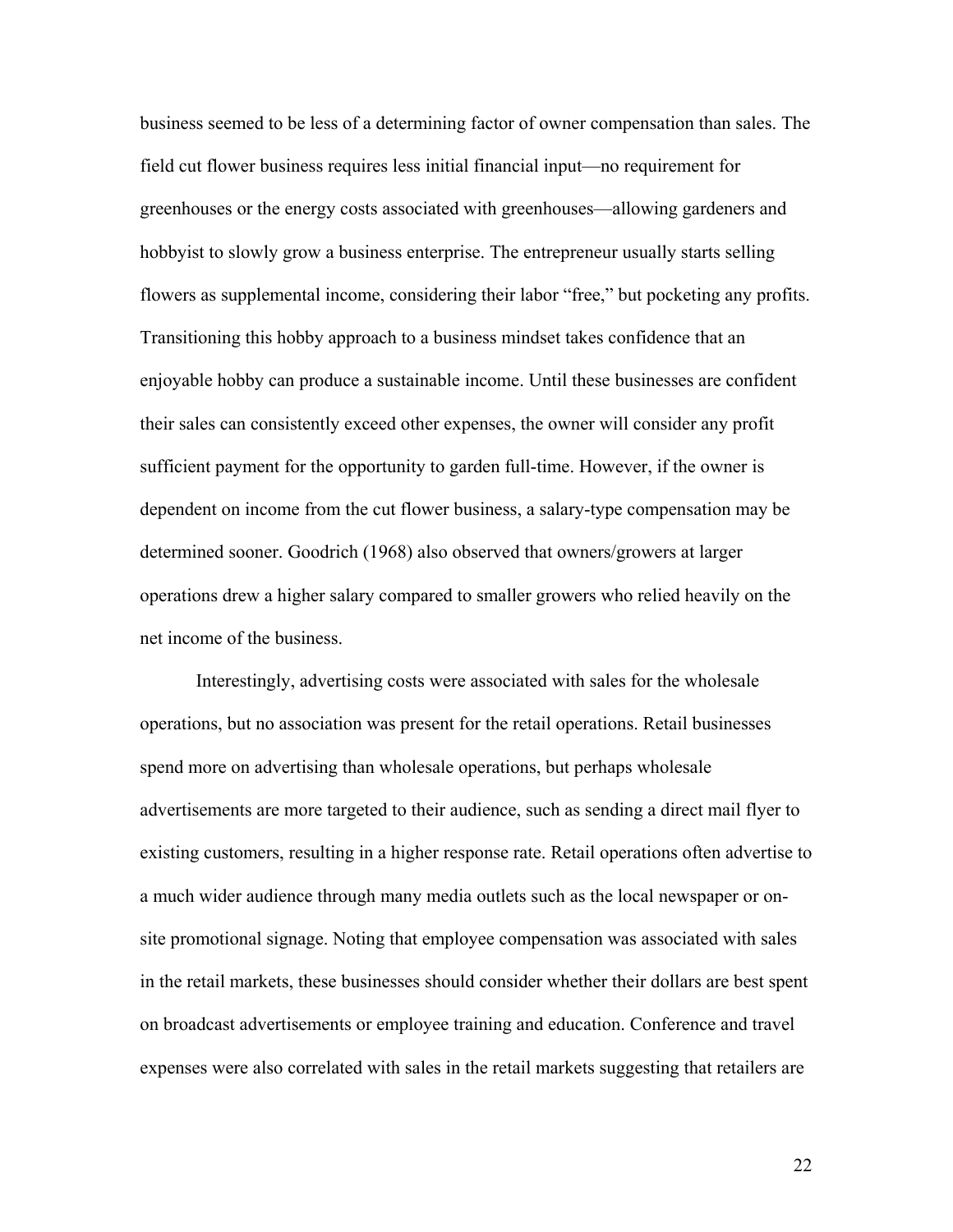business seemed to be less of a determining factor of owner compensation than sales. The field cut flower business requires less initial financial input—no requirement for greenhouses or the energy costs associated with greenhouses—allowing gardeners and hobbyist to slowly grow a business enterprise. The entrepreneur usually starts selling flowers as supplemental income, considering their labor "free," but pocketing any profits. Transitioning this hobby approach to a business mindset takes confidence that an enjoyable hobby can produce a sustainable income. Until these businesses are confident their sales can consistently exceed other expenses, the owner will consider any profit sufficient payment for the opportunity to garden full-time. However, if the owner is dependent on income from the cut flower business, a salary-type compensation may be determined sooner. Goodrich (1968) also observed that owners/growers at larger operations drew a higher salary compared to smaller growers who relied heavily on the net income of the business.

Interestingly, advertising costs were associated with sales for the wholesale operations, but no association was present for the retail operations. Retail businesses spend more on advertising than wholesale operations, but perhaps wholesale advertisements are more targeted to their audience, such as sending a direct mail flyer to existing customers, resulting in a higher response rate. Retail operations often advertise to a much wider audience through many media outlets such as the local newspaper or on-site promotional signage. Noting that employee compensation was associated with sales in the retail markets, these businesses should consider whether their dollars are best spent on broadcast advertisements or employee training and education. Conference and travel expenses were also correlated with sales in the retail markets suggesting that retailers are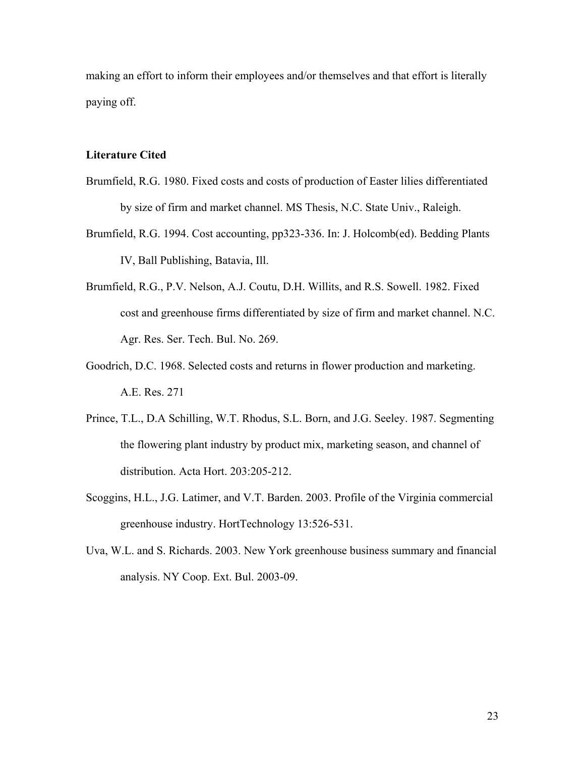making an effort to inform their employees and/or themselves and that effort is literally paying off.

## Literature Cited

Brumfield, R.G. 1980. Fixed costs and costs of production of Easter lilies differentiated by size of firm and market channel. MS Thesis, N.C. State Univ., Raleigh.

Brumfield, R.G. 1994. Cost accounting, pp323-336. In: J. Holcomb(ed). Bedding Plants IV, Ball Publishing, Batavia, Ill.

Brumfield, R.G., P.V. Nelson, A.J. Coutu, D.H. Willits, and R.S. Sowell. 1982. Fixed cost and greenhouse firms differentiated by size of firm and market channel. N.C. Agr. Res. Ser. Tech. Bul. No. 269.

Goodrich, D.C. 1968. Selected costs and returns in flower production and marketing. A.E. Res. 271

Prince, T.L., D.A Schilling, W.T. Rhodus, S.L. Born, and J.G. Seeley. 1987. Segmenting the flowering plant industry by product mix, marketing season, and channel of distribution. Acta Hort. 203:205-212.

Scoggins, H.L., J.G. Latimer, and V.T. Barden. 2003. Profile of the Virginia commercial greenhouse industry. HortTechnology 13:526-531.

Uva, W.L. and S. Richards. 2003. New York greenhouse business summary and financial analysis. NY Coop. Ext. Bul. 2003-09.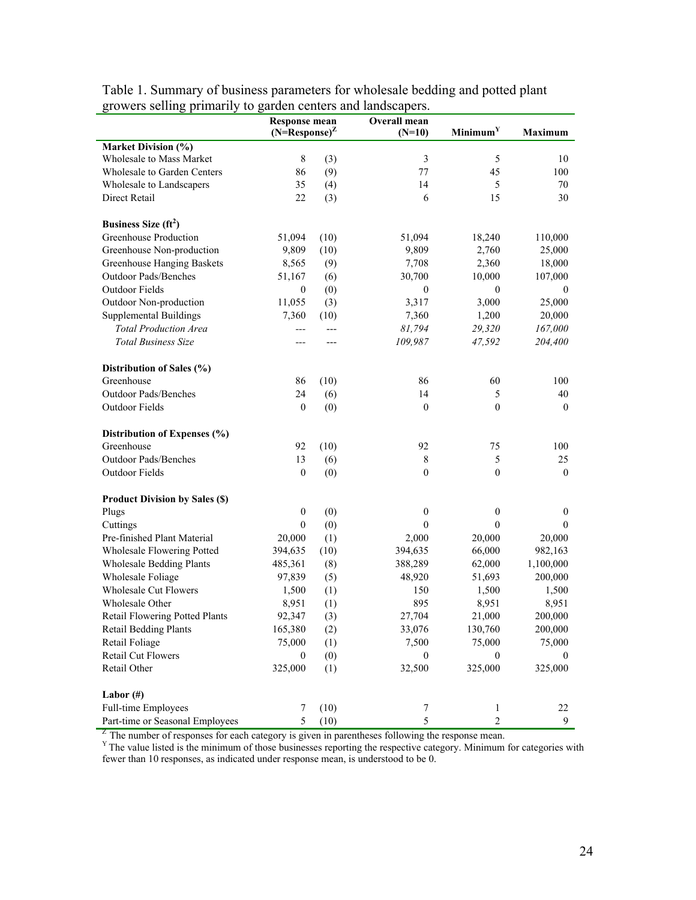Table 1. Summary of business parameters for wholesale bedding and potted plant growers selling primarily to garden centers and landscapers.

| | Response mean (N=Response)[Z] | | Overall mean (N=10) | Minimum[Y] | Maximum |
|---|---|---|---|---|---|
| **Market Division (%)** | | | | | |
| Wholesale to Mass Market | 8 | (3) | 3 | 5 | 10 |
| Wholesale to Garden Centers | 86 | (9) | 77 | 45 | 100 |
| Wholesale to Landscapers | 35 | (4) | 14 | 5 | 70 |
| Direct Retail | 22 | (3) | 6 | 15 | 30 |
| **Business Size ($ft^2$)** | | | | | |
| Greenhouse Production | 51,094 | (10) | 51,094 | 18,240 | 110,000 |
| Greenhouse Non-production | 9,809 | (10) | 9,809 | 2,760 | 25,000 |
| Greenhouse Hanging Baskets | 8,565 | (9) | 7,708 | 2,360 | 18,000 |
| Outdoor Pads/Benches | 51,167 | (6) | 30,700 | 10,000 | 107,000 |
| Outdoor Fields | 0 | (0) | 0 | 0 | 0 |
| Outdoor Non-production | 11,055 | (3) | 3,317 | 3,000 | 25,000 |
| Supplemental Buildings | 7,360 | (10) | 7,360 | 1,200 | 20,000 |
| *Total Production Area* | --- | --- | *81,794* | *29,320* | *167,000* |
| *Total Business Size* | --- | --- | *109,987* | *47,592* | *204,400* |
| **Distribution of Sales (%)** | | | | | |
| Greenhouse | 86 | (10) | 86 | 60 | 100 |
| Outdoor Pads/Benches | 24 | (6) | 14 | 5 | 40 |
| Outdoor Fields | 0 | (0) | 0 | 0 | 0 |
| **Distribution of Expenses (%)** | | | | | |
| Greenhouse | 92 | (10) | 92 | 75 | 100 |
| Outdoor Pads/Benches | 13 | (6) | 8 | 5 | 25 |
| Outdoor Fields | 0 | (0) | 0 | 0 | 0 |
| **Product Division by Sales ($)** | | | | | |
| Plugs | 0 | (0) | 0 | 0 | 0 |
| Cuttings | 0 | (0) | 0 | 0 | 0 |
| Pre-finished Plant Material | 20,000 | (1) | 2,000 | 20,000 | 20,000 |
| Wholesale Flowering Potted | 394,635 | (10) | 394,635 | 66,000 | 982,163 |
| Wholesale Bedding Plants | 485,361 | (8) | 388,289 | 62,000 | 1,100,000 |
| Wholesale Foliage | 97,839 | (5) | 48,920 | 51,693 | 200,000 |
| Wholesale Cut Flowers | 1,500 | (1) | 150 | 1,500 | 1,500 |
| Wholesale Other | 8,951 | (1) | 895 | 8,951 | 8,951 |
| Retail Flowering Potted Plants | 92,347 | (3) | 27,704 | 21,000 | 200,000 |
| Retail Bedding Plants | 165,380 | (2) | 33,076 | 130,760 | 200,000 |
| Retail Foliage | 75,000 | (1) | 7,500 | 75,000 | 75,000 |
| Retail Cut Flowers | 0 | (0) | 0 | 0 | 0 |
| Retail Other | 325,000 | (1) | 32,500 | 325,000 | 325,000 |
| **Labor (#)** | | | | | |
| Full-time Employees | 7 | (10) | 7 | 1 | 22 |
| Part-time or Seasonal Employees | 5 | (10) | 5 | 2 | 9 |

[Z] The number of responses for each category is given in parentheses following the response mean.
[Y] The value listed is the minimum of those businesses reporting the respective category. Minimum for categories with fewer than 10 responses, as indicated under response mean, is understood to be 0.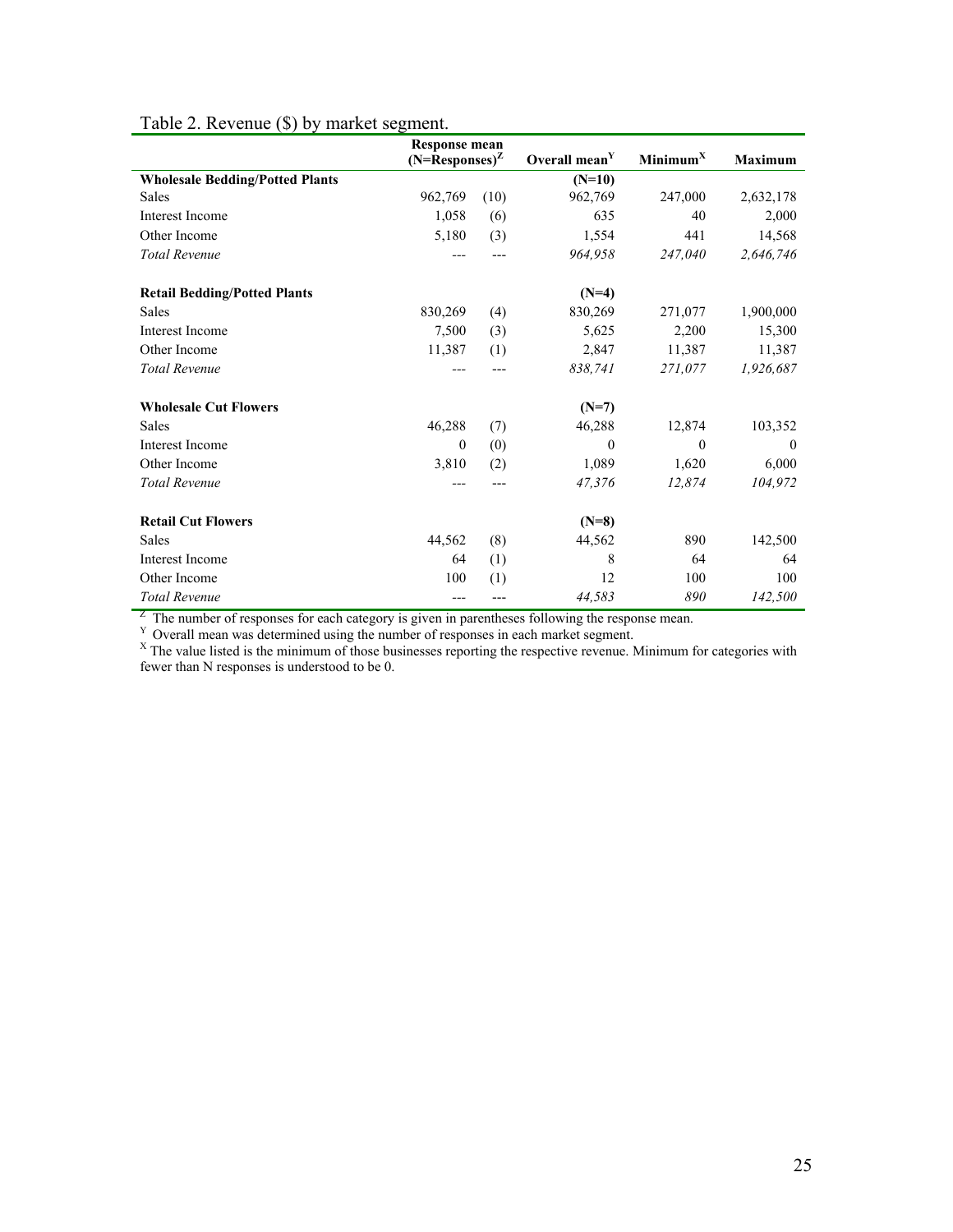Table 2. Revenue ($) by market segment.

| | Response mean (N=Responses)[Z] | | Overall mean[Y] | Minimum[X] | Maximum |
|---|---|---|---|---|---|
| **Wholesale Bedding/Potted Plants** | | | **(N=10)** | | |
| Sales | 962,769 | (10) | 962,769 | 247,000 | 2,632,178 |
| Interest Income | 1,058 | (6) | 635 | 40 | 2,000 |
| Other Income | 5,180 | (3) | 1,554 | 441 | 14,568 |
| *Total Revenue* | --- | --- | *964,958* | *247,040* | *2,646,746* |
| | | | | | |
| **Retail Bedding/Potted Plants** | | | **(N=4)** | | |
| Sales | 830,269 | (4) | 830,269 | 271,077 | 1,900,000 |
| Interest Income | 7,500 | (3) | 5,625 | 2,200 | 15,300 |
| Other Income | 11,387 | (1) | 2,847 | 11,387 | 11,387 |
| *Total Revenue* | --- | --- | *838,741* | *271,077* | *1,926,687* |
| | | | | | |
| **Wholesale Cut Flowers** | | | **(N=7)** | | |
| Sales | 46,288 | (7) | 46,288 | 12,874 | 103,352 |
| Interest Income | 0 | (0) | 0 | 0 | 0 |
| Other Income | 3,810 | (2) | 1,089 | 1,620 | 6,000 |
| *Total Revenue* | --- | --- | *47,376* | *12,874* | *104,972* |
| | | | | | |
| **Retail Cut Flowers** | | | **(N=8)** | | |
| Sales | 44,562 | (8) | 44,562 | 890 | 142,500 |
| Interest Income | 64 | (1) | 8 | 64 | 64 |
| Other Income | 100 | (1) | 12 | 100 | 100 |
| *Total Revenue* | --- | --- | *44,583* | *890* | *142,500* |

[Z] The number of responses for each category is given in parentheses following the response mean.

[Y] Overall mean was determined using the number of responses in each market segment.

[X] The value listed is the minimum of those businesses reporting the respective revenue. Minimum for categories with fewer than N responses is understood to be 0.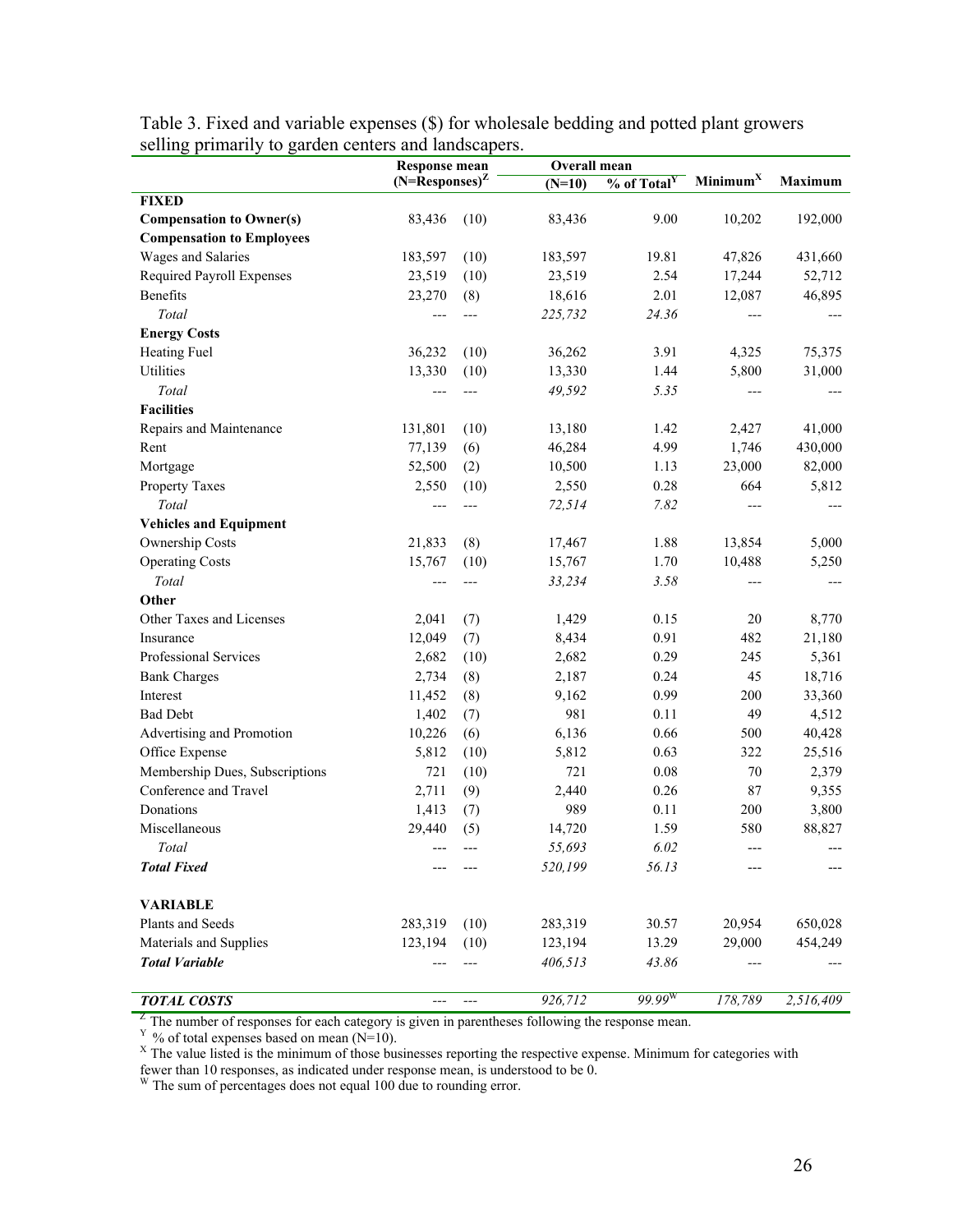Table 3. Fixed and variable expenses ($) for wholesale bedding and potted plant growers selling primarily to garden centers and landscapers.

| | Response mean (N=Responses)[Z] | | Overall mean (N=10) | % of Total[Y] | Minimum[X] | Maximum |
|---|---|---|---|---|---|---|
| **FIXED** | | | | | | |
| **Compensation to Owner(s)** | 83,436 | (10) | 83,436 | 9.00 | 10,202 | 192,000 |
| **Compensation to Employees** | | | | | | |
| Wages and Salaries | 183,597 | (10) | 183,597 | 19.81 | 47,826 | 431,660 |
| Required Payroll Expenses | 23,519 | (10) | 23,519 | 2.54 | 17,244 | 52,712 |
| Benefits | 23,270 | (8) | 18,616 | 2.01 | 12,087 | 46,895 |
| *Total* | --- | --- | *225,732* | *24.36* | --- | --- |
| **Energy Costs** | | | | | | |
| Heating Fuel | 36,232 | (10) | 36,262 | 3.91 | 4,325 | 75,375 |
| Utilities | 13,330 | (10) | 13,330 | 1.44 | 5,800 | 31,000 |
| *Total* | --- | --- | *49,592* | *5.35* | --- | --- |
| **Facilities** | | | | | | |
| Repairs and Maintenance | 131,801 | (10) | 13,180 | 1.42 | 2,427 | 41,000 |
| Rent | 77,139 | (6) | 46,284 | 4.99 | 1,746 | 430,000 |
| Mortgage | 52,500 | (2) | 10,500 | 1.13 | 23,000 | 82,000 |
| Property Taxes | 2,550 | (10) | 2,550 | 0.28 | 664 | 5,812 |
| *Total* | --- | --- | *72,514* | *7.82* | --- | --- |
| **Vehicles and Equipment** | | | | | | |
| Ownership Costs | 21,833 | (8) | 17,467 | 1.88 | 13,854 | 5,000 |
| Operating Costs | 15,767 | (10) | 15,767 | 1.70 | 10,488 | 5,250 |
| *Total* | --- | --- | *33,234* | *3.58* | --- | --- |
| **Other** | | | | | | |
| Other Taxes and Licenses | 2,041 | (7) | 1,429 | 0.15 | 20 | 8,770 |
| Insurance | 12,049 | (7) | 8,434 | 0.91 | 482 | 21,180 |
| Professional Services | 2,682 | (10) | 2,682 | 0.29 | 245 | 5,361 |
| Bank Charges | 2,734 | (8) | 2,187 | 0.24 | 45 | 18,716 |
| Interest | 11,452 | (8) | 9,162 | 0.99 | 200 | 33,360 |
| Bad Debt | 1,402 | (7) | 981 | 0.11 | 49 | 4,512 |
| Advertising and Promotion | 10,226 | (6) | 6,136 | 0.66 | 500 | 40,428 |
| Office Expense | 5,812 | (10) | 5,812 | 0.63 | 322 | 25,516 |
| Membership Dues, Subscriptions | 721 | (10) | 721 | 0.08 | 70 | 2,379 |
| Conference and Travel | 2,711 | (9) | 2,440 | 0.26 | 87 | 9,355 |
| Donations | 1,413 | (7) | 989 | 0.11 | 200 | 3,800 |
| Miscellaneous | 29,440 | (5) | 14,720 | 1.59 | 580 | 88,827 |
| *Total* | --- | --- | *55,693* | *6.02* | --- | --- |
| ***Total Fixed*** | --- | --- | *520,199* | *56.13* | --- | --- |
| | | | | | | |
| **VARIABLE** | | | | | | |
| Plants and Seeds | 283,319 | (10) | 283,319 | 30.57 | 20,954 | 650,028 |
| Materials and Supplies | 123,194 | (10) | 123,194 | 13.29 | 29,000 | 454,249 |
| ***Total Variable*** | --- | --- | *406,513* | *43.86* | --- | --- |
| | | | | | | |
| ***TOTAL COSTS*** | --- | --- | *926,712* | *99.99*[W] | *178,789* | *2,516,409* |

[Z] The number of responses for each category is given in parentheses following the response mean.
[Y] % of total expenses based on mean (N=10).
[X] The value listed is the minimum of those businesses reporting the respective expense. Minimum for categories with fewer than 10 responses, as indicated under response mean, is understood to be 0.
[W] The sum of percentages does not equal 100 due to rounding error.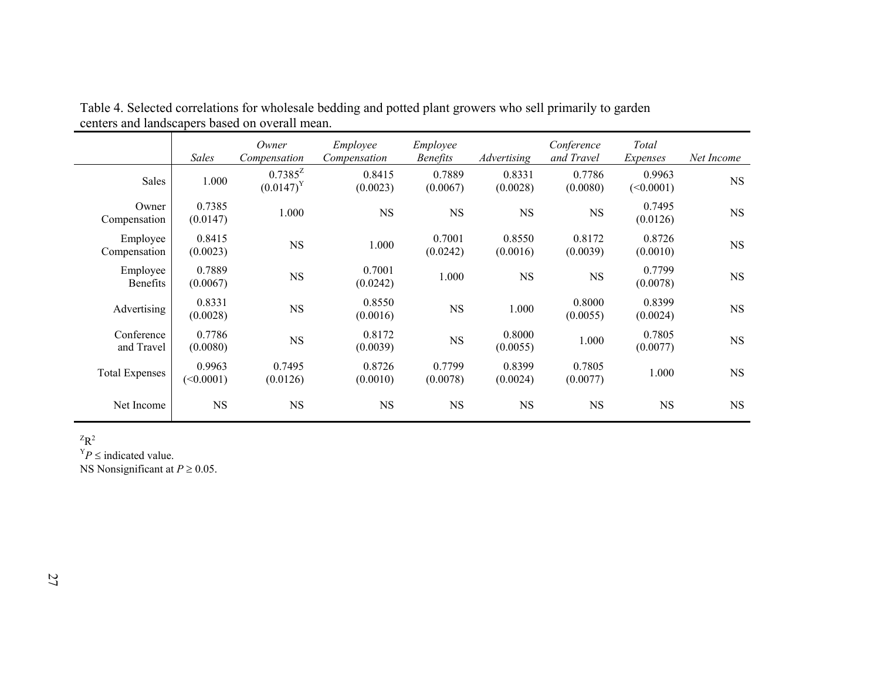Table 4. Selected correlations for wholesale bedding and potted plant growers who sell primarily to garden centers and landscapers based on overall mean.

| | *Sales* | *Owner Compensation* | *Employee Compensation* | *Employee Benefits* | *Advertising* | *Conference and Travel* | *Total Expenses* | *Net Income* |
|---|---|---|---|---|---|---|---|---|
| Sales | 1.000 | 0.7385[Z] (0.0147)[Y] | 0.8415 (0.0023) | 0.7889 (0.0067) | 0.8331 (0.0028) | 0.7786 (0.0080) | 0.9963 (<0.0001) | NS |
| Owner Compensation | 0.7385 (0.0147) | 1.000 | NS | NS | NS | NS | 0.7495 (0.0126) | NS |
| Employee Compensation | 0.8415 (0.0023) | NS | 1.000 | 0.7001 (0.0242) | 0.8550 (0.0016) | 0.8172 (0.0039) | 0.8726 (0.0010) | NS |
| Employee Benefits | 0.7889 (0.0067) | NS | 0.7001 (0.0242) | 1.000 | NS | NS | 0.7799 (0.0078) | NS |
| Advertising | 0.8331 (0.0028) | NS | 0.8550 (0.0016) | NS | 1.000 | 0.8000 (0.0055) | 0.8399 (0.0024) | NS |
| Conference and Travel | 0.7786 (0.0080) | NS | 0.8172 (0.0039) | NS | 0.8000 (0.0055) | 1.000 | 0.7805 (0.0077) | NS |
| Total Expenses | 0.9963 (<0.0001) | 0.7495 (0.0126) | 0.8726 (0.0010) | 0.7799 (0.0078) | 0.8399 (0.0024) | 0.7805 (0.0077) | 1.000 | NS |
| Net Income | NS | NS | NS | NS | NS | NS | NS | NS |

[Z] $R^2$

[Y] $P \leq$ indicated value.

NS Nonsignificant at $P \geq 0.05$.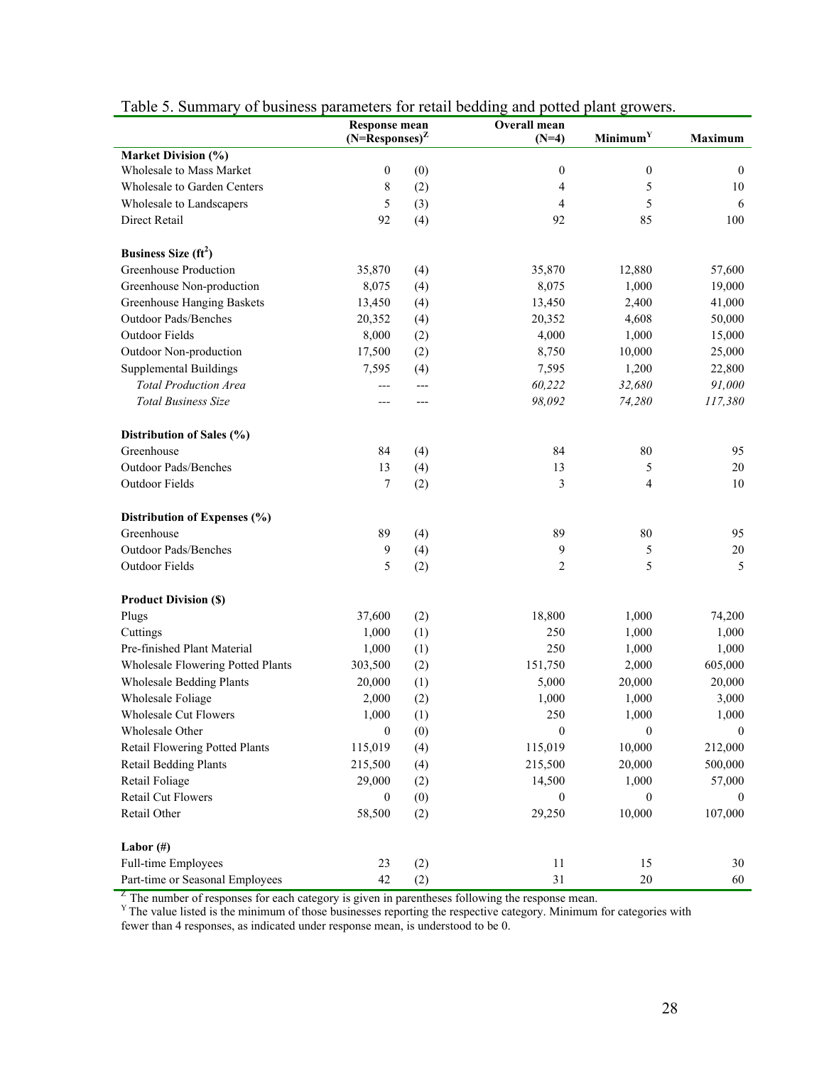Table 5. Summary of business parameters for retail bedding and potted plant growers.

| | Response mean (N=Responses)[Z] | | Overall mean (N=4) | Minimum[Y] | Maximum |
|---|---|---|---|---|---|
| **Market Division (%)** | | | | | |
| Wholesale to Mass Market | 0 | (0) | 0 | 0 | 0 |
| Wholesale to Garden Centers | 8 | (2) | 4 | 5 | 10 |
| Wholesale to Landscapers | 5 | (3) | 4 | 5 | 6 |
| Direct Retail | 92 | (4) | 92 | 85 | 100 |
| **Business Size ($ft^2$)** | | | | | |
| Greenhouse Production | 35,870 | (4) | 35,870 | 12,880 | 57,600 |
| Greenhouse Non-production | 8,075 | (4) | 8,075 | 1,000 | 19,000 |
| Greenhouse Hanging Baskets | 13,450 | (4) | 13,450 | 2,400 | 41,000 |
| Outdoor Pads/Benches | 20,352 | (4) | 20,352 | 4,608 | 50,000 |
| Outdoor Fields | 8,000 | (2) | 4,000 | 1,000 | 15,000 |
| Outdoor Non-production | 17,500 | (2) | 8,750 | 10,000 | 25,000 |
| Supplemental Buildings | 7,595 | (4) | 7,595 | 1,200 | 22,800 |
| *Total Production Area* | --- | --- | *60,222* | *32,680* | *91,000* |
| *Total Business Size* | --- | --- | *98,092* | *74,280* | *117,380* |
| **Distribution of Sales (%)** | | | | | |
| Greenhouse | 84 | (4) | 84 | 80 | 95 |
| Outdoor Pads/Benches | 13 | (4) | 13 | 5 | 20 |
| Outdoor Fields | 7 | (2) | 3 | 4 | 10 |
| **Distribution of Expenses (%)** | | | | | |
| Greenhouse | 89 | (4) | 89 | 80 | 95 |
| Outdoor Pads/Benches | 9 | (4) | 9 | 5 | 20 |
| Outdoor Fields | 5 | (2) | 2 | 5 | 5 |
| **Product Division ($)** | | | | | |
| Plugs | 37,600 | (2) | 18,800 | 1,000 | 74,200 |
| Cuttings | 1,000 | (1) | 250 | 1,000 | 1,000 |
| Pre-finished Plant Material | 1,000 | (1) | 250 | 1,000 | 1,000 |
| Wholesale Flowering Potted Plants | 303,500 | (2) | 151,750 | 2,000 | 605,000 |
| Wholesale Bedding Plants | 20,000 | (1) | 5,000 | 20,000 | 20,000 |
| Wholesale Foliage | 2,000 | (2) | 1,000 | 1,000 | 3,000 |
| Wholesale Cut Flowers | 1,000 | (1) | 250 | 1,000 | 1,000 |
| Wholesale Other | 0 | (0) | 0 | 0 | 0 |
| Retail Flowering Potted Plants | 115,019 | (4) | 115,019 | 10,000 | 212,000 |
| Retail Bedding Plants | 215,500 | (4) | 215,500 | 20,000 | 500,000 |
| Retail Foliage | 29,000 | (2) | 14,500 | 1,000 | 57,000 |
| Retail Cut Flowers | 0 | (0) | 0 | 0 | 0 |
| Retail Other | 58,500 | (2) | 29,250 | 10,000 | 107,000 |
| **Labor (#)** | | | | | |
| Full-time Employees | 23 | (2) | 11 | 15 | 30 |
| Part-time or Seasonal Employees | 42 | (2) | 31 | 20 | 60 |

[Z] The number of responses for each category is given in parentheses following the response mean.
[Y] The value listed is the minimum of those businesses reporting the respective category. Minimum for categories with fewer than 4 responses, as indicated under response mean, is understood to be 0.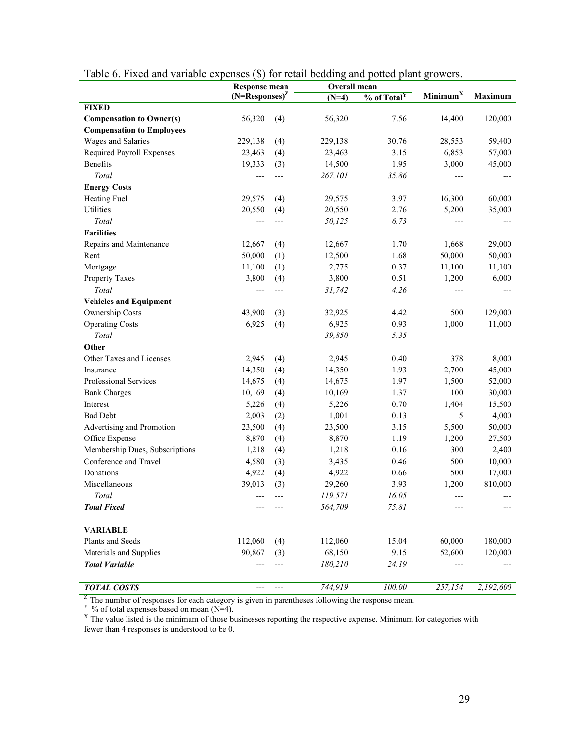Table 6. Fixed and variable expenses ($) for retail bedding and potted plant growers.

| | Response mean (N=Responses)[Z] | | Overall mean (N=4) | % of Total[Y] | Minimum[X] | Maximum |
|---|---|---|---|---|---|---|
| **FIXED** | | | | | | |
| **Compensation to Owner(s)** | 56,320 | (4) | 56,320 | 7.56 | 14,400 | 120,000 |
| **Compensation to Employees** | | | | | | |
| Wages and Salaries | 229,138 | (4) | 229,138 | 30.76 | 28,553 | 59,400 |
| Required Payroll Expenses | 23,463 | (4) | 23,463 | 3.15 | 6,853 | 57,000 |
| Benefits | 19,333 | (3) | 14,500 | 1.95 | 3,000 | 45,000 |
| *Total* | --- | --- | *267,101* | *35.86* | --- | --- |
| **Energy Costs** | | | | | | |
| Heating Fuel | 29,575 | (4) | 29,575 | 3.97 | 16,300 | 60,000 |
| Utilities | 20,550 | (4) | 20,550 | 2.76 | 5,200 | 35,000 |
| *Total* | --- | --- | *50,125* | *6.73* | --- | --- |
| **Facilities** | | | | | | |
| Repairs and Maintenance | 12,667 | (4) | 12,667 | 1.70 | 1,668 | 29,000 |
| Rent | 50,000 | (1) | 12,500 | 1.68 | 50,000 | 50,000 |
| Mortgage | 11,100 | (1) | 2,775 | 0.37 | 11,100 | 11,100 |
| Property Taxes | 3,800 | (4) | 3,800 | 0.51 | 1,200 | 6,000 |
| *Total* | --- | --- | *31,742* | *4.26* | --- | --- |
| **Vehicles and Equipment** | | | | | | |
| Ownership Costs | 43,900 | (3) | 32,925 | 4.42 | 500 | 129,000 |
| Operating Costs | 6,925 | (4) | 6,925 | 0.93 | 1,000 | 11,000 |
| *Total* | --- | --- | *39,850* | *5.35* | --- | --- |
| **Other** | | | | | | |
| Other Taxes and Licenses | 2,945 | (4) | 2,945 | 0.40 | 378 | 8,000 |
| Insurance | 14,350 | (4) | 14,350 | 1.93 | 2,700 | 45,000 |
| Professional Services | 14,675 | (4) | 14,675 | 1.97 | 1,500 | 52,000 |
| Bank Charges | 10,169 | (4) | 10,169 | 1.37 | 100 | 30,000 |
| Interest | 5,226 | (4) | 5,226 | 0.70 | 1,404 | 15,500 |
| Bad Debt | 2,003 | (2) | 1,001 | 0.13 | 5 | 4,000 |
| Advertising and Promotion | 23,500 | (4) | 23,500 | 3.15 | 5,500 | 50,000 |
| Office Expense | 8,870 | (4) | 8,870 | 1.19 | 1,200 | 27,500 |
| Membership Dues, Subscriptions | 1,218 | (4) | 1,218 | 0.16 | 300 | 2,400 |
| Conference and Travel | 4,580 | (3) | 3,435 | 0.46 | 500 | 10,000 |
| Donations | 4,922 | (4) | 4,922 | 0.66 | 500 | 17,000 |
| Miscellaneous | 39,013 | (3) | 29,260 | 3.93 | 1,200 | 810,000 |
| *Total* | --- | --- | *119,571* | *16.05* | --- | --- |
| ***Total Fixed*** | --- | --- | *564,709* | *75.81* | --- | --- |
| **VARIABLE** | | | | | | |
| Plants and Seeds | 112,060 | (4) | 112,060 | 15.04 | 60,000 | 180,000 |
| Materials and Supplies | 90,867 | (3) | 68,150 | 9.15 | 52,600 | 120,000 |
| ***Total Variable*** | --- | --- | *180,210* | *24.19* | --- | --- |
| ***TOTAL COSTS*** | --- | --- | *744,919* | *100.00* | *257,154* | *2,192,600* |

[Z] The number of responses for each category is given in parentheses following the response mean.
[Y] % of total expenses based on mean (N=4).
[X] The value listed is the minimum of those businesses reporting the respective expense. Minimum for categories with fewer than 4 responses is understood to be 0.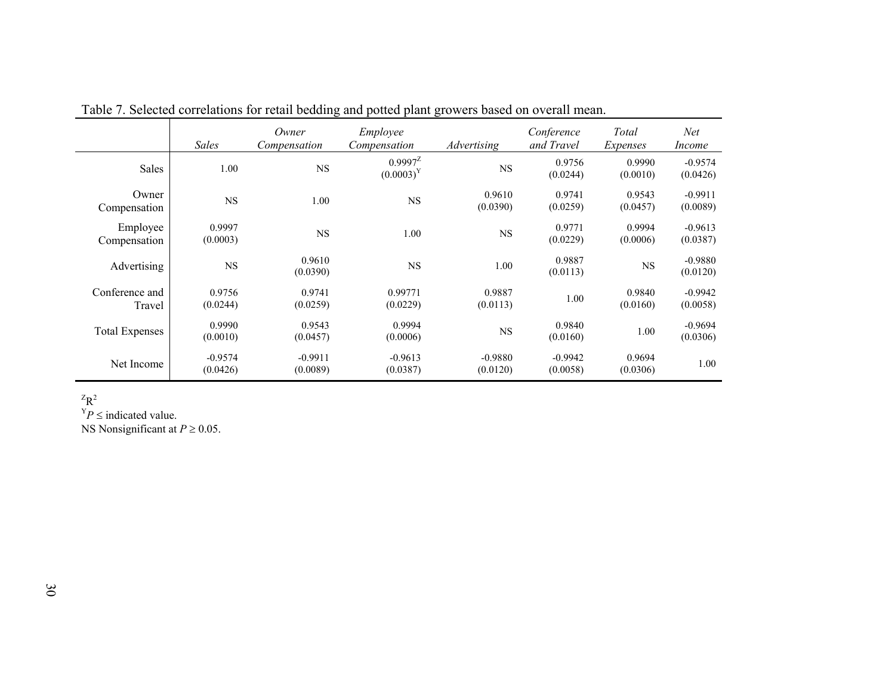Table 7. Selected correlations for retail bedding and potted plant growers based on overall mean.

| | *Sales* | *Owner Compensation* | *Employee Compensation* | *Advertising* | *Conference and Travel* | *Total Expenses* | *Net Income* |
|---|---|---|---|---|---|---|---|
| Sales | 1.00 | NS | 0.9997[Z] (0.0003)[Y] | NS | 0.9756 (0.0244) | 0.9990 (0.0010) | -0.9574 (0.0426) |
| Owner Compensation | NS | 1.00 | NS | 0.9610 (0.0390) | 0.9741 (0.0259) | 0.9543 (0.0457) | -0.9911 (0.0089) |
| Employee Compensation | 0.9997 (0.0003) | NS | 1.00 | NS | 0.9771 (0.0229) | 0.9994 (0.0006) | -0.9613 (0.0387) |
| Advertising | NS | 0.9610 (0.0390) | NS | 1.00 | 0.9887 (0.0113) | NS | -0.9880 (0.0120) |
| Conference and Travel | 0.9756 (0.0244) | 0.9741 (0.0259) | 0.99771 (0.0229) | 0.9887 (0.0113) | 1.00 | 0.9840 (0.0160) | -0.9942 (0.0058) |
| Total Expenses | 0.9990 (0.0010) | 0.9543 (0.0457) | 0.9994 (0.0006) | NS | 0.9840 (0.0160) | 1.00 | -0.9694 (0.0306) |
| Net Income | -0.9574 (0.0426) | -0.9911 (0.0089) | -0.9613 (0.0387) | -0.9880 (0.0120) | -0.9942 (0.0058) | 0.9694 (0.0306) | 1.00 |

[Z] $R^2$

[Y] $P \leq$ indicated value.

NS Nonsignificant at $P \geq 0.05$.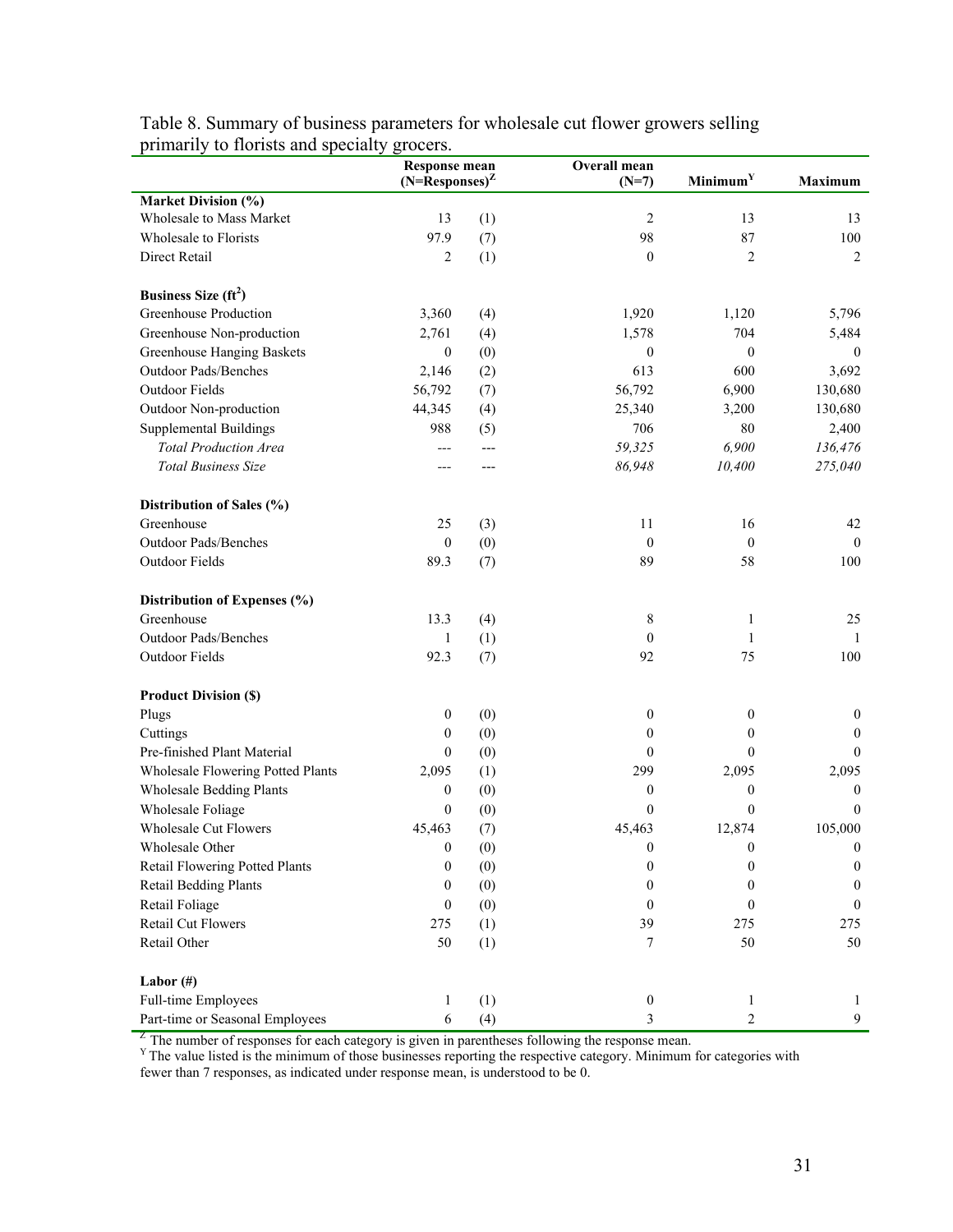Table 8. Summary of business parameters for wholesale cut flower growers selling primarily to florists and specialty grocers.

| | Response mean (N=Responses)[Z] | | Overall mean (N=7) | Minimum[Y] | Maximum |
|---|---|---|---|---|---|
| **Market Division (%)** | | | | | |
| Wholesale to Mass Market | 13 | (1) | 2 | 13 | 13 |
| Wholesale to Florists | 97.9 | (7) | 98 | 87 | 100 |
| Direct Retail | 2 | (1) | 0 | 2 | 2 |
| **Business Size ($ft^2$)** | | | | | |
| Greenhouse Production | 3,360 | (4) | 1,920 | 1,120 | 5,796 |
| Greenhouse Non-production | 2,761 | (4) | 1,578 | 704 | 5,484 |
| Greenhouse Hanging Baskets | 0 | (0) | 0 | 0 | 0 |
| Outdoor Pads/Benches | 2,146 | (2) | 613 | 600 | 3,692 |
| Outdoor Fields | 56,792 | (7) | 56,792 | 6,900 | 130,680 |
| Outdoor Non-production | 44,345 | (4) | 25,340 | 3,200 | 130,680 |
| Supplemental Buildings | 988 | (5) | 706 | 80 | 2,400 |
| *Total Production Area* | --- | --- | *59,325* | *6,900* | *136,476* |
| *Total Business Size* | --- | --- | *86,948* | *10,400* | *275,040* |
| **Distribution of Sales (%)** | | | | | |
| Greenhouse | 25 | (3) | 11 | 16 | 42 |
| Outdoor Pads/Benches | 0 | (0) | 0 | 0 | 0 |
| Outdoor Fields | 89.3 | (7) | 89 | 58 | 100 |
| **Distribution of Expenses (%)** | | | | | |
| Greenhouse | 13.3 | (4) | 8 | 1 | 25 |
| Outdoor Pads/Benches | 1 | (1) | 0 | 1 | 1 |
| Outdoor Fields | 92.3 | (7) | 92 | 75 | 100 |
| **Product Division ($)** | | | | | |
| Plugs | 0 | (0) | 0 | 0 | 0 |
| Cuttings | 0 | (0) | 0 | 0 | 0 |
| Pre-finished Plant Material | 0 | (0) | 0 | 0 | 0 |
| Wholesale Flowering Potted Plants | 2,095 | (1) | 299 | 2,095 | 2,095 |
| Wholesale Bedding Plants | 0 | (0) | 0 | 0 | 0 |
| Wholesale Foliage | 0 | (0) | 0 | 0 | 0 |
| Wholesale Cut Flowers | 45,463 | (7) | 45,463 | 12,874 | 105,000 |
| Wholesale Other | 0 | (0) | 0 | 0 | 0 |
| Retail Flowering Potted Plants | 0 | (0) | 0 | 0 | 0 |
| Retail Bedding Plants | 0 | (0) | 0 | 0 | 0 |
| Retail Foliage | 0 | (0) | 0 | 0 | 0 |
| Retail Cut Flowers | 275 | (1) | 39 | 275 | 275 |
| Retail Other | 50 | (1) | 7 | 50 | 50 |
| **Labor (#)** | | | | | |
| Full-time Employees | 1 | (1) | 0 | 1 | 1 |
| Part-time or Seasonal Employees | 6 | (4) | 3 | 2 | 9 |

[Z] The number of responses for each category is given in parentheses following the response mean.
[Y] The value listed is the minimum of those businesses reporting the respective category. Minimum for categories with fewer than 7 responses, as indicated under response mean, is understood to be 0.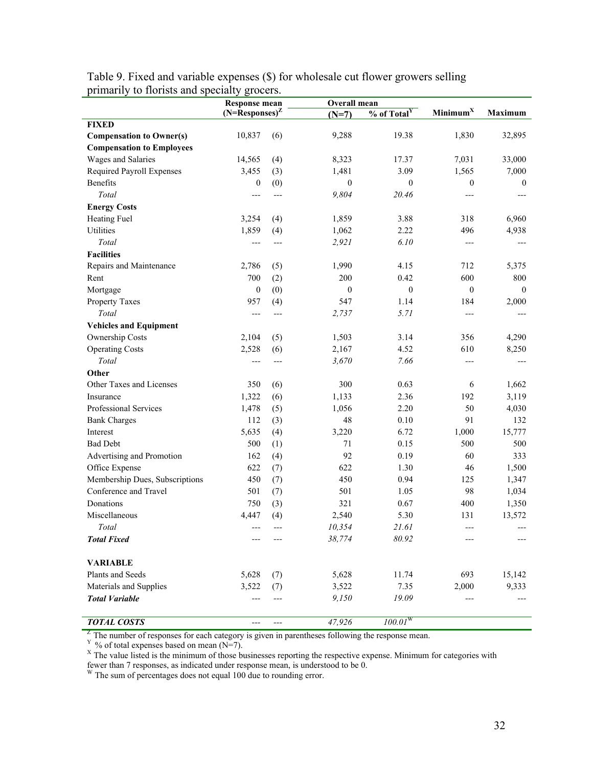Table 9. Fixed and variable expenses ($) for wholesale cut flower growers selling primarily to florists and specialty grocers.

| | Response mean (N=Responses)[Z] | | Overall mean (N=7) | % of Total[Y] | Minimum[X] | Maximum |
|---|---|---|---|---|---|---|
| **FIXED** | | | | | | |
| **Compensation to Owner(s)** | 10,837 | (6) | 9,288 | 19.38 | 1,830 | 32,895 |
| **Compensation to Employees** | | | | | | |
| Wages and Salaries | 14,565 | (4) | 8,323 | 17.37 | 7,031 | 33,000 |
| Required Payroll Expenses | 3,455 | (3) | 1,481 | 3.09 | 1,565 | 7,000 |
| Benefits | 0 | (0) | 0 | 0 | 0 | 0 |
| *Total* | --- | --- | *9,804* | *20.46* | --- | --- |
| **Energy Costs** | | | | | | |
| Heating Fuel | 3,254 | (4) | 1,859 | 3.88 | 318 | 6,960 |
| Utilities | 1,859 | (4) | 1,062 | 2.22 | 496 | 4,938 |
| *Total* | --- | --- | *2,921* | *6.10* | --- | --- |
| **Facilities** | | | | | | |
| Repairs and Maintenance | 2,786 | (5) | 1,990 | 4.15 | 712 | 5,375 |
| Rent | 700 | (2) | 200 | 0.42 | 600 | 800 |
| Mortgage | 0 | (0) | 0 | 0 | 0 | 0 |
| Property Taxes | 957 | (4) | 547 | 1.14 | 184 | 2,000 |
| *Total* | --- | --- | *2,737* | *5.71* | --- | --- |
| **Vehicles and Equipment** | | | | | | |
| Ownership Costs | 2,104 | (5) | 1,503 | 3.14 | 356 | 4,290 |
| Operating Costs | 2,528 | (6) | 2,167 | 4.52 | 610 | 8,250 |
| *Total* | --- | --- | *3,670* | *7.66* | --- | --- |
| **Other** | | | | | | |
| Other Taxes and Licenses | 350 | (6) | 300 | 0.63 | 6 | 1,662 |
| Insurance | 1,322 | (6) | 1,133 | 2.36 | 192 | 3,119 |
| Professional Services | 1,478 | (5) | 1,056 | 2.20 | 50 | 4,030 |
| Bank Charges | 112 | (3) | 48 | 0.10 | 91 | 132 |
| Interest | 5,635 | (4) | 3,220 | 6.72 | 1,000 | 15,777 |
| Bad Debt | 500 | (1) | 71 | 0.15 | 500 | 500 |
| Advertising and Promotion | 162 | (4) | 92 | 0.19 | 60 | 333 |
| Office Expense | 622 | (7) | 622 | 1.30 | 46 | 1,500 |
| Membership Dues, Subscriptions | 450 | (7) | 450 | 0.94 | 125 | 1,347 |
| Conference and Travel | 501 | (7) | 501 | 1.05 | 98 | 1,034 |
| Donations | 750 | (3) | 321 | 0.67 | 400 | 1,350 |
| Miscellaneous | 4,447 | (4) | 2,540 | 5.30 | 131 | 13,572 |
| *Total* | --- | --- | *10,354* | *21.61* | --- | --- |
| ***Total Fixed*** | --- | --- | *38,774* | *80.92* | --- | --- |
| **VARIABLE** | | | | | | |
| Plants and Seeds | 5,628 | (7) | 5,628 | 11.74 | 693 | 15,142 |
| Materials and Supplies | 3,522 | (7) | 3,522 | 7.35 | 2,000 | 9,333 |
| ***Total Variable*** | --- | --- | *9,150* | *19.09* | --- | --- |
| ***TOTAL COSTS*** | --- | --- | *47,926* | *100.01*[W] | | |

[Z] The number of responses for each category is given in parentheses following the response mean.
[Y] % of total expenses based on mean (N=7).
[X] The value listed is the minimum of those businesses reporting the respective expense. Minimum for categories with fewer than 7 responses, as indicated under response mean, is understood to be 0.
[W] The sum of percentages does not equal 100 due to rounding error.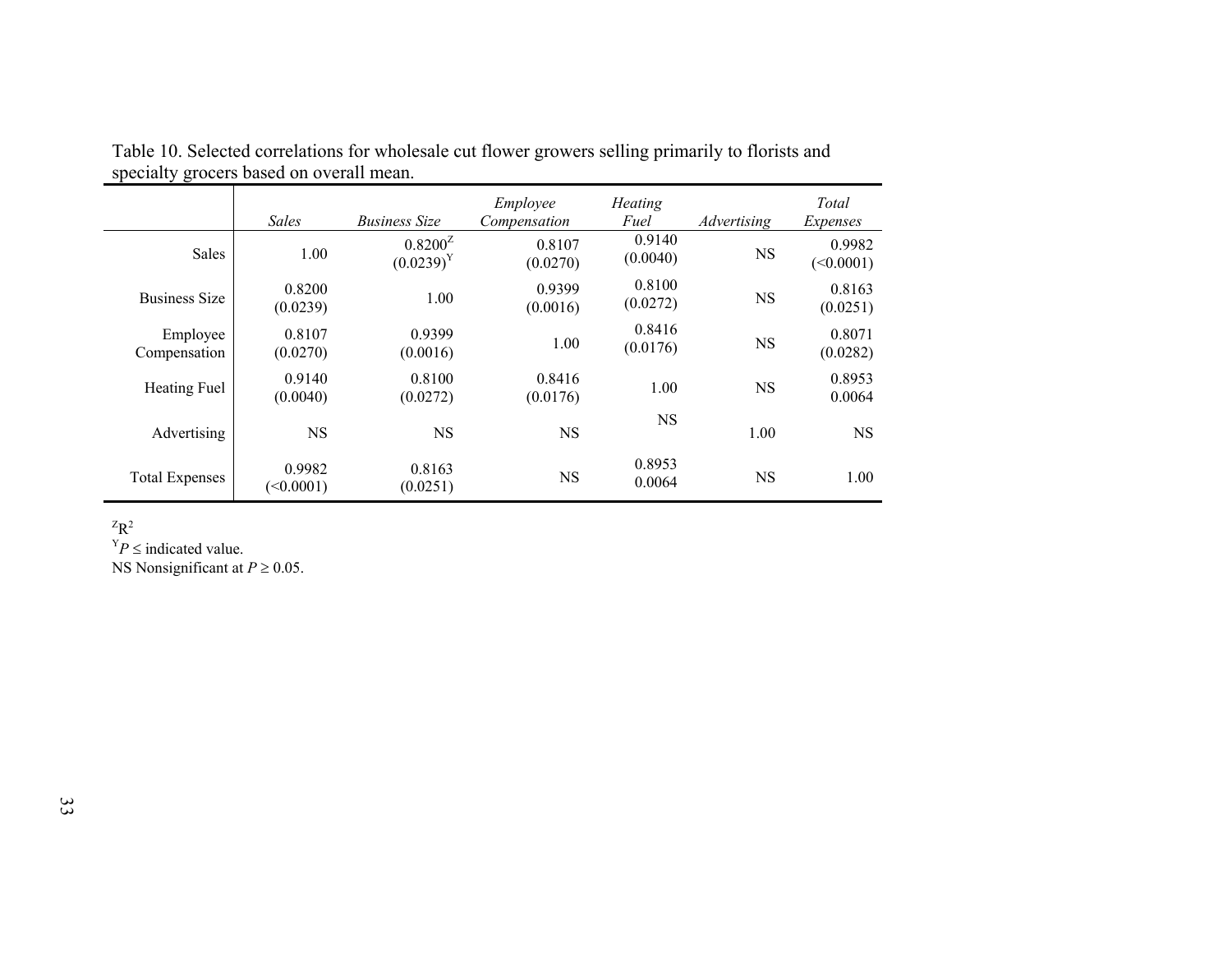Table 10. Selected correlations for wholesale cut flower growers selling primarily to florists and specialty grocers based on overall mean.

| | *Sales* | *Business Size* | *Employee Compensation* | *Heating Fuel* | *Advertising* | *Total Expenses* |
|---|---|---|---|---|---|---|
| Sales | 1.00 | 0.8200[Z] (0.0239)[Y] | 0.8107 (0.0270) | 0.9140 (0.0040) | NS | 0.9982 (<0.0001) |
| Business Size | 0.8200 (0.0239) | 1.00 | 0.9399 (0.0016) | 0.8100 (0.0272) | NS | 0.8163 (0.0251) |
| Employee Compensation | 0.8107 (0.0270) | 0.9399 (0.0016) | 1.00 | 0.8416 (0.0176) | NS | 0.8071 (0.0282) |
| Heating Fuel | 0.9140 (0.0040) | 0.8100 (0.0272) | 0.8416 (0.0176) | 1.00 | NS | 0.8953 0.0064 |
| Advertising | NS | NS | NS | NS | 1.00 | NS |
| Total Expenses | 0.9982 (<0.0001) | 0.8163 (0.0251) | NS | 0.8953 0.0064 | NS | 1.00 |

[Z]$R^2$

[Y]$P \leq$ indicated value.

NS Nonsignificant at $P \geq 0.05$.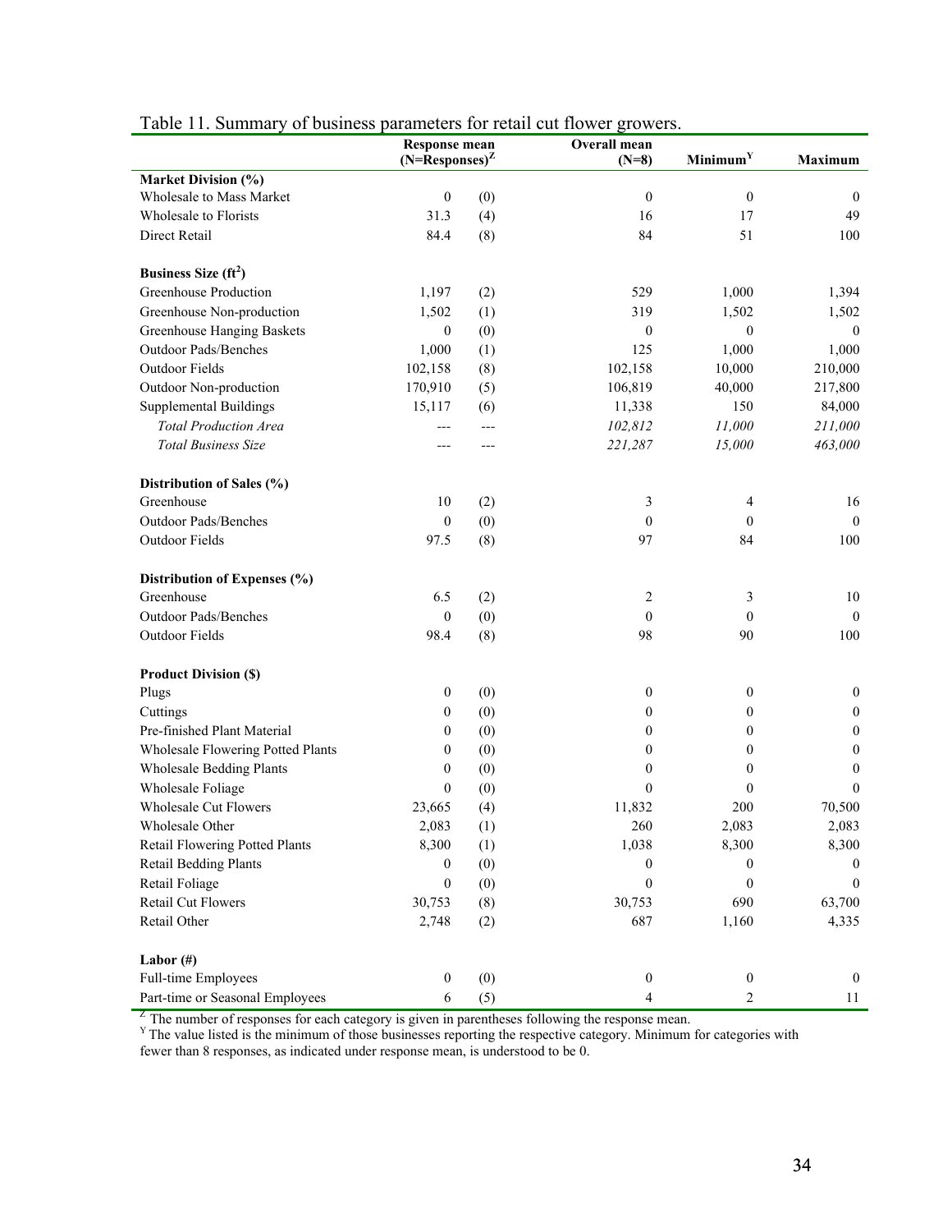Table 11. Summary of business parameters for retail cut flower growers.

| | Response mean (N=Responses)[Z] | | Overall mean (N=8) | Minimum[Y] | Maximum |
|---|---|---|---|---|---|
| **Market Division (%)** | | | | | |
| Wholesale to Mass Market | 0 | (0) | 0 | 0 | 0 |
| Wholesale to Florists | 31.3 | (4) | 16 | 17 | 49 |
| Direct Retail | 84.4 | (8) | 84 | 51 | 100 |
| **Business Size ($ft^2$)** | | | | | |
| Greenhouse Production | 1,197 | (2) | 529 | 1,000 | 1,394 |
| Greenhouse Non-production | 1,502 | (1) | 319 | 1,502 | 1,502 |
| Greenhouse Hanging Baskets | 0 | (0) | 0 | 0 | 0 |
| Outdoor Pads/Benches | 1,000 | (1) | 125 | 1,000 | 1,000 |
| Outdoor Fields | 102,158 | (8) | 102,158 | 10,000 | 210,000 |
| Outdoor Non-production | 170,910 | (5) | 106,819 | 40,000 | 217,800 |
| Supplemental Buildings | 15,117 | (6) | 11,338 | 150 | 84,000 |
| *Total Production Area* | --- | --- | *102,812* | *11,000* | *211,000* |
| *Total Business Size* | --- | --- | *221,287* | *15,000* | *463,000* |
| **Distribution of Sales (%)** | | | | | |
| Greenhouse | 10 | (2) | 3 | 4 | 16 |
| Outdoor Pads/Benches | 0 | (0) | 0 | 0 | 0 |
| Outdoor Fields | 97.5 | (8) | 97 | 84 | 100 |
| **Distribution of Expenses (%)** | | | | | |
| Greenhouse | 6.5 | (2) | 2 | 3 | 10 |
| Outdoor Pads/Benches | 0 | (0) | 0 | 0 | 0 |
| Outdoor Fields | 98.4 | (8) | 98 | 90 | 100 |
| **Product Division ($)** | | | | | |
| Plugs | 0 | (0) | 0 | 0 | 0 |
| Cuttings | 0 | (0) | 0 | 0 | 0 |
| Pre-finished Plant Material | 0 | (0) | 0 | 0 | 0 |
| Wholesale Flowering Potted Plants | 0 | (0) | 0 | 0 | 0 |
| Wholesale Bedding Plants | 0 | (0) | 0 | 0 | 0 |
| Wholesale Foliage | 0 | (0) | 0 | 0 | 0 |
| Wholesale Cut Flowers | 23,665 | (4) | 11,832 | 200 | 70,500 |
| Wholesale Other | 2,083 | (1) | 260 | 2,083 | 2,083 |
| Retail Flowering Potted Plants | 8,300 | (1) | 1,038 | 8,300 | 8,300 |
| Retail Bedding Plants | 0 | (0) | 0 | 0 | 0 |
| Retail Foliage | 0 | (0) | 0 | 0 | 0 |
| Retail Cut Flowers | 30,753 | (8) | 30,753 | 690 | 63,700 |
| Retail Other | 2,748 | (2) | 687 | 1,160 | 4,335 |
| **Labor (#)** | | | | | |
| Full-time Employees | 0 | (0) | 0 | 0 | 0 |
| Part-time or Seasonal Employees | 6 | (5) | 4 | 2 | 11 |

[Z] The number of responses for each category is given in parentheses following the response mean.
[Y] The value listed is the minimum of those businesses reporting the respective category. Minimum for categories with fewer than 8 responses, as indicated under response mean, is understood to be 0.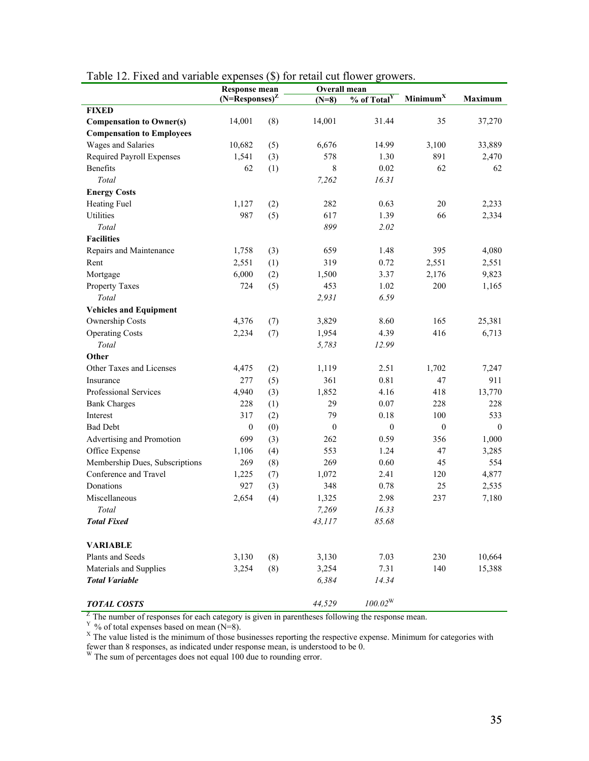Table 12. Fixed and variable expenses ($) for retail cut flower growers.

| | Response mean (N=Responses)[Z] | | Overall mean (N=8) | % of Total[Y] | Minimum[X] | Maximum |
|---|---|---|---|---|---|---|
| **FIXED** | | | | | | |
| **Compensation to Owner(s)** | 14,001 | (8) | 14,001 | 31.44 | 35 | 37,270 |
| **Compensation to Employees** | | | | | | |
| Wages and Salaries | 10,682 | (5) | 6,676 | 14.99 | 3,100 | 33,889 |
| Required Payroll Expenses | 1,541 | (3) | 578 | 1.30 | 891 | 2,470 |
| Benefits | 62 | (1) | 8 | 0.02 | 62 | 62 |
| *Total* | | | *7,262* | *16.31* | | |
| **Energy Costs** | | | | | | |
| Heating Fuel | 1,127 | (2) | 282 | 0.63 | 20 | 2,233 |
| Utilities | 987 | (5) | 617 | 1.39 | 66 | 2,334 |
| *Total* | | | *899* | *2.02* | | |
| **Facilities** | | | | | | |
| Repairs and Maintenance | 1,758 | (3) | 659 | 1.48 | 395 | 4,080 |
| Rent | 2,551 | (1) | 319 | 0.72 | 2,551 | 2,551 |
| Mortgage | 6,000 | (2) | 1,500 | 3.37 | 2,176 | 9,823 |
| Property Taxes | 724 | (5) | 453 | 1.02 | 200 | 1,165 |
| *Total* | | | *2,931* | *6.59* | | |
| **Vehicles and Equipment** | | | | | | |
| Ownership Costs | 4,376 | (7) | 3,829 | 8.60 | 165 | 25,381 |
| Operating Costs | 2,234 | (7) | 1,954 | 4.39 | 416 | 6,713 |
| *Total* | | | *5,783* | *12.99* | | |
| **Other** | | | | | | |
| Other Taxes and Licenses | 4,475 | (2) | 1,119 | 2.51 | 1,702 | 7,247 |
| Insurance | 277 | (5) | 361 | 0.81 | 47 | 911 |
| Professional Services | 4,940 | (3) | 1,852 | 4.16 | 418 | 13,770 |
| Bank Charges | 228 | (1) | 29 | 0.07 | 228 | 228 |
| Interest | 317 | (2) | 79 | 0.18 | 100 | 533 |
| Bad Debt | 0 | (0) | 0 | 0 | 0 | 0 |
| Advertising and Promotion | 699 | (3) | 262 | 0.59 | 356 | 1,000 |
| Office Expense | 1,106 | (4) | 553 | 1.24 | 47 | 3,285 |
| Membership Dues, Subscriptions | 269 | (8) | 269 | 0.60 | 45 | 554 |
| Conference and Travel | 1,225 | (7) | 1,072 | 2.41 | 120 | 4,877 |
| Donations | 927 | (3) | 348 | 0.78 | 25 | 2,535 |
| Miscellaneous | 2,654 | (4) | 1,325 | 2.98 | 237 | 7,180 |
| *Total* | | | *7,269* | *16.33* | | |
| ***Total Fixed*** | | | *43,117* | *85.68* | | |
| | | | | | | |
| **VARIABLE** | | | | | | |
| Plants and Seeds | 3,130 | (8) | 3,130 | 7.03 | 230 | 10,664 |
| Materials and Supplies | 3,254 | (8) | 3,254 | 7.31 | 140 | 15,388 |
| ***Total Variable*** | | | *6,384* | *14.34* | | |
| | | | | | | |
| ***TOTAL COSTS*** | | | *44,529* | *100.02*[W] | | |

[Z] The number of responses for each category is given in parentheses following the response mean.
[Y] % of total expenses based on mean (N=8).
[X] The value listed is the minimum of those businesses reporting the respective expense. Minimum for categories with fewer than 8 responses, as indicated under response mean, is understood to be 0.
[W] The sum of percentages does not equal 100 due to rounding error.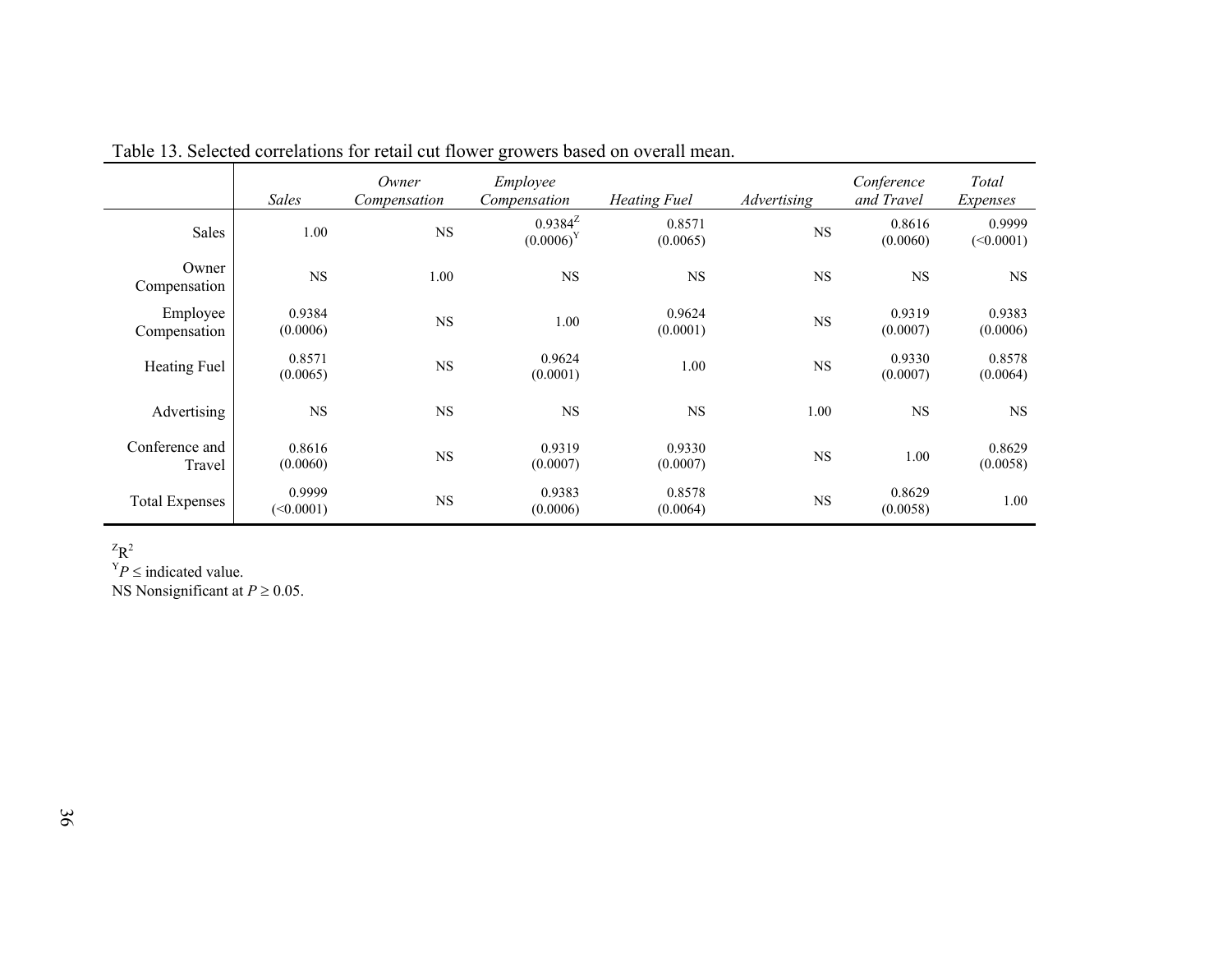Table 13. Selected correlations for retail cut flower growers based on overall mean.

| | *Sales* | *Owner Compensation* | *Employee Compensation* | *Heating Fuel* | *Advertising* | *Conference and Travel* | *Total Expenses* |
|---|---|---|---|---|---|---|---|
| Sales | 1.00 | NS | 0.9384[Z] (0.0006)[Y] | 0.8571 (0.0065) | NS | 0.8616 (0.0060) | 0.9999 (<0.0001) |
| Owner Compensation | NS | 1.00 | NS | NS | NS | NS | NS |
| Employee Compensation | 0.9384 (0.0006) | NS | 1.00 | 0.9624 (0.0001) | NS | 0.9319 (0.0007) | 0.9383 (0.0006) |
| Heating Fuel | 0.8571 (0.0065) | NS | 0.9624 (0.0001) | 1.00 | NS | 0.9330 (0.0007) | 0.8578 (0.0064) |
| Advertising | NS | NS | NS | NS | 1.00 | NS | NS |
| Conference and Travel | 0.8616 (0.0060) | NS | 0.9319 (0.0007) | 0.9330 (0.0007) | NS | 1.00 | 0.8629 (0.0058) |
| Total Expenses | 0.9999 (<0.0001) | NS | 0.9383 (0.0006) | 0.8578 (0.0064) | NS | 0.8629 (0.0058) | 1.00 |

[Z] $R^2$

[Y] $P \leq$ indicated value.

NS Nonsignificant at $P \geq 0.05$.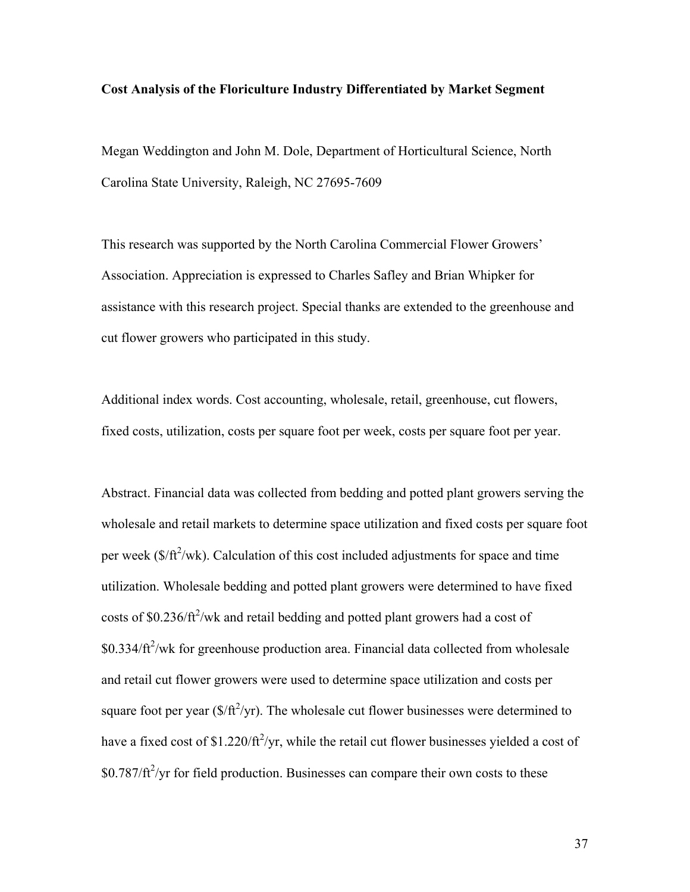**Cost Analysis of the Floriculture Industry Differentiated by Market Segment**

Megan Weddington and John M. Dole, Department of Horticultural Science, North Carolina State University, Raleigh, NC 27695-7609

This research was supported by the North Carolina Commercial Flower Growers' Association. Appreciation is expressed to Charles Safley and Brian Whipker for assistance with this research project. Special thanks are extended to the greenhouse and cut flower growers who participated in this study.

Additional index words. Cost accounting, wholesale, retail, greenhouse, cut flowers, fixed costs, utilization, costs per square foot per week, costs per square foot per year.

Abstract. Financial data was collected from bedding and potted plant growers serving the wholesale and retail markets to determine space utilization and fixed costs per square foot per week ($\$/ft^2/wk$). Calculation of this cost included adjustments for space and time utilization. Wholesale bedding and potted plant growers were determined to have fixed costs of $\$0.236/ft^2/wk$ and retail bedding and potted plant growers had a cost of $\$0.334/ft^2/wk$ for greenhouse production area. Financial data collected from wholesale and retail cut flower growers were used to determine space utilization and costs per square foot per year ($\$/ft^2/yr$). The wholesale cut flower businesses were determined to have a fixed cost of $\$1.220/ft^2/yr$, while the retail cut flower businesses yielded a cost of $\$0.787/ft^2/yr$ for field production. Businesses can compare their own costs to these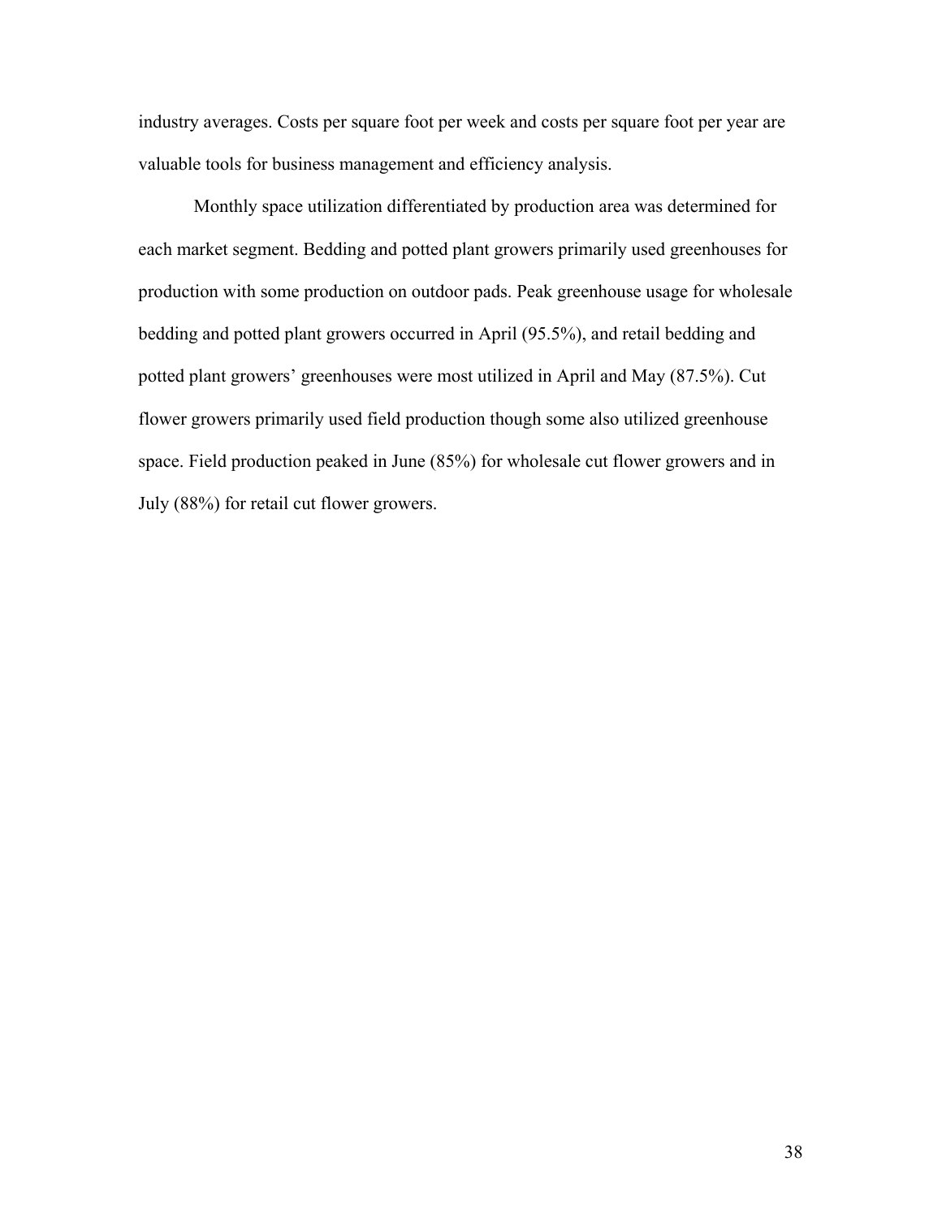industry averages. Costs per square foot per week and costs per square foot per year are valuable tools for business management and efficiency analysis.

Monthly space utilization differentiated by production area was determined for each market segment. Bedding and potted plant growers primarily used greenhouses for production with some production on outdoor pads. Peak greenhouse usage for wholesale bedding and potted plant growers occurred in April (95.5%), and retail bedding and potted plant growers' greenhouses were most utilized in April and May (87.5%). Cut flower growers primarily used field production though some also utilized greenhouse space. Field production peaked in June (85%) for wholesale cut flower growers and in July (88%) for retail cut flower growers.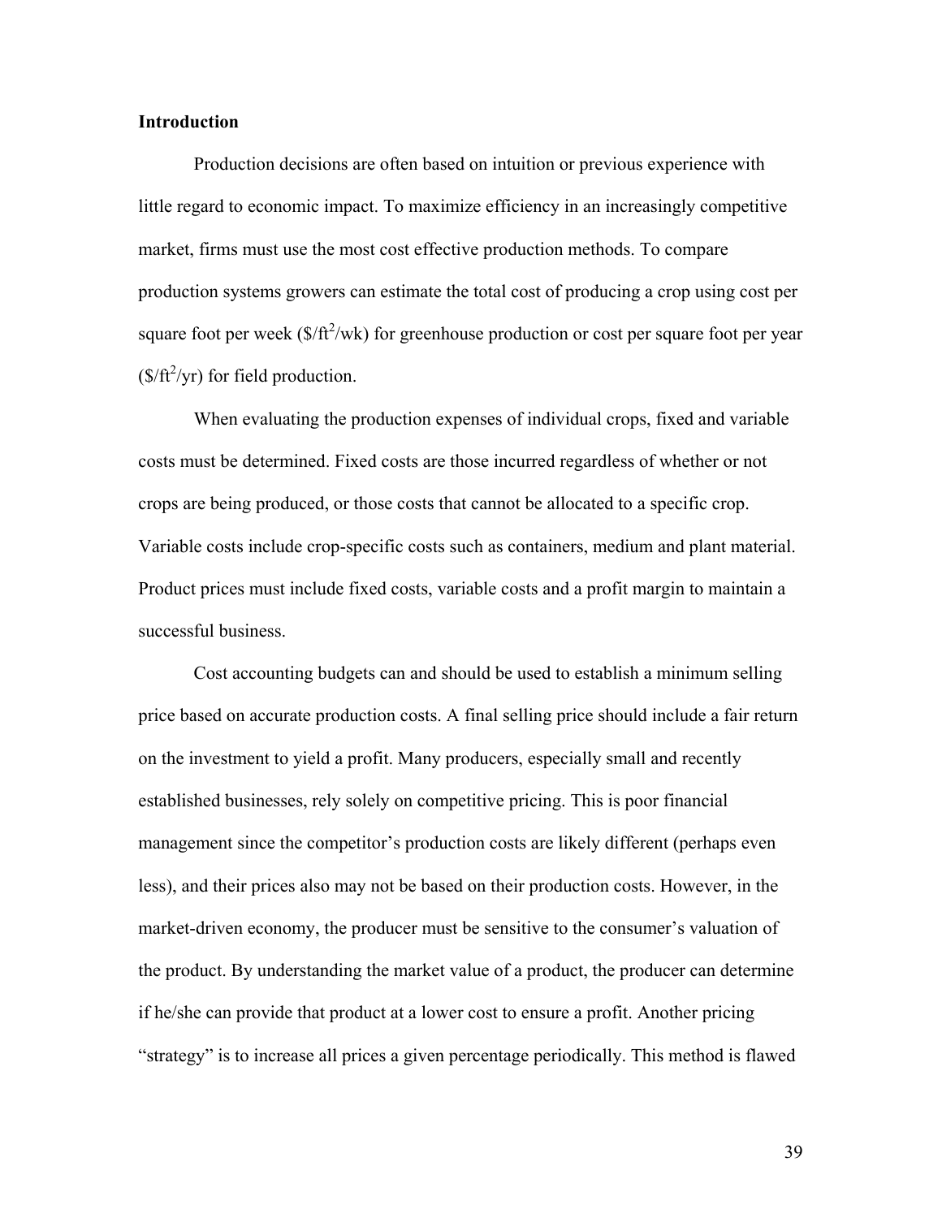**Introduction**

Production decisions are often based on intuition or previous experience with little regard to economic impact. To maximize efficiency in an increasingly competitive market, firms must use the most cost effective production methods. To compare production systems growers can estimate the total cost of producing a crop using cost per square foot per week ($\$/ft^2/wk$) for greenhouse production or cost per square foot per year ($\$/ft^2/yr$) for field production.

When evaluating the production expenses of individual crops, fixed and variable costs must be determined. Fixed costs are those incurred regardless of whether or not crops are being produced, or those costs that cannot be allocated to a specific crop. Variable costs include crop-specific costs such as containers, medium and plant material. Product prices must include fixed costs, variable costs and a profit margin to maintain a successful business.

Cost accounting budgets can and should be used to establish a minimum selling price based on accurate production costs. A final selling price should include a fair return on the investment to yield a profit. Many producers, especially small and recently established businesses, rely solely on competitive pricing. This is poor financial management since the competitor's production costs are likely different (perhaps even less), and their prices also may not be based on their production costs. However, in the market-driven economy, the producer must be sensitive to the consumer's valuation of the product. By understanding the market value of a product, the producer can determine if he/she can provide that product at a lower cost to ensure a profit. Another pricing "strategy" is to increase all prices a given percentage periodically. This method is flawed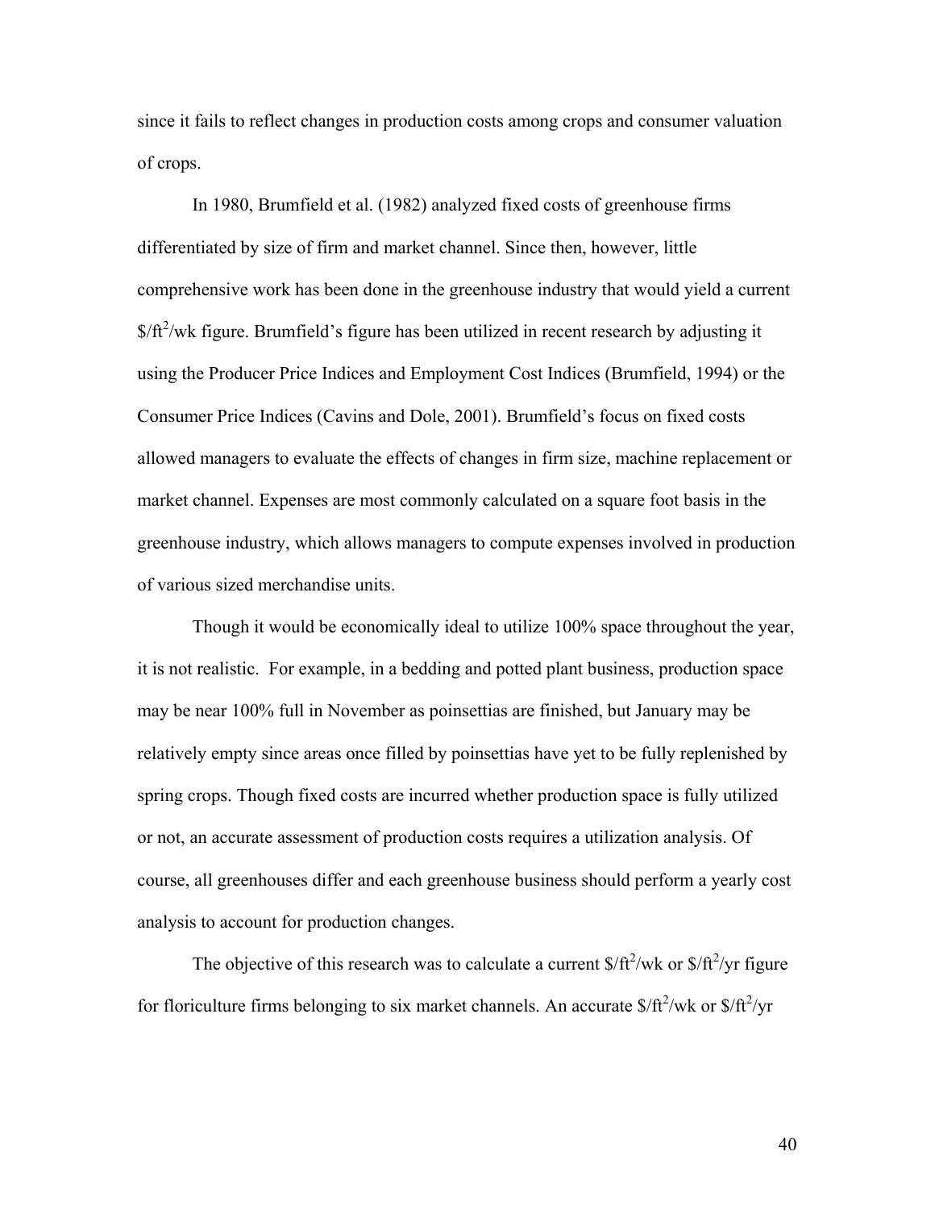since it fails to reflect changes in production costs among crops and consumer valuation of crops.

In 1980, Brumfield et al. (1982) analyzed fixed costs of greenhouse firms differentiated by size of firm and market channel. Since then, however, little comprehensive work has been done in the greenhouse industry that would yield a current $\$/ft^2/wk$ figure. Brumfield's figure has been utilized in recent research by adjusting it using the Producer Price Indices and Employment Cost Indices (Brumfield, 1994) or the Consumer Price Indices (Cavins and Dole, 2001). Brumfield's focus on fixed costs allowed managers to evaluate the effects of changes in firm size, machine replacement or market channel. Expenses are most commonly calculated on a square foot basis in the greenhouse industry, which allows managers to compute expenses involved in production of various sized merchandise units.

Though it would be economically ideal to utilize 100% space throughout the year, it is not realistic. For example, in a bedding and potted plant business, production space may be near 100% full in November as poinsettias are finished, but January may be relatively empty since areas once filled by poinsettias have yet to be fully replenished by spring crops. Though fixed costs are incurred whether production space is fully utilized or not, an accurate assessment of production costs requires a utilization analysis. Of course, all greenhouses differ and each greenhouse business should perform a yearly cost analysis to account for production changes.

The objective of this research was to calculate a current $\$/ft^2/wk$ or $\$/ft^2/yr$ figure for floriculture firms belonging to six market channels. An accurate $\$/ft^2/wk$ or $\$/ft^2/yr$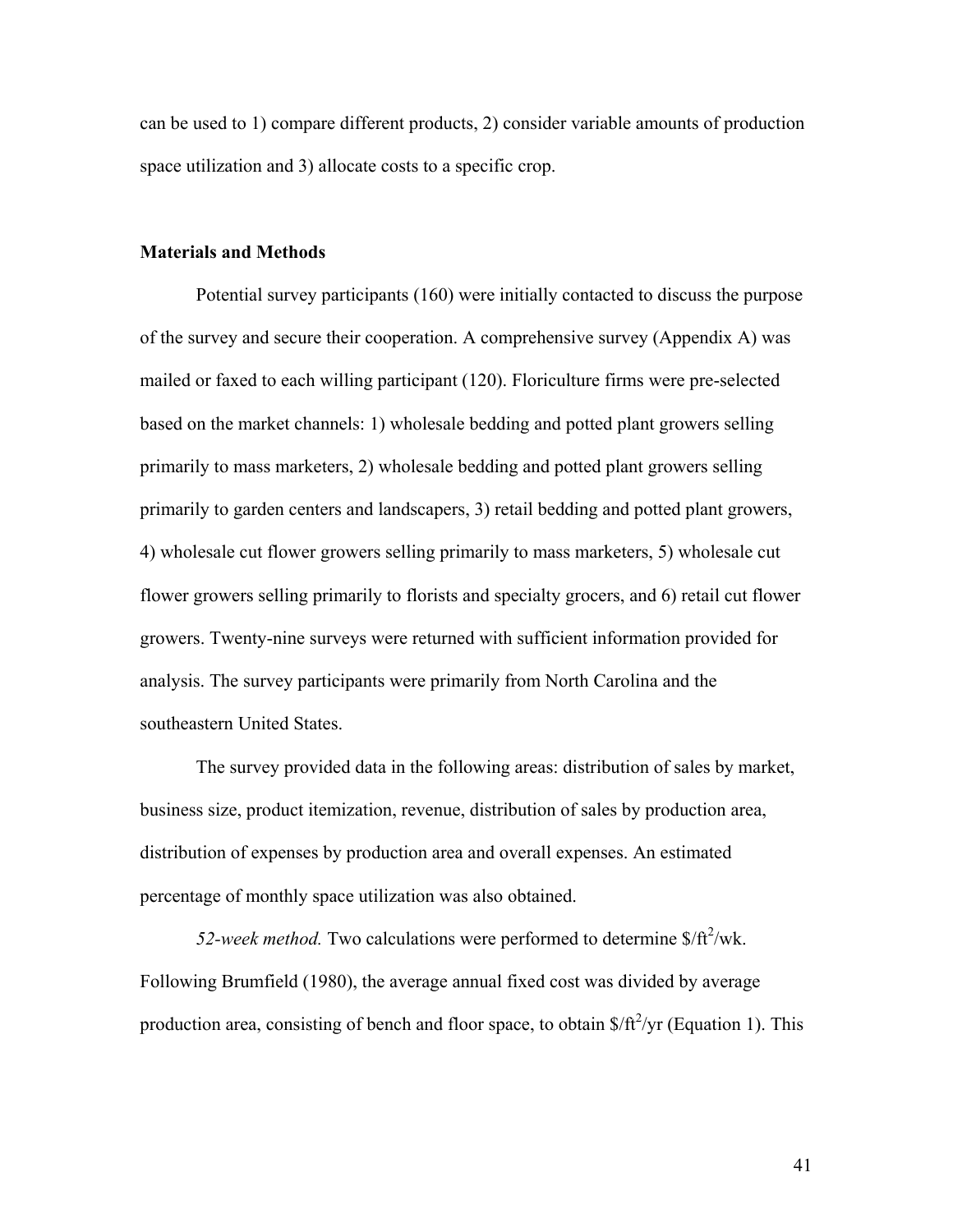can be used to 1) compare different products, 2) consider variable amounts of production space utilization and 3) allocate costs to a specific crop.

**Materials and Methods**

Potential survey participants (160) were initially contacted to discuss the purpose of the survey and secure their cooperation. A comprehensive survey (Appendix A) was mailed or faxed to each willing participant (120). Floriculture firms were pre-selected based on the market channels: 1) wholesale bedding and potted plant growers selling primarily to mass marketers, 2) wholesale bedding and potted plant growers selling primarily to garden centers and landscapers, 3) retail bedding and potted plant growers, 4) wholesale cut flower growers selling primarily to mass marketers, 5) wholesale cut flower growers selling primarily to florists and specialty grocers, and 6) retail cut flower growers. Twenty-nine surveys were returned with sufficient information provided for analysis. The survey participants were primarily from North Carolina and the southeastern United States.

The survey provided data in the following areas: distribution of sales by market, business size, product itemization, revenue, distribution of sales by production area, distribution of expenses by production area and overall expenses. An estimated percentage of monthly space utilization was also obtained.

*52-week method.* Two calculations were performed to determine $\$/ft^2/wk$. Following Brumfield (1980), the average annual fixed cost was divided by average production area, consisting of bench and floor space, to obtain $\$/ft^2/yr$ (Equation 1). This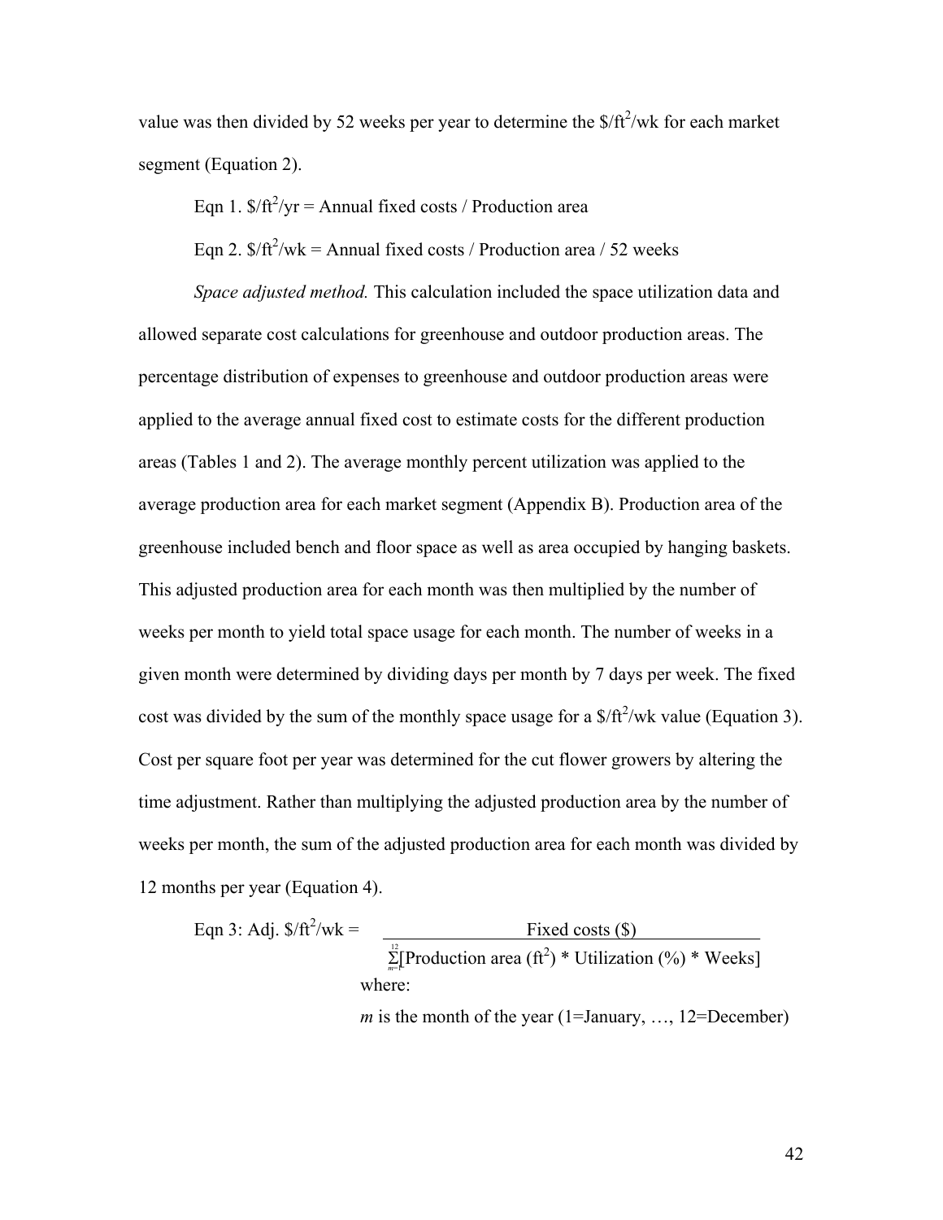value was then divided by 52 weeks per year to determine the $\$/ft^2/wk$ for each market segment (Equation 2).

Eqn 1. $\$/ft^2/yr$ = Annual fixed costs / Production area

Eqn 2. $\$/ft^2/wk$ = Annual fixed costs / Production area / 52 weeks

*Space adjusted method.* This calculation included the space utilization data and allowed separate cost calculations for greenhouse and outdoor production areas. The percentage distribution of expenses to greenhouse and outdoor production areas were applied to the average annual fixed cost to estimate costs for the different production areas (Tables 1 and 2). The average monthly percent utilization was applied to the average production area for each market segment (Appendix B). Production area of the greenhouse included bench and floor space as well as area occupied by hanging baskets. This adjusted production area for each month was then multiplied by the number of weeks per month to yield total space usage for each month. The number of weeks in a given month were determined by dividing days per month by 7 days per week. The fixed cost was divided by the sum of the monthly space usage for a $\$/ft^2/wk$ value (Equation 3). Cost per square foot per year was determined for the cut flower growers by altering the time adjustment. Rather than multiplying the adjusted production area by the number of weeks per month, the sum of the adjusted production area for each month was divided by 12 months per year (Equation 4).

$$\text{Eqn 3: Adj. } \$/ft^2/wk = \frac{\text{Fixed costs (\$)}}{\sum_{m=1}^{12}[\text{Production area } (ft^2) * \text{Utilization } (\%) * \text{Weeks}]}$$

where:

*m* is the month of the year (1=January, …, 12=December)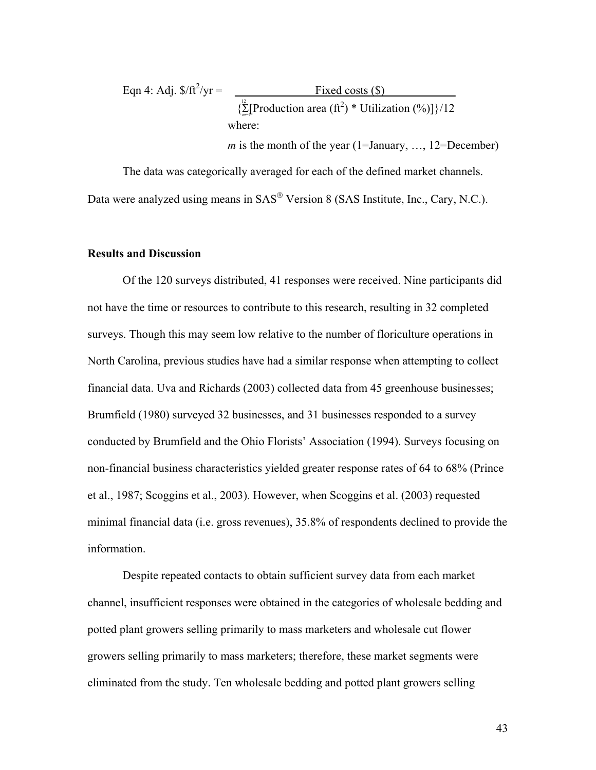$$\text{Eqn 4: Adj. \$/ft}^2\text{/yr} = \frac{\text{Fixed costs (\$)}}{\{\sum_{m=1}^{12}[\text{Production area (ft}^2) * \text{Utilization (\%)}]\}/12}$$

where:

$m$ is the month of the year (1=January, …, 12=December)

The data was categorically averaged for each of the defined market channels. Data were analyzed using means in SAS® Version 8 (SAS Institute, Inc., Cary, N.C.).

### Results and Discussion

Of the 120 surveys distributed, 41 responses were received. Nine participants did not have the time or resources to contribute to this research, resulting in 32 completed surveys. Though this may seem low relative to the number of floriculture operations in North Carolina, previous studies have had a similar response when attempting to collect financial data. Uva and Richards (2003) collected data from 45 greenhouse businesses; Brumfield (1980) surveyed 32 businesses, and 31 businesses responded to a survey conducted by Brumfield and the Ohio Florists' Association (1994). Surveys focusing on non-financial business characteristics yielded greater response rates of 64 to 68% (Prince et al., 1987; Scoggins et al., 2003). However, when Scoggins et al. (2003) requested minimal financial data (i.e. gross revenues), 35.8% of respondents declined to provide the information.

Despite repeated contacts to obtain sufficient survey data from each market channel, insufficient responses were obtained in the categories of wholesale bedding and potted plant growers selling primarily to mass marketers and wholesale cut flower growers selling primarily to mass marketers; therefore, these market segments were eliminated from the study. Ten wholesale bedding and potted plant growers selling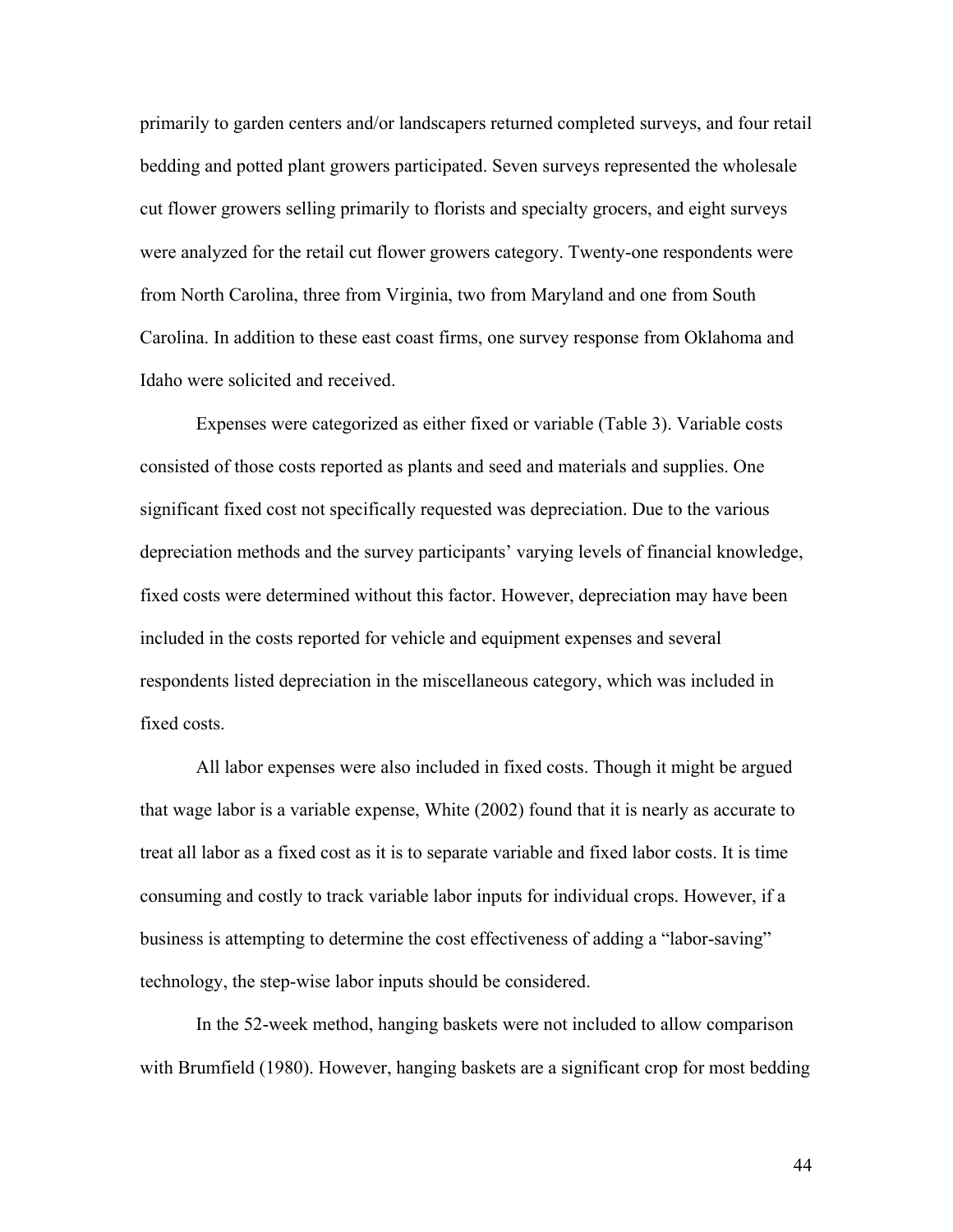primarily to garden centers and/or landscapers returned completed surveys, and four retail bedding and potted plant growers participated. Seven surveys represented the wholesale cut flower growers selling primarily to florists and specialty grocers, and eight surveys were analyzed for the retail cut flower growers category. Twenty-one respondents were from North Carolina, three from Virginia, two from Maryland and one from South Carolina. In addition to these east coast firms, one survey response from Oklahoma and Idaho were solicited and received.

Expenses were categorized as either fixed or variable (Table 3). Variable costs consisted of those costs reported as plants and seed and materials and supplies. One significant fixed cost not specifically requested was depreciation. Due to the various depreciation methods and the survey participants' varying levels of financial knowledge, fixed costs were determined without this factor. However, depreciation may have been included in the costs reported for vehicle and equipment expenses and several respondents listed depreciation in the miscellaneous category, which was included in fixed costs.

All labor expenses were also included in fixed costs. Though it might be argued that wage labor is a variable expense, White (2002) found that it is nearly as accurate to treat all labor as a fixed cost as it is to separate variable and fixed labor costs. It is time consuming and costly to track variable labor inputs for individual crops. However, if a business is attempting to determine the cost effectiveness of adding a "labor-saving" technology, the step-wise labor inputs should be considered.

In the 52-week method, hanging baskets were not included to allow comparison with Brumfield (1980). However, hanging baskets are a significant crop for most bedding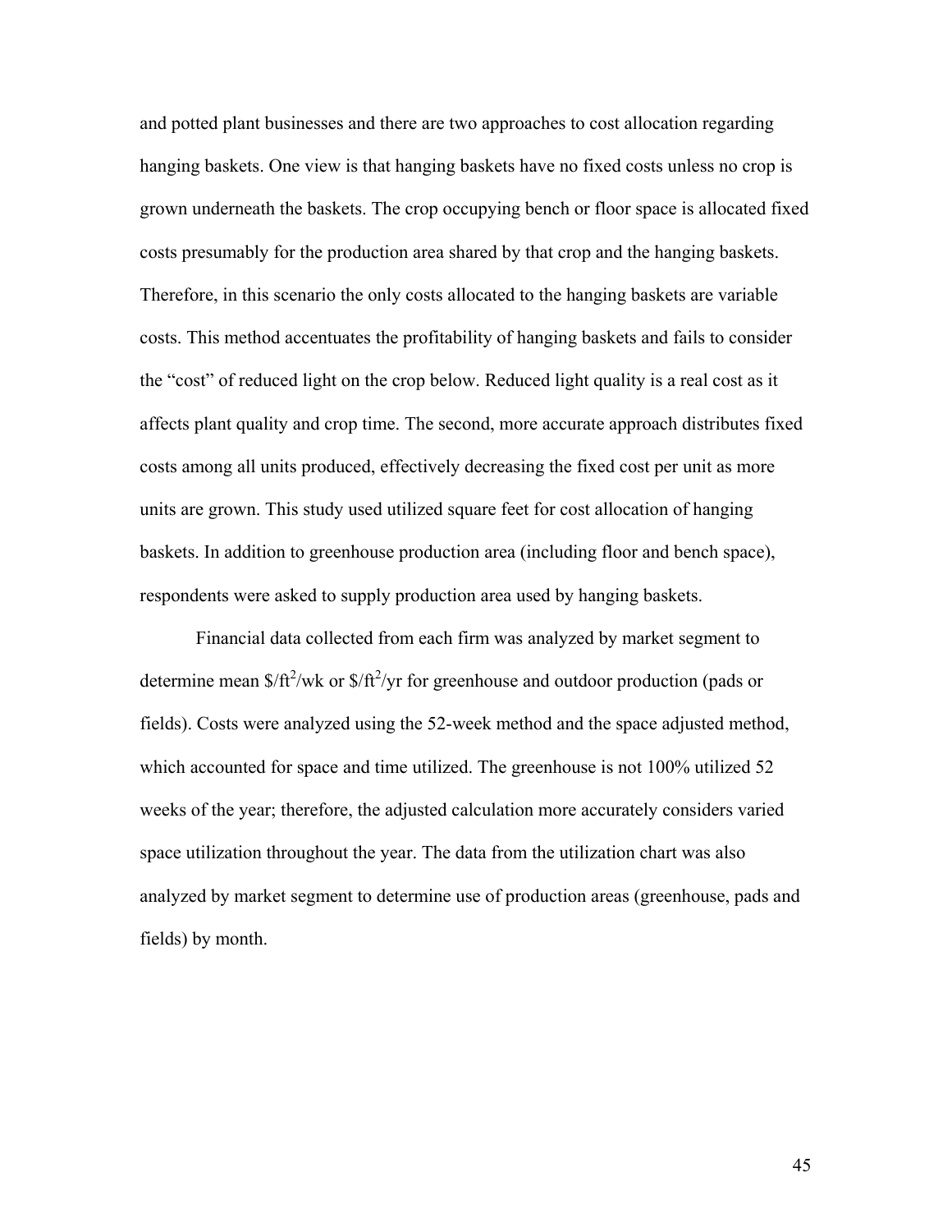and potted plant businesses and there are two approaches to cost allocation regarding hanging baskets. One view is that hanging baskets have no fixed costs unless no crop is grown underneath the baskets. The crop occupying bench or floor space is allocated fixed costs presumably for the production area shared by that crop and the hanging baskets. Therefore, in this scenario the only costs allocated to the hanging baskets are variable costs. This method accentuates the profitability of hanging baskets and fails to consider the "cost" of reduced light on the crop below. Reduced light quality is a real cost as it affects plant quality and crop time. The second, more accurate approach distributes fixed costs among all units produced, effectively decreasing the fixed cost per unit as more units are grown. This study used utilized square feet for cost allocation of hanging baskets. In addition to greenhouse production area (including floor and bench space), respondents were asked to supply production area used by hanging baskets.

Financial data collected from each firm was analyzed by market segment to determine mean $\$/ft^2/wk$ or $\$/ft^2/yr$ for greenhouse and outdoor production (pads or fields). Costs were analyzed using the 52-week method and the space adjusted method, which accounted for space and time utilized. The greenhouse is not 100% utilized 52 weeks of the year; therefore, the adjusted calculation more accurately considers varied space utilization throughout the year. The data from the utilization chart was also analyzed by market segment to determine use of production areas (greenhouse, pads and fields) by month.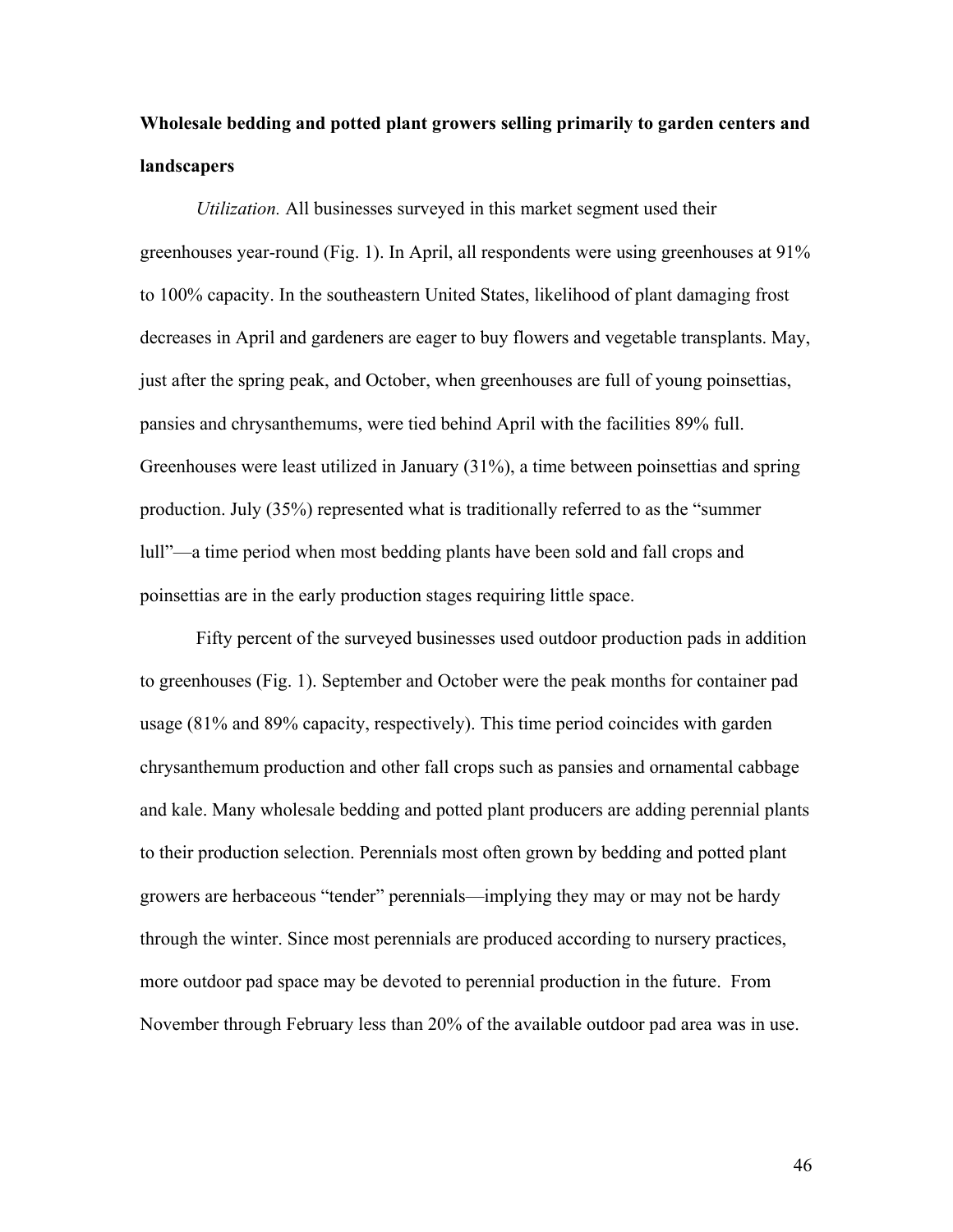**Wholesale bedding and potted plant growers selling primarily to garden centers and landscapers**

*Utilization.* All businesses surveyed in this market segment used their greenhouses year-round (Fig. 1). In April, all respondents were using greenhouses at 91% to 100% capacity. In the southeastern United States, likelihood of plant damaging frost decreases in April and gardeners are eager to buy flowers and vegetable transplants. May, just after the spring peak, and October, when greenhouses are full of young poinsettias, pansies and chrysanthemums, were tied behind April with the facilities 89% full. Greenhouses were least utilized in January (31%), a time between poinsettias and spring production. July (35%) represented what is traditionally referred to as the "summer lull"—a time period when most bedding plants have been sold and fall crops and poinsettias are in the early production stages requiring little space.

Fifty percent of the surveyed businesses used outdoor production pads in addition to greenhouses (Fig. 1). September and October were the peak months for container pad usage (81% and 89% capacity, respectively). This time period coincides with garden chrysanthemum production and other fall crops such as pansies and ornamental cabbage and kale. Many wholesale bedding and potted plant producers are adding perennial plants to their production selection. Perennials most often grown by bedding and potted plant growers are herbaceous "tender" perennials—implying they may or may not be hardy through the winter. Since most perennials are produced according to nursery practices, more outdoor pad space may be devoted to perennial production in the future. From November through February less than 20% of the available outdoor pad area was in use.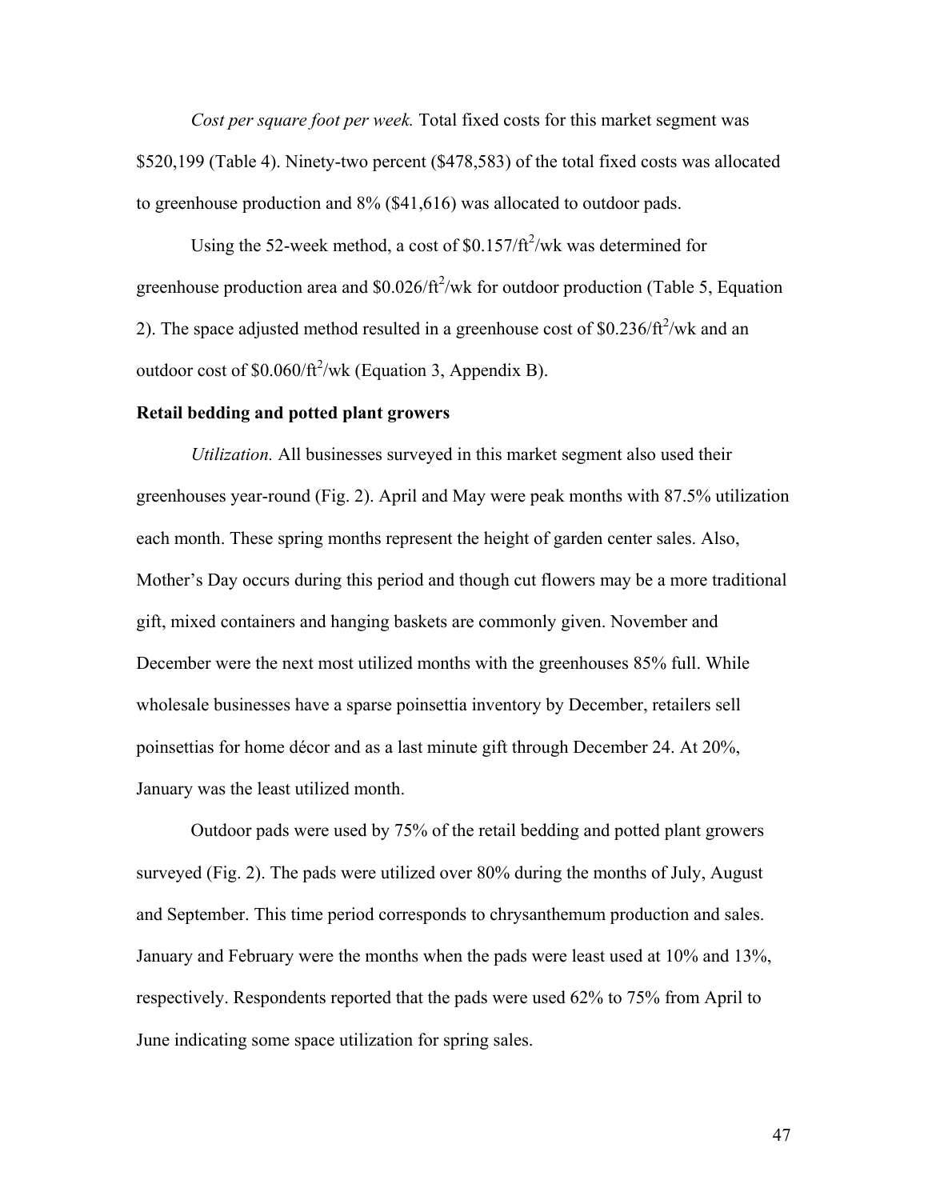*Cost per square foot per week.* Total fixed costs for this market segment was \$520,199 (Table 4). Ninety-two percent (\$478,583) of the total fixed costs was allocated to greenhouse production and 8% (\$41,616) was allocated to outdoor pads.

Using the 52-week method, a cost of \$0.157/ft$^2$/wk was determined for greenhouse production area and \$0.026/ft$^2$/wk for outdoor production (Table 5, Equation 2). The space adjusted method resulted in a greenhouse cost of \$0.236/ft$^2$/wk and an outdoor cost of \$0.060/ft$^2$/wk (Equation 3, Appendix B).

**Retail bedding and potted plant growers**

*Utilization.* All businesses surveyed in this market segment also used their greenhouses year-round (Fig. 2). April and May were peak months with 87.5% utilization each month. These spring months represent the height of garden center sales. Also, Mother's Day occurs during this period and though cut flowers may be a more traditional gift, mixed containers and hanging baskets are commonly given. November and December were the next most utilized months with the greenhouses 85% full. While wholesale businesses have a sparse poinsettia inventory by December, retailers sell poinsettias for home décor and as a last minute gift through December 24. At 20%, January was the least utilized month.

Outdoor pads were used by 75% of the retail bedding and potted plant growers surveyed (Fig. 2). The pads were utilized over 80% during the months of July, August and September. This time period corresponds to chrysanthemum production and sales. January and February were the months when the pads were least used at 10% and 13%, respectively. Respondents reported that the pads were used 62% to 75% from April to June indicating some space utilization for spring sales.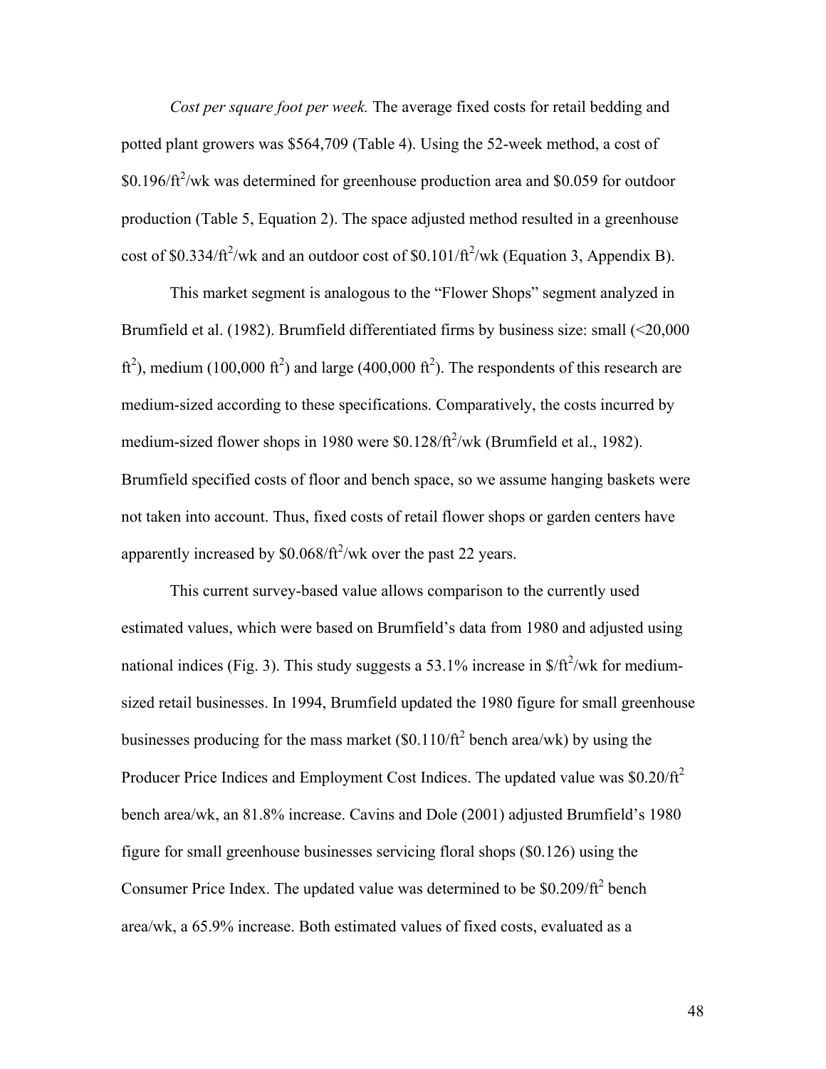*Cost per square foot per week.* The average fixed costs for retail bedding and potted plant growers was \$564,709 (Table 4). Using the 52-week method, a cost of \$0.196/$ft^2$/wk was determined for greenhouse production area and \$0.059 for outdoor production (Table 5, Equation 2). The space adjusted method resulted in a greenhouse cost of \$0.334/$ft^2$/wk and an outdoor cost of \$0.101/$ft^2$/wk (Equation 3, Appendix B).

This market segment is analogous to the "Flower Shops" segment analyzed in Brumfield et al. (1982). Brumfield differentiated firms by business size: small (<20,000 $ft^2$), medium (100,000 $ft^2$) and large (400,000 $ft^2$). The respondents of this research are medium-sized according to these specifications. Comparatively, the costs incurred by medium-sized flower shops in 1980 were \$0.128/$ft^2$/wk (Brumfield et al., 1982). Brumfield specified costs of floor and bench space, so we assume hanging baskets were not taken into account. Thus, fixed costs of retail flower shops or garden centers have apparently increased by \$0.068/$ft^2$/wk over the past 22 years.

This current survey-based value allows comparison to the currently used estimated values, which were based on Brumfield's data from 1980 and adjusted using national indices (Fig. 3). This study suggests a 53.1% increase in \$/$ft^2$/wk for medium-sized retail businesses. In 1994, Brumfield updated the 1980 figure for small greenhouse businesses producing for the mass market (\$0.110/$ft^2$ bench area/wk) by using the Producer Price Indices and Employment Cost Indices. The updated value was \$0.20/$ft^2$ bench area/wk, an 81.8% increase. Cavins and Dole (2001) adjusted Brumfield's 1980 figure for small greenhouse businesses servicing floral shops (\$0.126) using the Consumer Price Index. The updated value was determined to be \$0.209/$ft^2$ bench area/wk, a 65.9% increase. Both estimated values of fixed costs, evaluated as a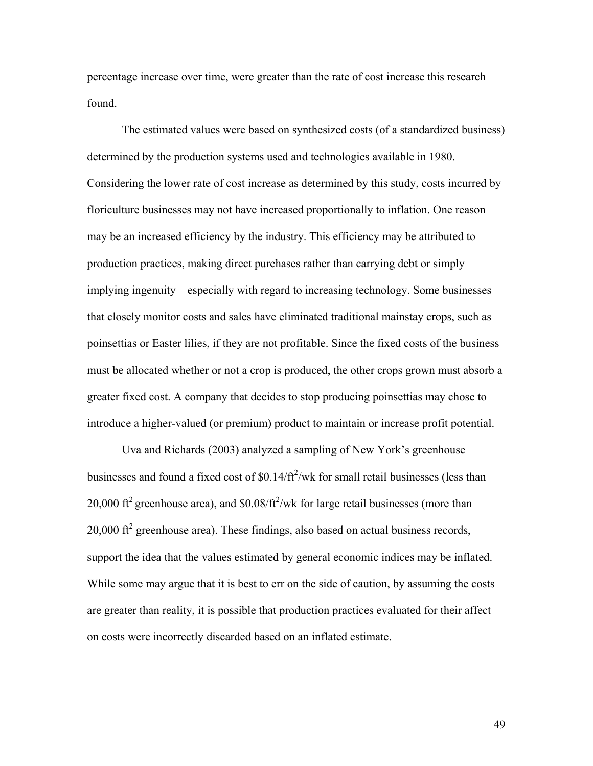percentage increase over time, were greater than the rate of cost increase this research found.

The estimated values were based on synthesized costs (of a standardized business) determined by the production systems used and technologies available in 1980. Considering the lower rate of cost increase as determined by this study, costs incurred by floriculture businesses may not have increased proportionally to inflation. One reason may be an increased efficiency by the industry. This efficiency may be attributed to production practices, making direct purchases rather than carrying debt or simply implying ingenuity—especially with regard to increasing technology. Some businesses that closely monitor costs and sales have eliminated traditional mainstay crops, such as poinsettias or Easter lilies, if they are not profitable. Since the fixed costs of the business must be allocated whether or not a crop is produced, the other crops grown must absorb a greater fixed cost. A company that decides to stop producing poinsettias may chose to introduce a higher-valued (or premium) product to maintain or increase profit potential.

Uva and Richards (2003) analyzed a sampling of New York's greenhouse businesses and found a fixed cost of $\$0.14/ft^2/wk$ for small retail businesses (less than 20,000 $ft^2$ greenhouse area), and $\$0.08/ft^2/wk$ for large retail businesses (more than 20,000 $ft^2$ greenhouse area). These findings, also based on actual business records, support the idea that the values estimated by general economic indices may be inflated. While some may argue that it is best to err on the side of caution, by assuming the costs are greater than reality, it is possible that production practices evaluated for their affect on costs were incorrectly discarded based on an inflated estimate.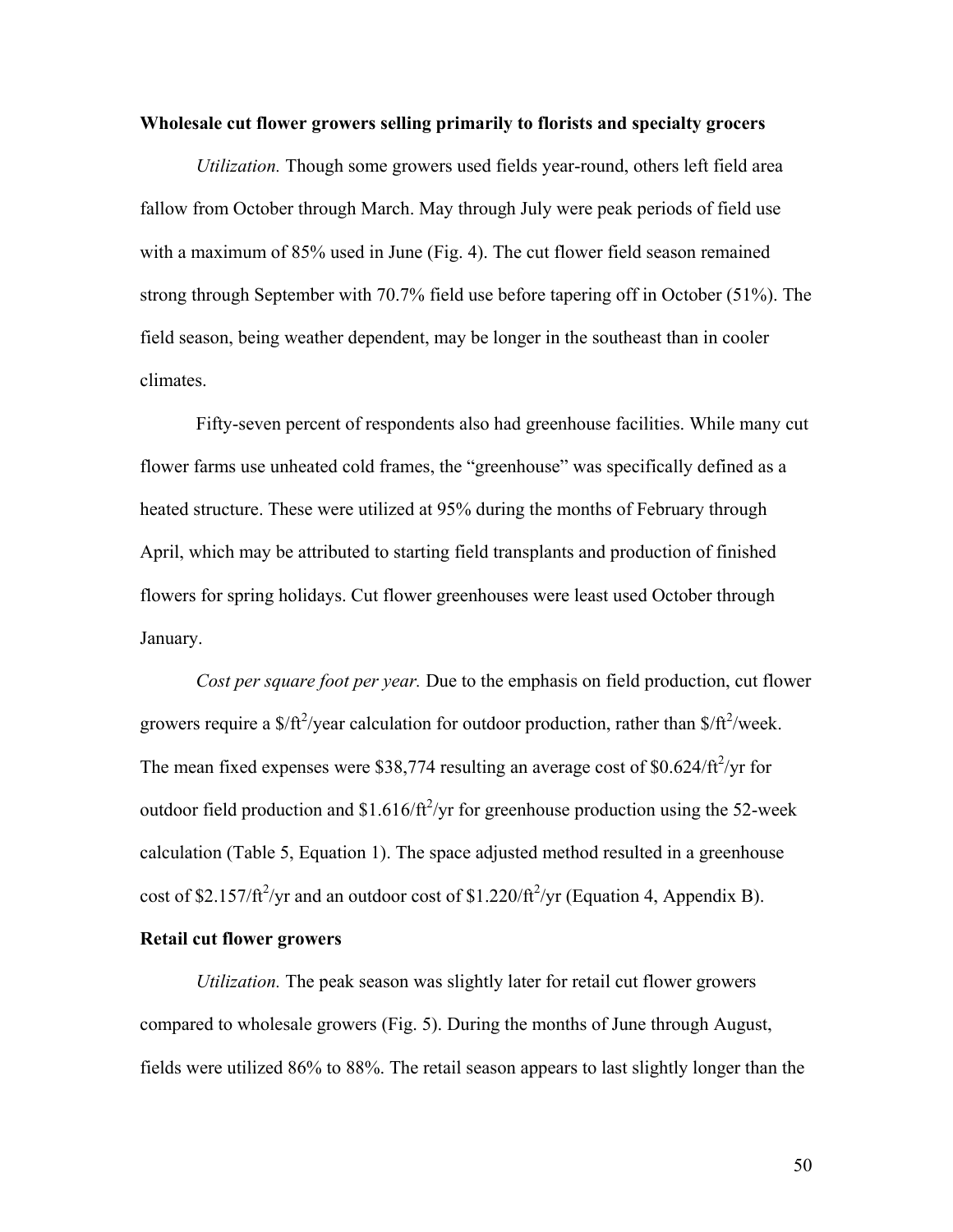**Wholesale cut flower growers selling primarily to florists and specialty grocers**

*Utilization.* Though some growers used fields year-round, others left field area fallow from October through March. May through July were peak periods of field use with a maximum of 85% used in June (Fig. 4). The cut flower field season remained strong through September with 70.7% field use before tapering off in October (51%). The field season, being weather dependent, may be longer in the southeast than in cooler climates.

Fifty-seven percent of respondents also had greenhouse facilities. While many cut flower farms use unheated cold frames, the "greenhouse" was specifically defined as a heated structure. These were utilized at 95% during the months of February through April, which may be attributed to starting field transplants and production of finished flowers for spring holidays. Cut flower greenhouses were least used October through January.

*Cost per square foot per year.* Due to the emphasis on field production, cut flower growers require a $\$/ft^2$/year calculation for outdoor production, rather than $\$/ft^2$/week. The mean fixed expenses were \$38,774 resulting an average cost of $\$0.624/ft^2$/yr for outdoor field production and $\$1.616/ft^2$/yr for greenhouse production using the 52-week calculation (Table 5, Equation 1). The space adjusted method resulted in a greenhouse cost of $\$2.157/ft^2$/yr and an outdoor cost of $\$1.220/ft^2$/yr (Equation 4, Appendix B).

**Retail cut flower growers**

*Utilization.* The peak season was slightly later for retail cut flower growers compared to wholesale growers (Fig. 5). During the months of June through August, fields were utilized 86% to 88%. The retail season appears to last slightly longer than the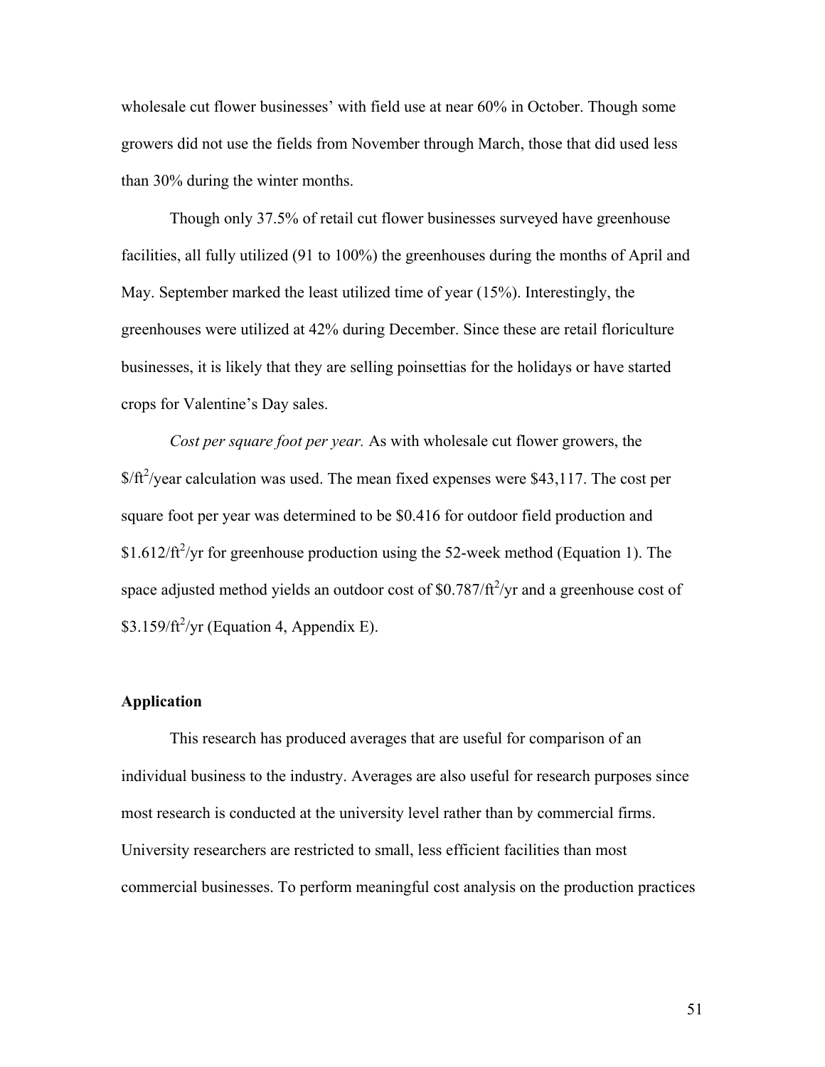wholesale cut flower businesses' with field use at near 60% in October. Though some growers did not use the fields from November through March, those that did used less than 30% during the winter months.

Though only 37.5% of retail cut flower businesses surveyed have greenhouse facilities, all fully utilized (91 to 100%) the greenhouses during the months of April and May. September marked the least utilized time of year (15%). Interestingly, the greenhouses were utilized at 42% during December. Since these are retail floriculture businesses, it is likely that they are selling poinsettias for the holidays or have started crops for Valentine's Day sales.

*Cost per square foot per year.* As with wholesale cut flower growers, the $\$/ft^2$/year calculation was used. The mean fixed expenses were \$43,117. The cost per square foot per year was determined to be \$0.416 for outdoor field production and $\$1.612/ft^2$/yr for greenhouse production using the 52-week method (Equation 1). The space adjusted method yields an outdoor cost of $\$0.787/ft^2$/yr and a greenhouse cost of $\$3.159/ft^2$/yr (Equation 4, Appendix E).

### Application

This research has produced averages that are useful for comparison of an individual business to the industry. Averages are also useful for research purposes since most research is conducted at the university level rather than by commercial firms. University researchers are restricted to small, less efficient facilities than most commercial businesses. To perform meaningful cost analysis on the production practices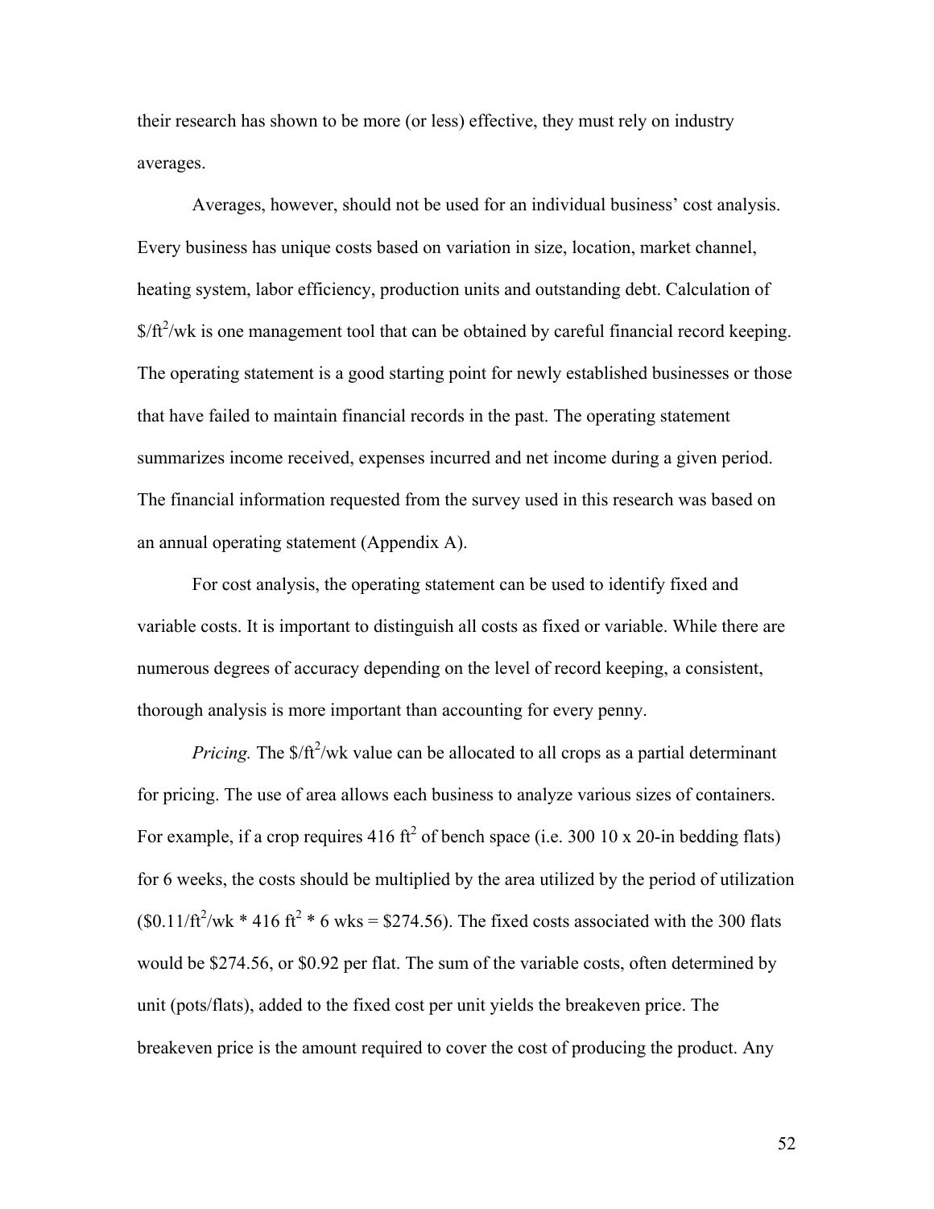their research has shown to be more (or less) effective, they must rely on industry averages.

Averages, however, should not be used for an individual business' cost analysis. Every business has unique costs based on variation in size, location, market channel, heating system, labor efficiency, production units and outstanding debt. Calculation of $\$/ft^2/wk$ is one management tool that can be obtained by careful financial record keeping. The operating statement is a good starting point for newly established businesses or those that have failed to maintain financial records in the past. The operating statement summarizes income received, expenses incurred and net income during a given period. The financial information requested from the survey used in this research was based on an annual operating statement (Appendix A).

For cost analysis, the operating statement can be used to identify fixed and variable costs. It is important to distinguish all costs as fixed or variable. While there are numerous degrees of accuracy depending on the level of record keeping, a consistent, thorough analysis is more important than accounting for every penny.

*Pricing.* The $\$/ft^2/wk$ value can be allocated to all crops as a partial determinant for pricing. The use of area allows each business to analyze various sizes of containers. For example, if a crop requires 416 $ft^2$ of bench space (i.e. 300 10 x 20-in bedding flats) for 6 weeks, the costs should be multiplied by the area utilized by the period of utilization ($\$0.11/ft^2/wk * 416\ ft^2 * 6\ wks = \$274.56$). The fixed costs associated with the 300 flats would be \$274.56, or \$0.92 per flat. The sum of the variable costs, often determined by unit (pots/flats), added to the fixed cost per unit yields the breakeven price. The breakeven price is the amount required to cover the cost of producing the product. Any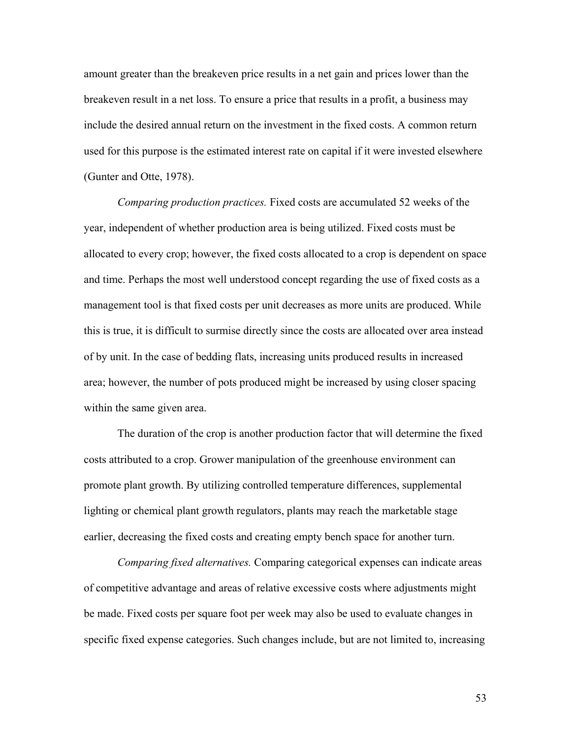amount greater than the breakeven price results in a net gain and prices lower than the breakeven result in a net loss. To ensure a price that results in a profit, a business may include the desired annual return on the investment in the fixed costs. A common return used for this purpose is the estimated interest rate on capital if it were invested elsewhere (Gunter and Otte, 1978).

*Comparing production practices.* Fixed costs are accumulated 52 weeks of the year, independent of whether production area is being utilized. Fixed costs must be allocated to every crop; however, the fixed costs allocated to a crop is dependent on space and time. Perhaps the most well understood concept regarding the use of fixed costs as a management tool is that fixed costs per unit decreases as more units are produced. While this is true, it is difficult to surmise directly since the costs are allocated over area instead of by unit. In the case of bedding flats, increasing units produced results in increased area; however, the number of pots produced might be increased by using closer spacing within the same given area.

The duration of the crop is another production factor that will determine the fixed costs attributed to a crop. Grower manipulation of the greenhouse environment can promote plant growth. By utilizing controlled temperature differences, supplemental lighting or chemical plant growth regulators, plants may reach the marketable stage earlier, decreasing the fixed costs and creating empty bench space for another turn.

*Comparing fixed alternatives.* Comparing categorical expenses can indicate areas of competitive advantage and areas of relative excessive costs where adjustments might be made. Fixed costs per square foot per week may also be used to evaluate changes in specific fixed expense categories. Such changes include, but are not limited to, increasing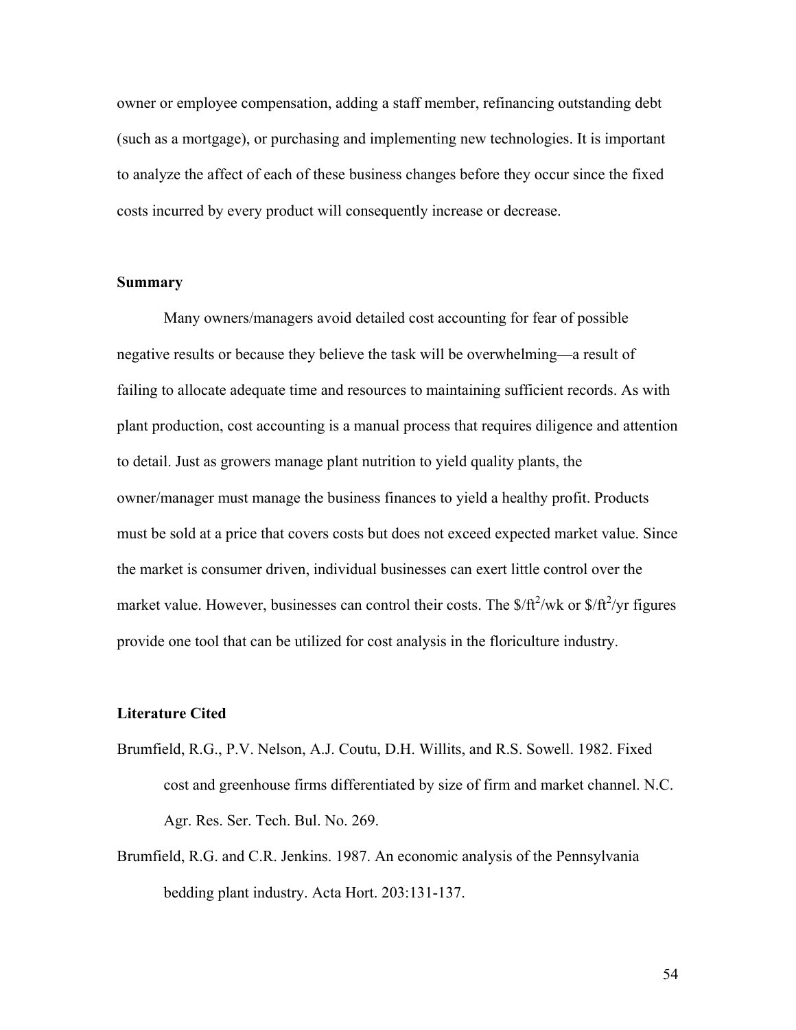owner or employee compensation, adding a staff member, refinancing outstanding debt (such as a mortgage), or purchasing and implementing new technologies. It is important to analyze the affect of each of these business changes before they occur since the fixed costs incurred by every product will consequently increase or decrease.

## Summary

Many owners/managers avoid detailed cost accounting for fear of possible negative results or because they believe the task will be overwhelming—a result of failing to allocate adequate time and resources to maintaining sufficient records. As with plant production, cost accounting is a manual process that requires diligence and attention to detail. Just as growers manage plant nutrition to yield quality plants, the owner/manager must manage the business finances to yield a healthy profit. Products must be sold at a price that covers costs but does not exceed expected market value. Since the market is consumer driven, individual businesses can exert little control over the market value. However, businesses can control their costs. The $\$/ft^2/wk$ or $\$/ft^2/yr$ figures provide one tool that can be utilized for cost analysis in the floriculture industry.

## Literature Cited

Brumfield, R.G., P.V. Nelson, A.J. Coutu, D.H. Willits, and R.S. Sowell. 1982. Fixed cost and greenhouse firms differentiated by size of firm and market channel. N.C. Agr. Res. Ser. Tech. Bul. No. 269.

Brumfield, R.G. and C.R. Jenkins. 1987. An economic analysis of the Pennsylvania bedding plant industry. Acta Hort. 203:131-137.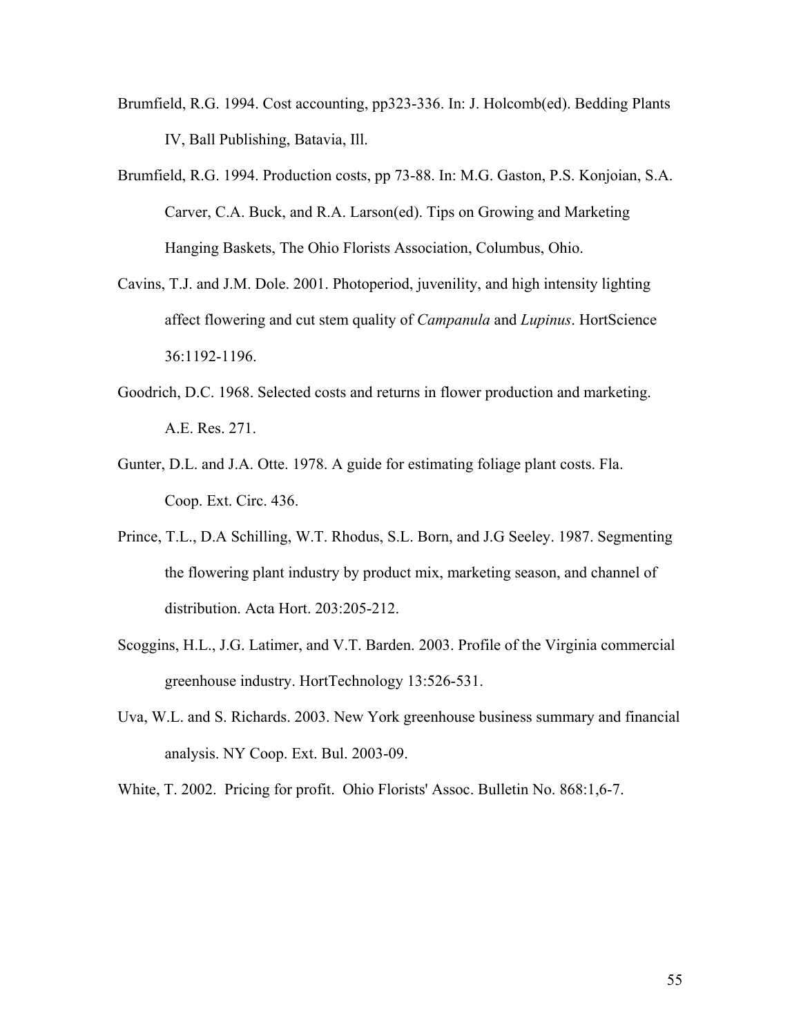Brumfield, R.G. 1994. Cost accounting, pp323-336. In: J. Holcomb(ed). Bedding Plants IV, Ball Publishing, Batavia, Ill.

Brumfield, R.G. 1994. Production costs, pp 73-88. In: M.G. Gaston, P.S. Konjoian, S.A. Carver, C.A. Buck, and R.A. Larson(ed). Tips on Growing and Marketing Hanging Baskets, The Ohio Florists Association, Columbus, Ohio.

Cavins, T.J. and J.M. Dole. 2001. Photoperiod, juvenility, and high intensity lighting affect flowering and cut stem quality of *Campanula* and *Lupinus*. HortScience 36:1192-1196.

Goodrich, D.C. 1968. Selected costs and returns in flower production and marketing. A.E. Res. 271.

Gunter, D.L. and J.A. Otte. 1978. A guide for estimating foliage plant costs. Fla. Coop. Ext. Circ. 436.

Prince, T.L., D.A Schilling, W.T. Rhodus, S.L. Born, and J.G Seeley. 1987. Segmenting the flowering plant industry by product mix, marketing season, and channel of distribution. Acta Hort. 203:205-212.

Scoggins, H.L., J.G. Latimer, and V.T. Barden. 2003. Profile of the Virginia commercial greenhouse industry. HortTechnology 13:526-531.

Uva, W.L. and S. Richards. 2003. New York greenhouse business summary and financial analysis. NY Coop. Ext. Bul. 2003-09.

White, T. 2002. Pricing for profit. Ohio Florists' Assoc. Bulletin No. 868:1,6-7.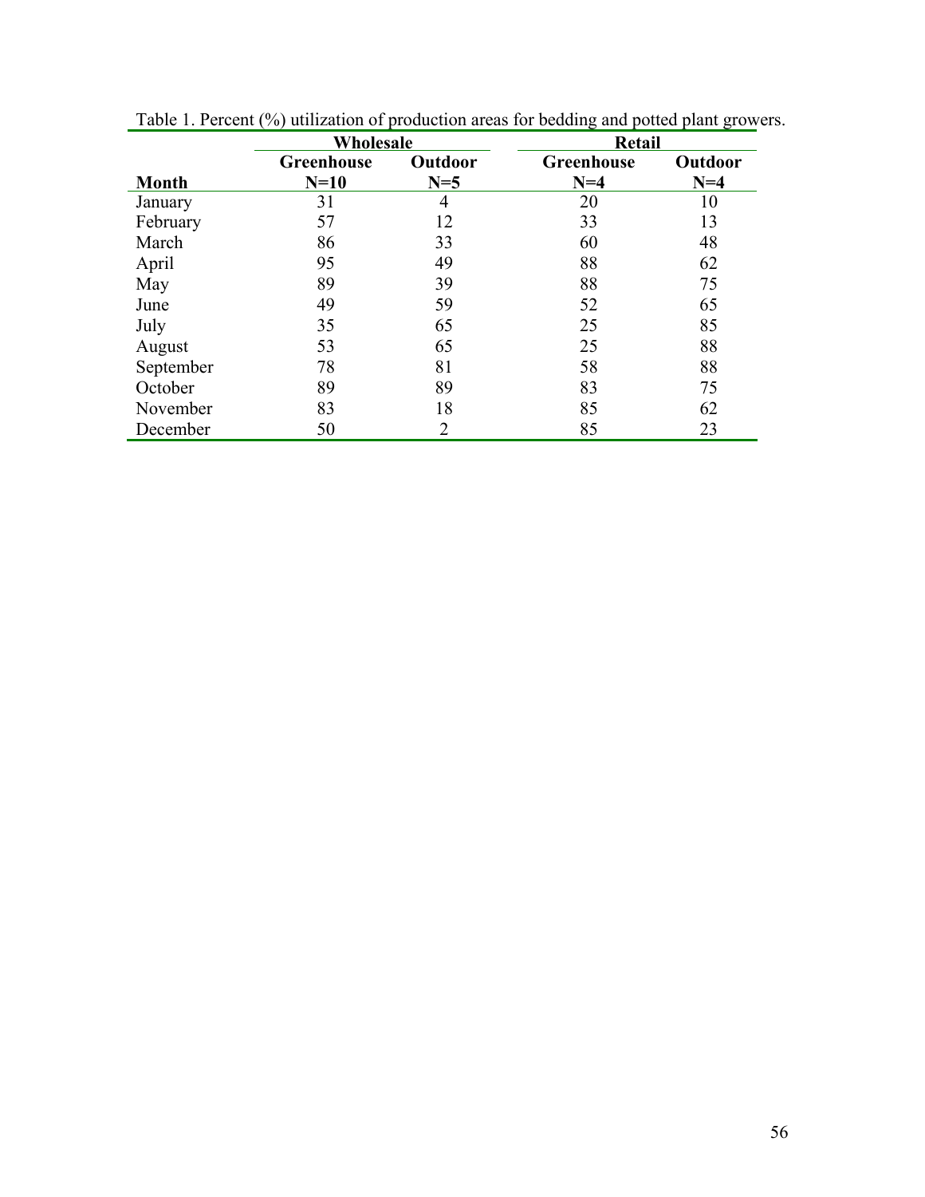Table 1. Percent (%) utilization of production areas for bedding and potted plant growers.

| | Wholesale | | Retail | |
|---|---|---|---|---|
| **Month** | **Greenhouse N=10** | **Outdoor N=5** | **Greenhouse N=4** | **Outdoor N=4** |
| January | 31 | 4 | 20 | 10 |
| February | 57 | 12 | 33 | 13 |
| March | 86 | 33 | 60 | 48 |
| April | 95 | 49 | 88 | 62 |
| May | 89 | 39 | 88 | 75 |
| June | 49 | 59 | 52 | 65 |
| July | 35 | 65 | 25 | 85 |
| August | 53 | 65 | 25 | 88 |
| September | 78 | 81 | 58 | 88 |
| October | 89 | 89 | 83 | 75 |
| November | 83 | 18 | 85 | 62 |
| December | 50 | 2 | 85 | 23 |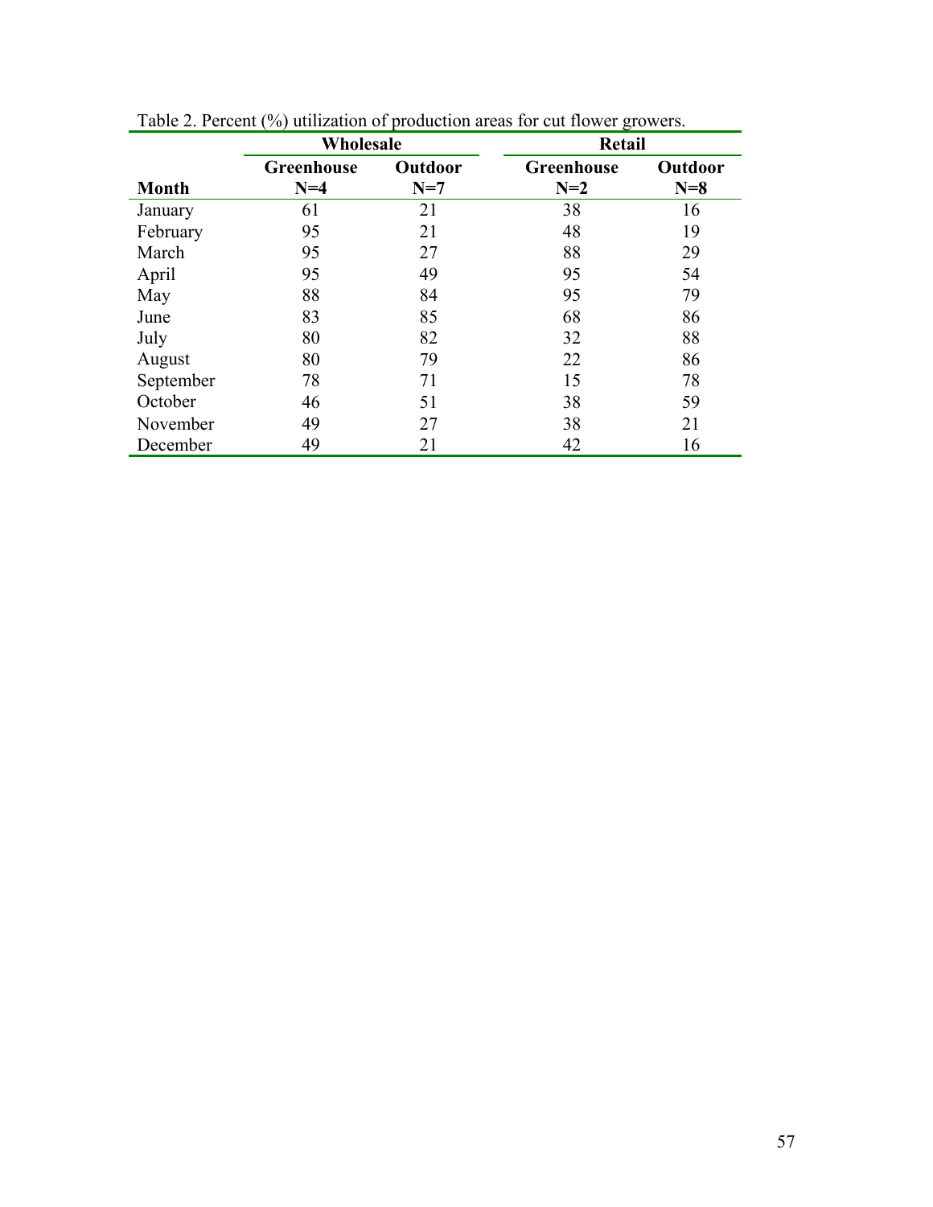Table 2. Percent (%) utilization of production areas for cut flower growers.

| | Wholesale | | Retail | |
|---|---|---|---|---|
| **Month** | **Greenhouse N=4** | **Outdoor N=7** | **Greenhouse N=2** | **Outdoor N=8** |
| January | 61 | 21 | 38 | 16 |
| February | 95 | 21 | 48 | 19 |
| March | 95 | 27 | 88 | 29 |
| April | 95 | 49 | 95 | 54 |
| May | 88 | 84 | 95 | 79 |
| June | 83 | 85 | 68 | 86 |
| July | 80 | 82 | 32 | 88 |
| August | 80 | 79 | 22 | 86 |
| September | 78 | 71 | 15 | 78 |
| October | 46 | 51 | 38 | 59 |
| November | 49 | 27 | 38 | 21 |
| December | 49 | 21 | 42 | 16 |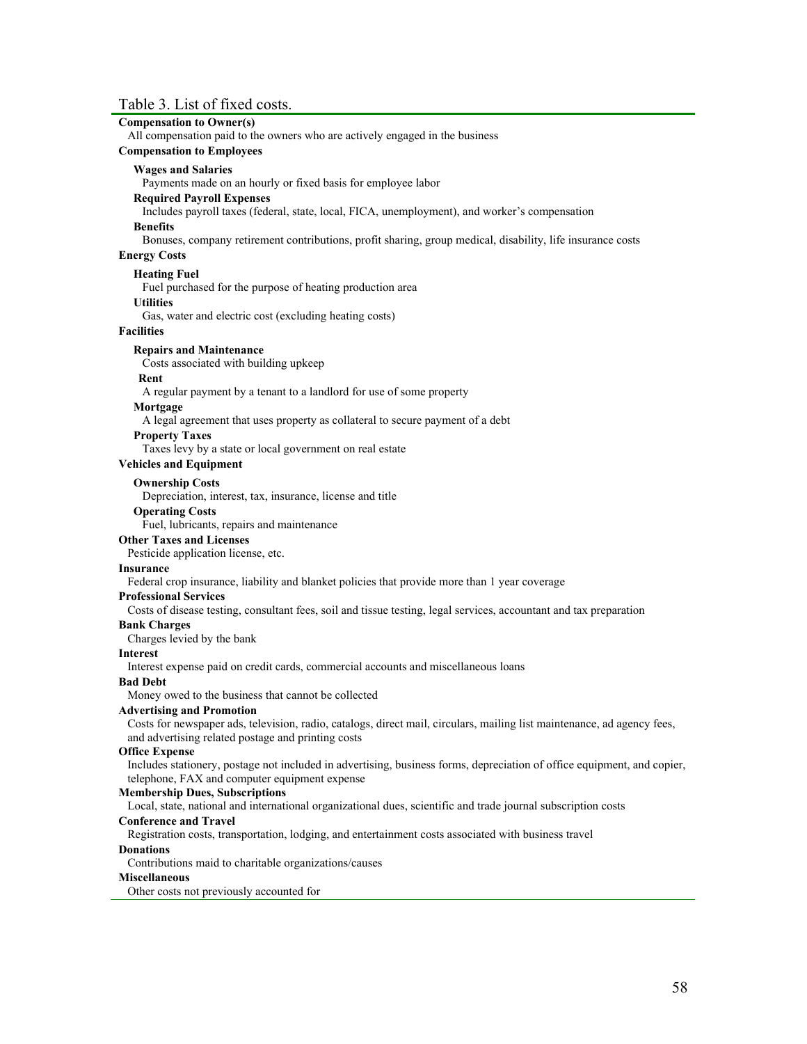Table 3. List of fixed costs.

**Compensation to Owner(s)**
All compensation paid to the owners who are actively engaged in the business

**Compensation to Employees**

**Wages and Salaries**
Payments made on an hourly or fixed basis for employee labor

**Required Payroll Expenses**
Includes payroll taxes (federal, state, local, FICA, unemployment), and worker's compensation

**Benefits**
Bonuses, company retirement contributions, profit sharing, group medical, disability, life insurance costs

**Energy Costs**

**Heating Fuel**
Fuel purchased for the purpose of heating production area

**Utilities**
Gas, water and electric cost (excluding heating costs)

**Facilities**

**Repairs and Maintenance**
Costs associated with building upkeep

**Rent**
A regular payment by a tenant to a landlord for use of some property

**Mortgage**
A legal agreement that uses property as collateral to secure payment of a debt

**Property Taxes**
Taxes levy by a state or local government on real estate

**Vehicles and Equipment**

**Ownership Costs**
Depreciation, interest, tax, insurance, license and title

**Operating Costs**
Fuel, lubricants, repairs and maintenance

**Other Taxes and Licenses**
Pesticide application license, etc.

**Insurance**
Federal crop insurance, liability and blanket policies that provide more than 1 year coverage

**Professional Services**
Costs of disease testing, consultant fees, soil and tissue testing, legal services, accountant and tax preparation

**Bank Charges**
Charges levied by the bank

**Interest**
Interest expense paid on credit cards, commercial accounts and miscellaneous loans

**Bad Debt**
Money owed to the business that cannot be collected

**Advertising and Promotion**
Costs for newspaper ads, television, radio, catalogs, direct mail, circulars, mailing list maintenance, ad agency fees, and advertising related postage and printing costs

**Office Expense**
Includes stationery, postage not included in advertising, business forms, depreciation of office equipment, and copier, telephone, FAX and computer equipment expense

**Membership Dues, Subscriptions**
Local, state, national and international organizational dues, scientific and trade journal subscription costs

**Conference and Travel**
Registration costs, transportation, lodging, and entertainment costs associated with business travel

**Donations**
Contributions maid to charitable organizations/causes

**Miscellaneous**
Other costs not previously accounted for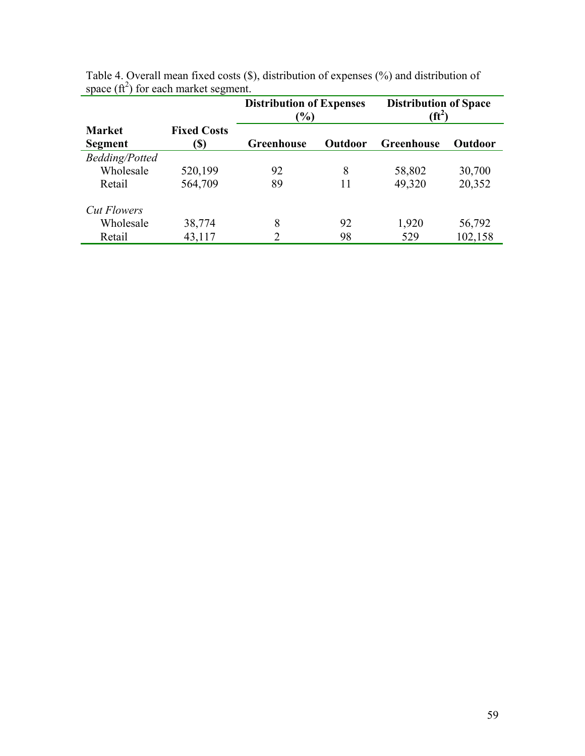Table 4. Overall mean fixed costs ($), distribution of expenses (%) and distribution of space ($ft^2$) for each market segment.

| Market Segment | Fixed Costs ($) | Distribution of Expenses (%) | | Distribution of Space ($ft^2$) | |
|---|---|---|---|---|---|
| | | Greenhouse | Outdoor | Greenhouse | Outdoor |
| *Bedding/Potted* | | | | | |
| Wholesale | 520,199 | 92 | 8 | 58,802 | 30,700 |
| Retail | 564,709 | 89 | 11 | 49,320 | 20,352 |
| *Cut Flowers* | | | | | |
| Wholesale | 38,774 | 8 | 92 | 1,920 | 56,792 |
| Retail | 43,117 | 2 | 98 | 529 | 102,158 |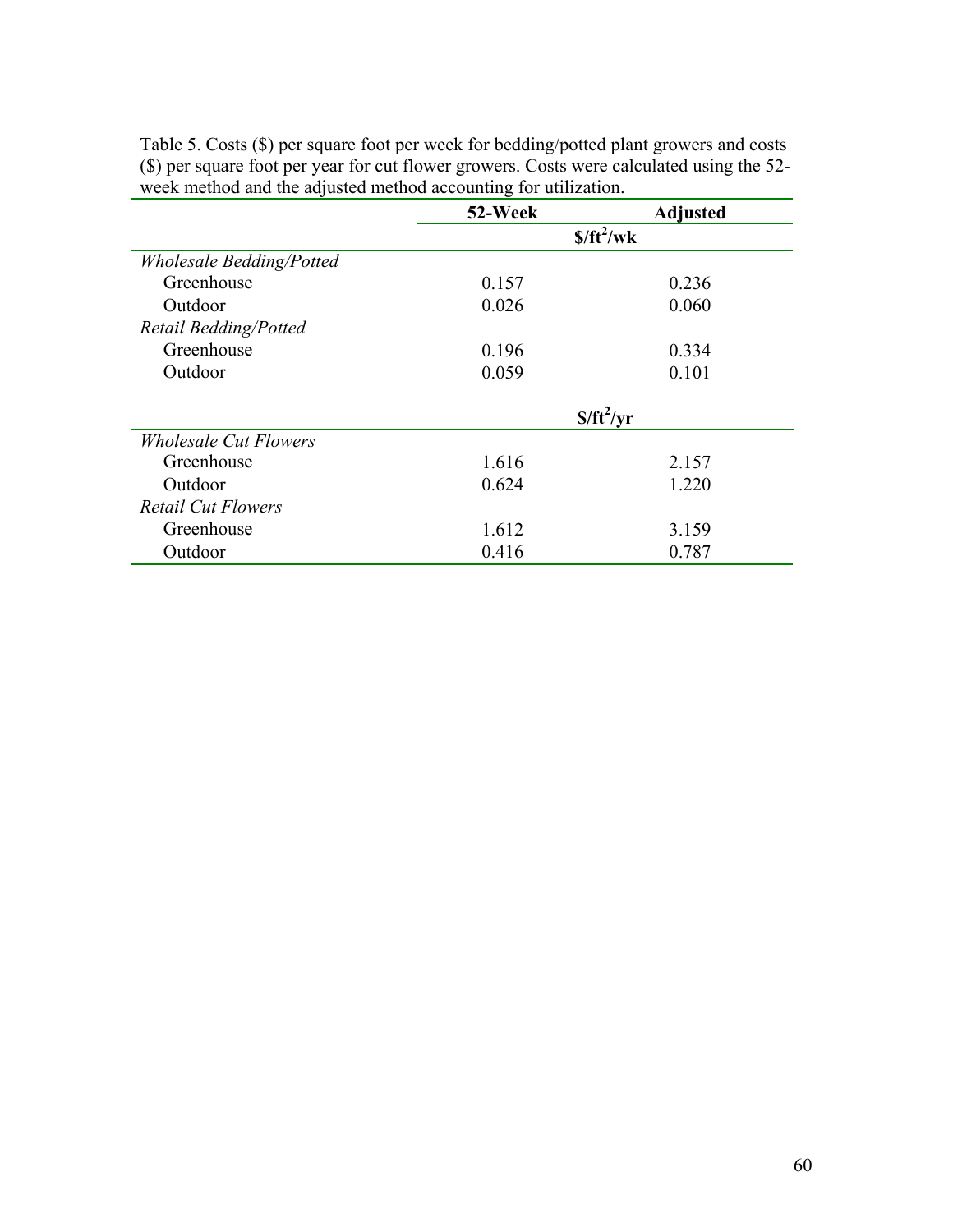Table 5. Costs ($) per square foot per week for bedding/potted plant growers and costs ($) per square foot per year for cut flower growers. Costs were calculated using the 52-week method and the adjusted method accounting for utilization.

| | 52-Week | Adjusted |
|---|---|---|
| | $\$/ft^2/wk$ | |
| *Wholesale Bedding/Potted* | | |
| Greenhouse | 0.157 | 0.236 |
| Outdoor | 0.026 | 0.060 |
| *Retail Bedding/Potted* | | |
| Greenhouse | 0.196 | 0.334 |
| Outdoor | 0.059 | 0.101 |
| | $\$/ft^2/yr$ | |
| *Wholesale Cut Flowers* | | |
| Greenhouse | 1.616 | 2.157 |
| Outdoor | 0.624 | 1.220 |
| *Retail Cut Flowers* | | |
| Greenhouse | 1.612 | 3.159 |
| Outdoor | 0.416 | 0.787 |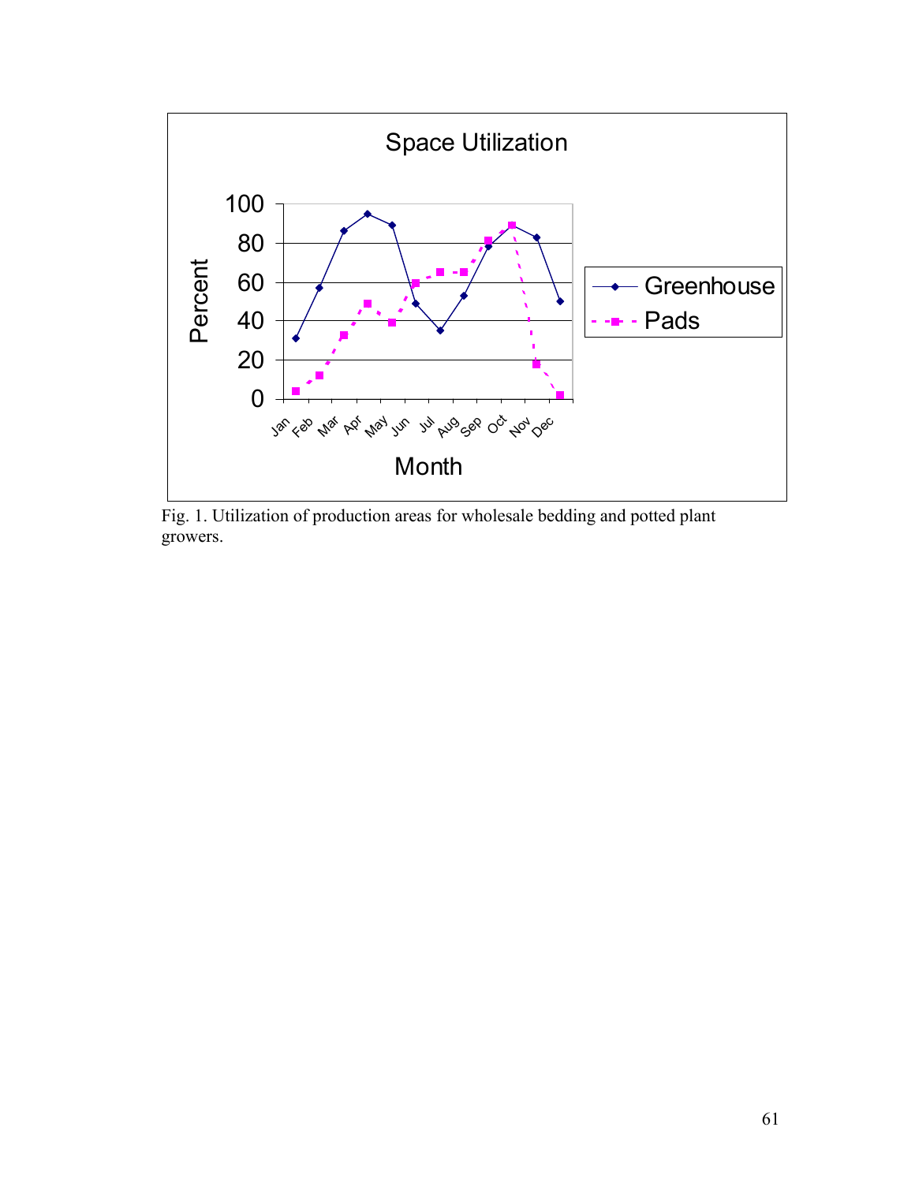Fig. 1. Utilization of production areas for wholesale bedding and potted plant growers.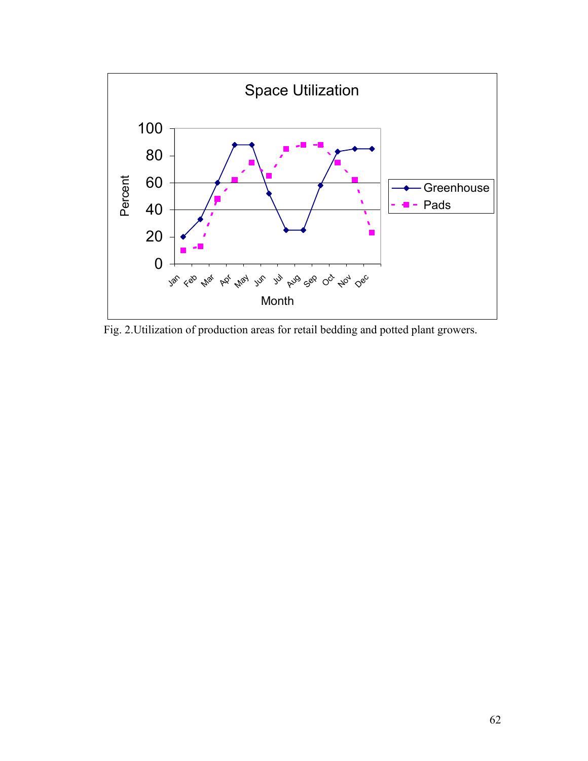Fig. 2.Utilization of production areas for retail bedding and potted plant growers.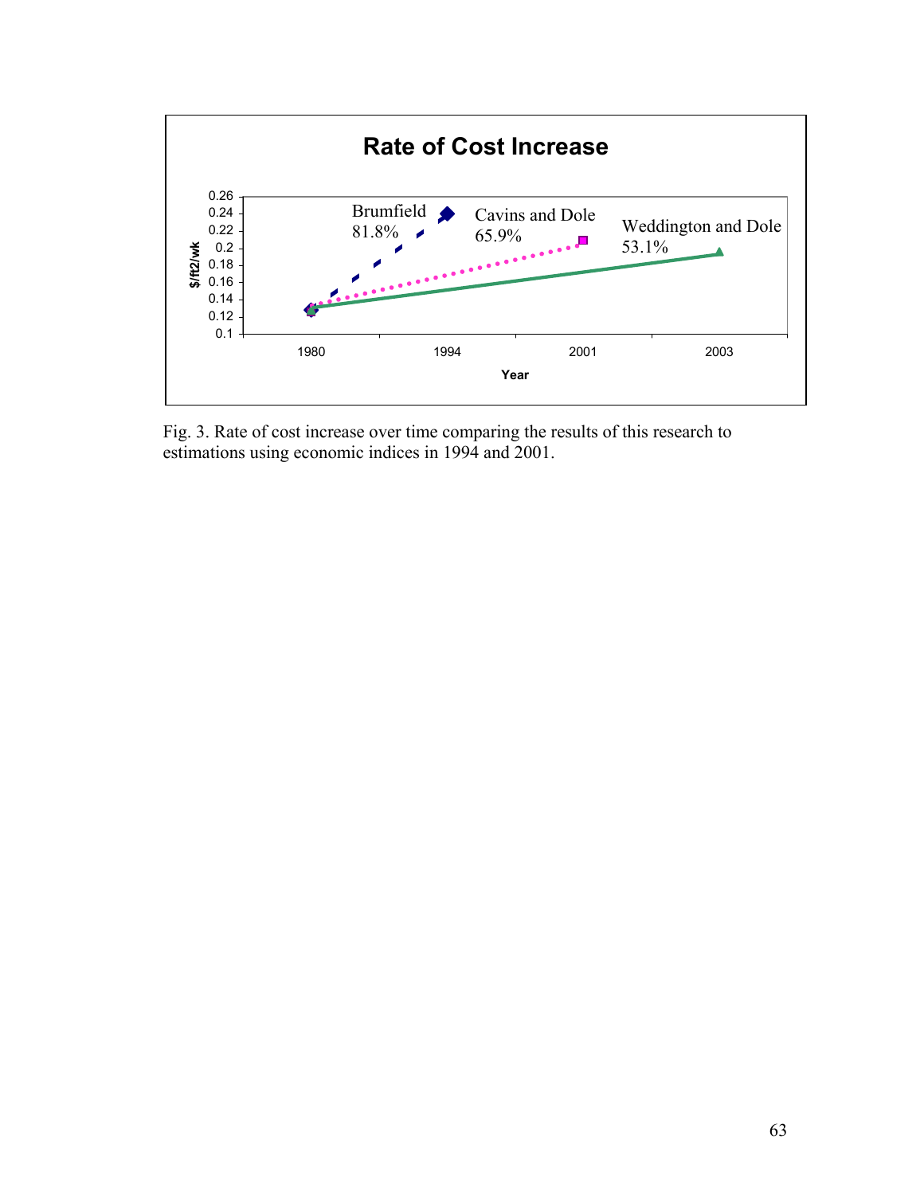Fig. 3. Rate of cost increase over time comparing the results of this research to estimations using economic indices in 1994 and 2001.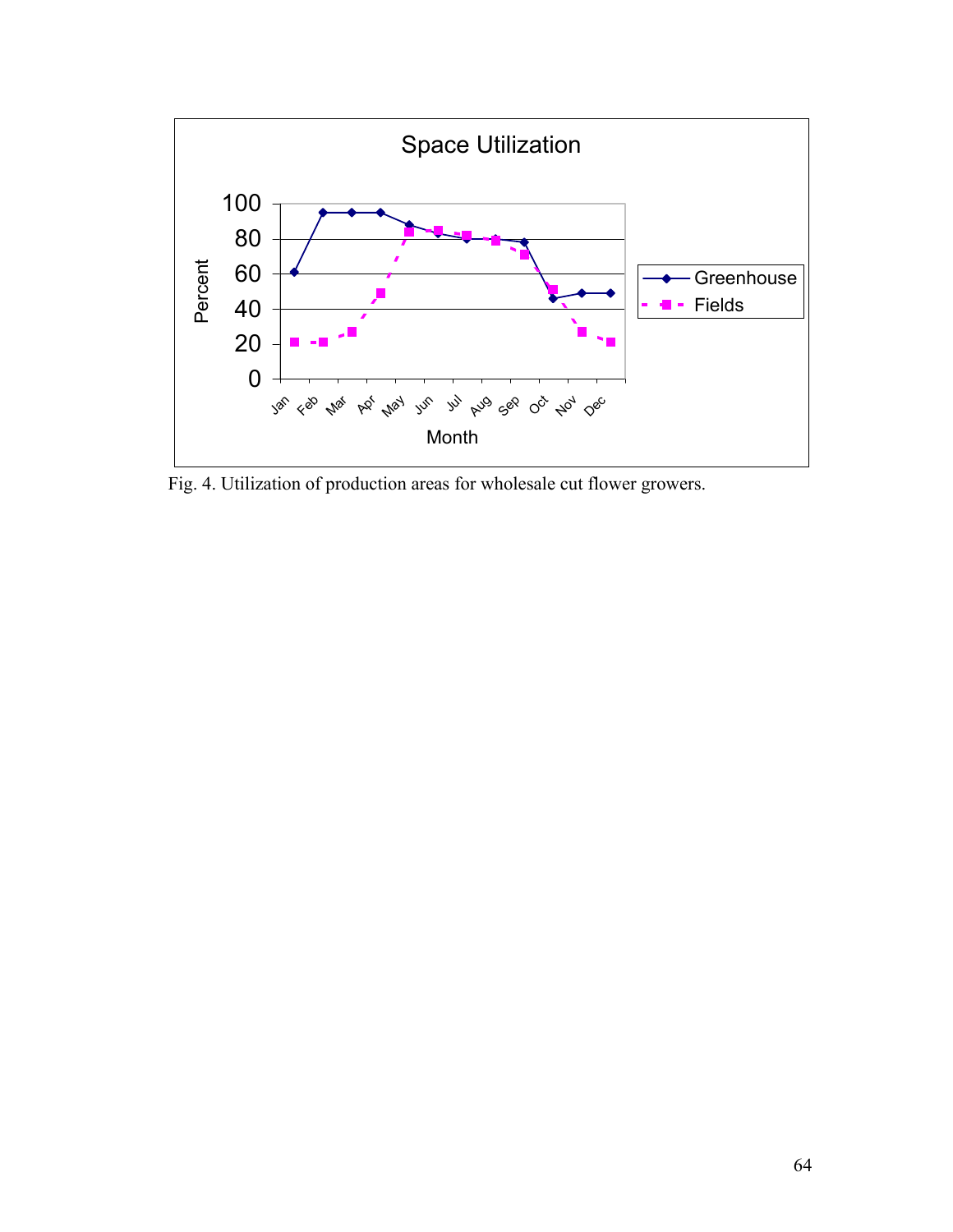Fig. 4. Utilization of production areas for wholesale cut flower growers.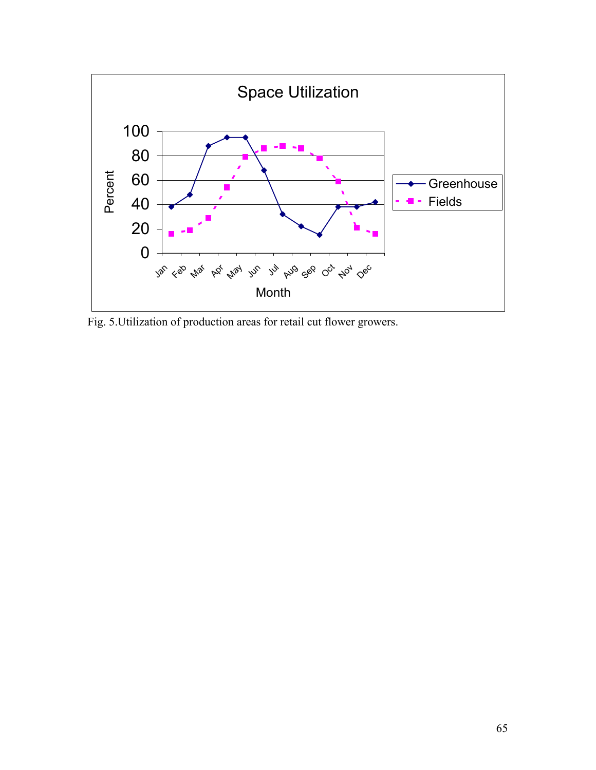Fig. 5.Utilization of production areas for retail cut flower growers.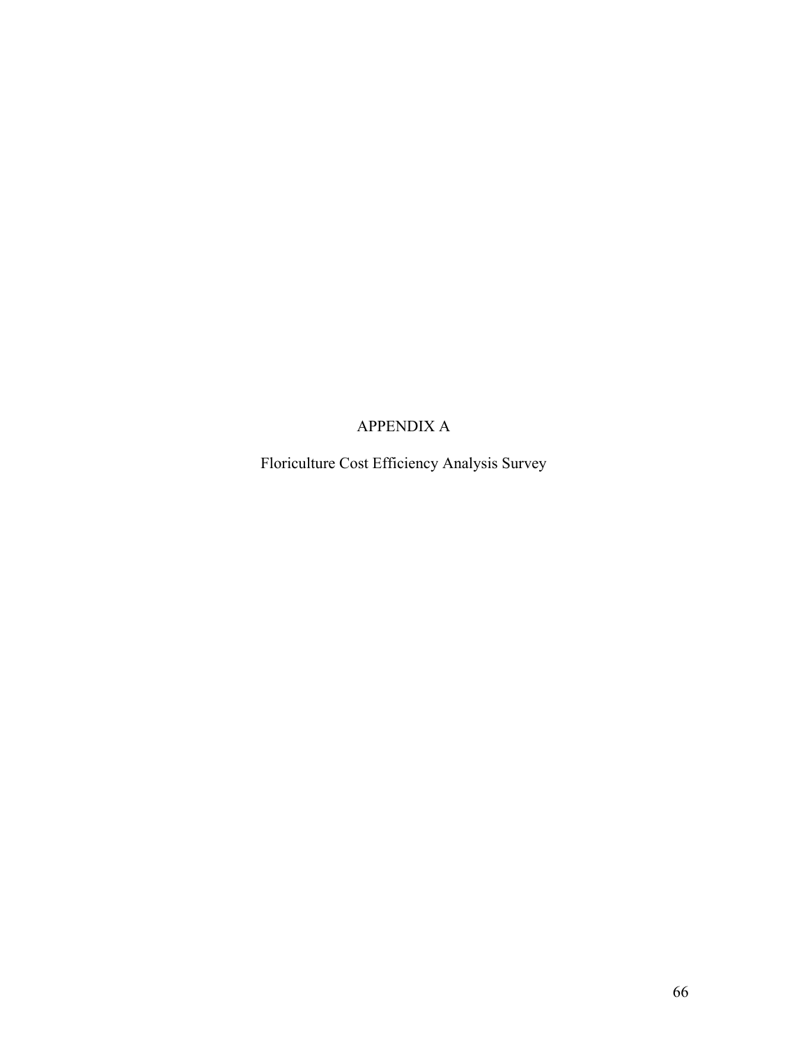# APPENDIX A

Floriculture Cost Efficiency Analysis Survey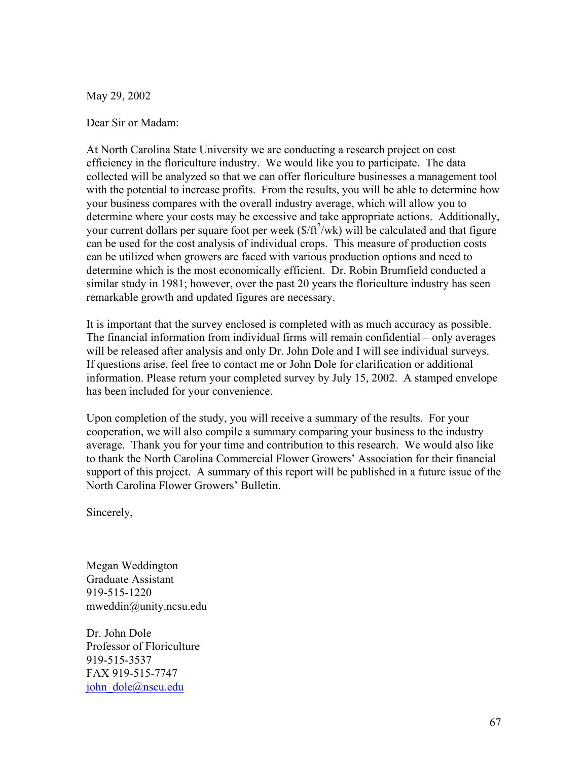May 29, 2002

Dear Sir or Madam:

At North Carolina State University we are conducting a research project on cost efficiency in the floriculture industry. We would like you to participate. The data collected will be analyzed so that we can offer floriculture businesses a management tool with the potential to increase profits. From the results, you will be able to determine how your business compares with the overall industry average, which will allow you to determine where your costs may be excessive and take appropriate actions. Additionally, your current dollars per square foot per week ($\$/ft^2/wk$) will be calculated and that figure can be used for the cost analysis of individual crops. This measure of production costs can be utilized when growers are faced with various production options and need to determine which is the most economically efficient. Dr. Robin Brumfield conducted a similar study in 1981; however, over the past 20 years the floriculture industry has seen remarkable growth and updated figures are necessary.

It is important that the survey enclosed is completed with as much accuracy as possible. The financial information from individual firms will remain confidential – only averages will be released after analysis and only Dr. John Dole and I will see individual surveys. If questions arise, feel free to contact me or John Dole for clarification or additional information. Please return your completed survey by July 15, 2002. A stamped envelope has been included for your convenience.

Upon completion of the study, you will receive a summary of the results. For your cooperation, we will also compile a summary comparing your business to the industry average. Thank you for your time and contribution to this research. We would also like to thank the North Carolina Commercial Flower Growers' Association for their financial support of this project. A summary of this report will be published in a future issue of the North Carolina Flower Growers' Bulletin.

Sincerely,

Megan Weddington
Graduate Assistant
919-515-1220
mweddin@unity.ncsu.edu

Dr. John Dole
Professor of Floriculture
919-515-3537
FAX 919-515-7747
john_dole@nscu.edu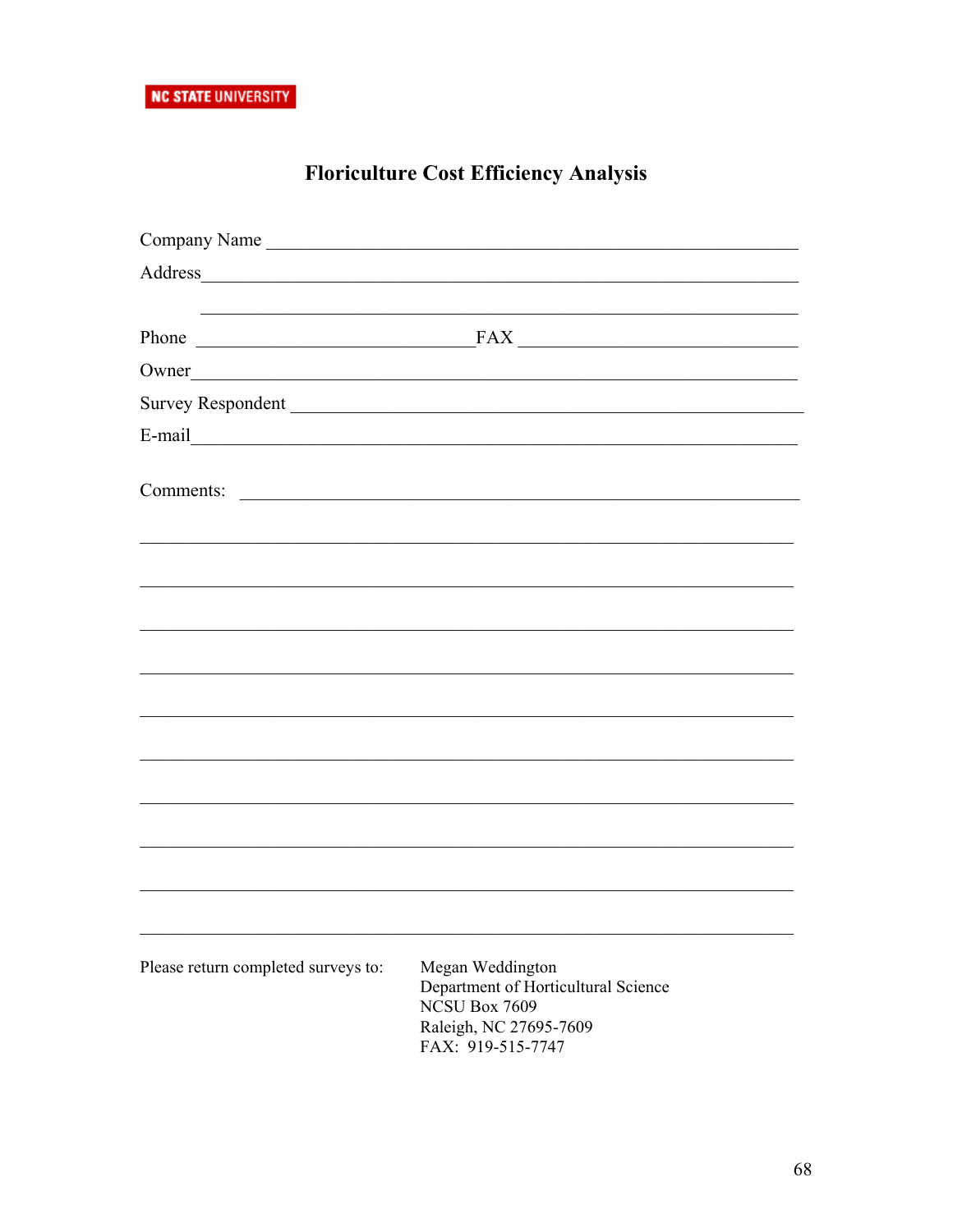NC STATE UNIVERSITY

# Floriculture Cost Efficiency Analysis

Company Name ____________________________________________________________

Address_________________________________________________________________

_______________________________________________________________________

Phone ______________________________FAX ______________________________

Owner__________________________________________________________________

Survey Respondent ________________________________________________________

E-mail__________________________________________________________________

Comments: ______________________________________________________________

_______________________________________________________________________

_______________________________________________________________________

_______________________________________________________________________

_______________________________________________________________________

_______________________________________________________________________

_______________________________________________________________________

_______________________________________________________________________

_______________________________________________________________________

_______________________________________________________________________

_______________________________________________________________________

Please return completed surveys to:

Megan Weddington
Department of Horticultural Science
NCSU Box 7609
Raleigh, NC 27695-7609
FAX: 919-515-7747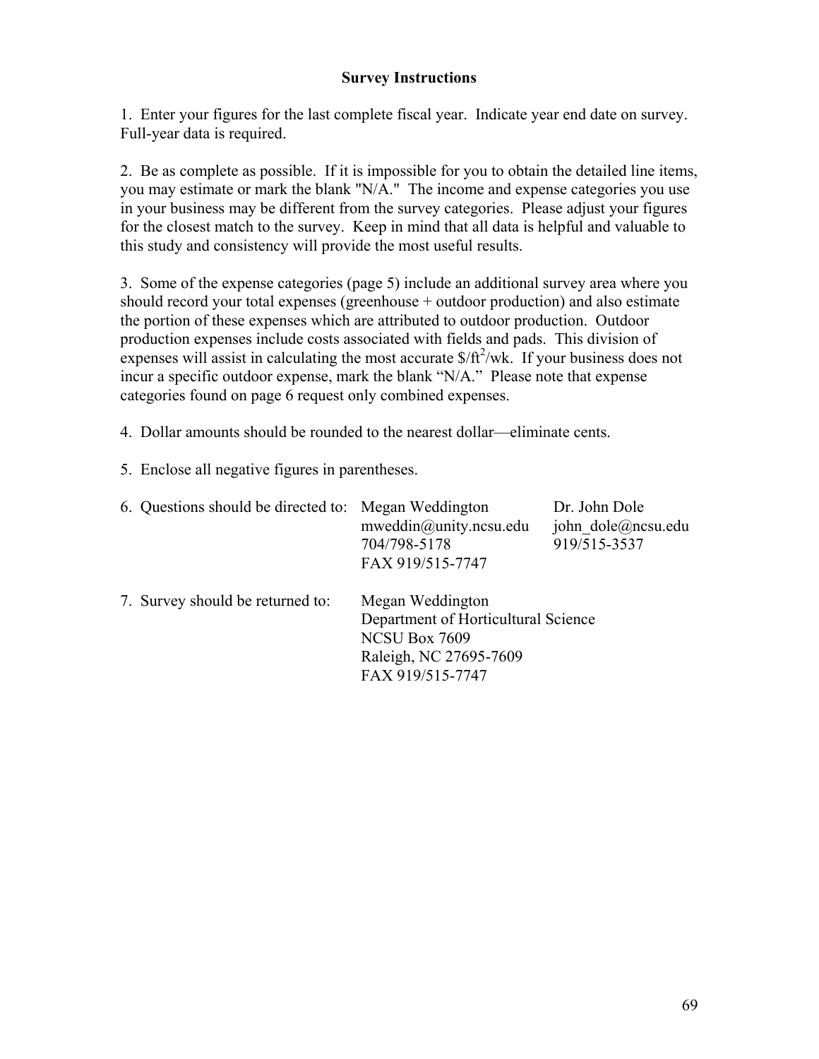## Survey Instructions

1. Enter your figures for the last complete fiscal year. Indicate year end date on survey. Full-year data is required.

2. Be as complete as possible. If it is impossible for you to obtain the detailed line items, you may estimate or mark the blank "N/A." The income and expense categories you use in your business may be different from the survey categories. Please adjust your figures for the closest match to the survey. Keep in mind that all data is helpful and valuable to this study and consistency will provide the most useful results.

3. Some of the expense categories (page 5) include an additional survey area where you should record your total expenses (greenhouse + outdoor production) and also estimate the portion of these expenses which are attributed to outdoor production. Outdoor production expenses include costs associated with fields and pads. This division of expenses will assist in calculating the most accurate $\$/ft^2/wk$. If your business does not incur a specific outdoor expense, mark the blank "N/A." Please note that expense categories found on page 6 request only combined expenses.

4. Dollar amounts should be rounded to the nearest dollar—eliminate cents.

5. Enclose all negative figures in parentheses.

6. Questions should be directed to:

   Megan Weddington
   mweddin@unity.ncsu.edu
   704/798-5178
   FAX 919/515-7747

   Dr. John Dole
   john_dole@ncsu.edu
   919/515-3537

7. Survey should be returned to:

   Megan Weddington
   Department of Horticultural Science
   NCSU Box 7609
   Raleigh, NC 27695-7609
   FAX 919/515-7747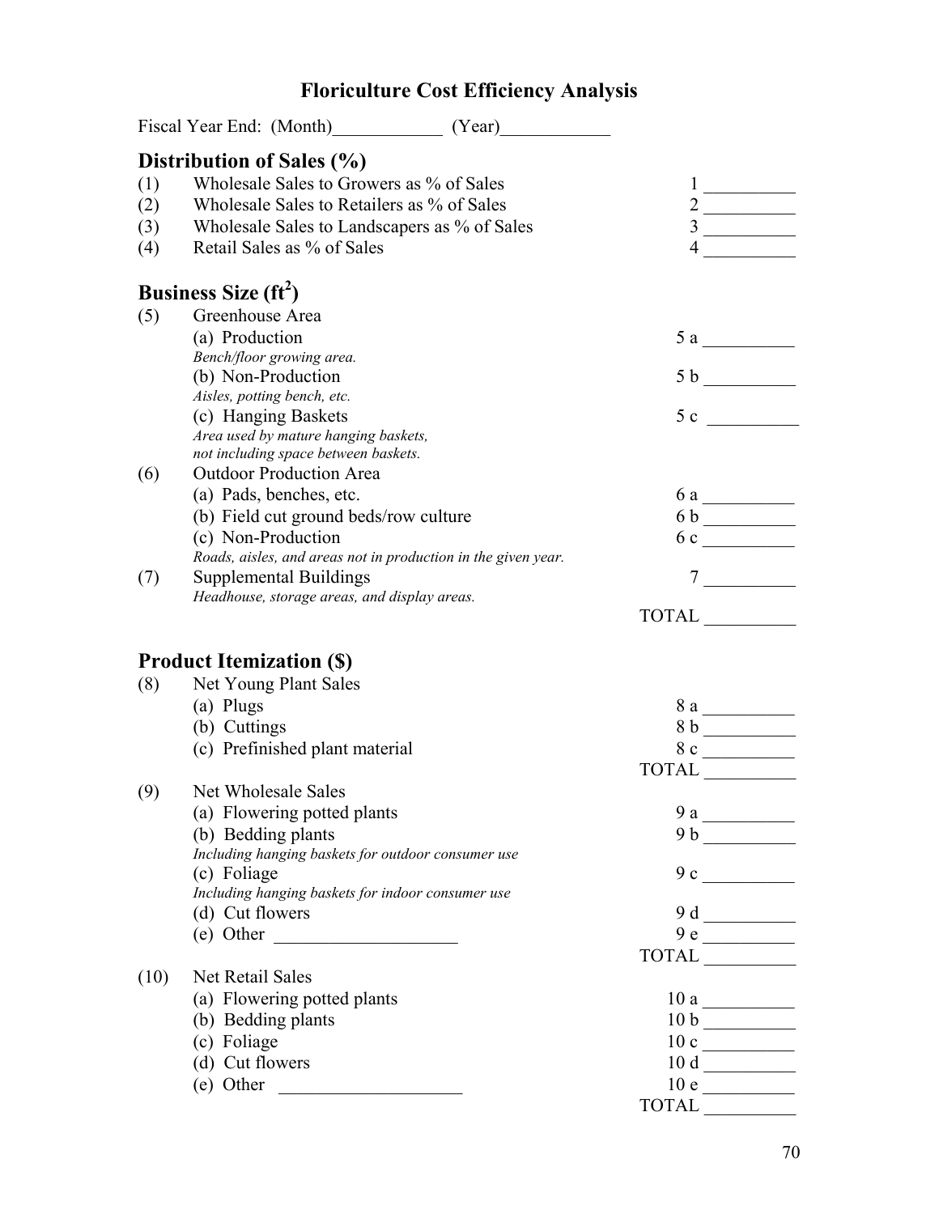# Floriculture Cost Efficiency Analysis

Fiscal Year End: (Month)\_\_\_\_\_\_\_\_\_\_\_\_ (Year)\_\_\_\_\_\_\_\_\_\_\_\_

## Distribution of Sales (%)

| | | | |
|---|---|---|---|
| (1) | Wholesale Sales to Growers as % of Sales | 1 | \_\_\_\_\_\_\_\_\_\_ |
| (2) | Wholesale Sales to Retailers as % of Sales | 2 | \_\_\_\_\_\_\_\_\_\_ |
| (3) | Wholesale Sales to Landscapers as % of Sales | 3 | \_\_\_\_\_\_\_\_\_\_ |
| (4) | Retail Sales as % of Sales | 4 | \_\_\_\_\_\_\_\_\_\_ |

## Business Size ($ft^2$)

| | | | |
|---|---|---|---|
| (5) | Greenhouse Area | | |
| | (a) Production<br>*Bench/floor growing area.* | 5 a | \_\_\_\_\_\_\_\_\_\_ |
| | (b) Non-Production<br>*Aisles, potting bench, etc.* | 5 b | \_\_\_\_\_\_\_\_\_\_ |
| | (c) Hanging Baskets<br>*Area used by mature hanging baskets, not including space between baskets.* | 5 c | \_\_\_\_\_\_\_\_\_\_ |
| (6) | Outdoor Production Area | | |
| | (a) Pads, benches, etc. | 6 a | \_\_\_\_\_\_\_\_\_\_ |
| | (b) Field cut ground beds/row culture | 6 b | \_\_\_\_\_\_\_\_\_\_ |
| | (c) Non-Production<br>*Roads, aisles, and areas not in production in the given year.* | 6 c | \_\_\_\_\_\_\_\_\_\_ |
| (7) | Supplemental Buildings<br>*Headhouse, storage areas, and display areas.* | 7 | \_\_\_\_\_\_\_\_\_\_ |
| | | TOTAL | \_\_\_\_\_\_\_\_\_\_ |

## Product Itemization ($)

| | | | |
|---|---|---|---|
| (8) | Net Young Plant Sales | | |
| | (a) Plugs | 8 a | \_\_\_\_\_\_\_\_\_\_ |
| | (b) Cuttings | 8 b | \_\_\_\_\_\_\_\_\_\_ |
| | (c) Prefinished plant material | 8 c | \_\_\_\_\_\_\_\_\_\_ |
| | | TOTAL | \_\_\_\_\_\_\_\_\_\_ |
| (9) | Net Wholesale Sales | | |
| | (a) Flowering potted plants | 9 a | \_\_\_\_\_\_\_\_\_\_ |
| | (b) Bedding plants<br>*Including hanging baskets for outdoor consumer use* | 9 b | \_\_\_\_\_\_\_\_\_\_ |
| | (c) Foliage<br>*Including hanging baskets for indoor consumer use* | 9 c | \_\_\_\_\_\_\_\_\_\_ |
| | (d) Cut flowers | 9 d | \_\_\_\_\_\_\_\_\_\_ |
| | (e) Other \_\_\_\_\_\_\_\_\_\_\_\_\_\_\_\_\_\_\_\_ | 9 e | \_\_\_\_\_\_\_\_\_\_ |
| | | TOTAL | \_\_\_\_\_\_\_\_\_\_ |
| (10) | Net Retail Sales | | |
| | (a) Flowering potted plants | 10 a | \_\_\_\_\_\_\_\_\_\_ |
| | (b) Bedding plants | 10 b | \_\_\_\_\_\_\_\_\_\_ |
| | (c) Foliage | 10 c | \_\_\_\_\_\_\_\_\_\_ |
| | (d) Cut flowers | 10 d | \_\_\_\_\_\_\_\_\_\_ |
| | (e) Other \_\_\_\_\_\_\_\_\_\_\_\_\_\_\_\_\_\_\_\_ | 10 e | \_\_\_\_\_\_\_\_\_\_ |
| | | TOTAL | \_\_\_\_\_\_\_\_\_\_ |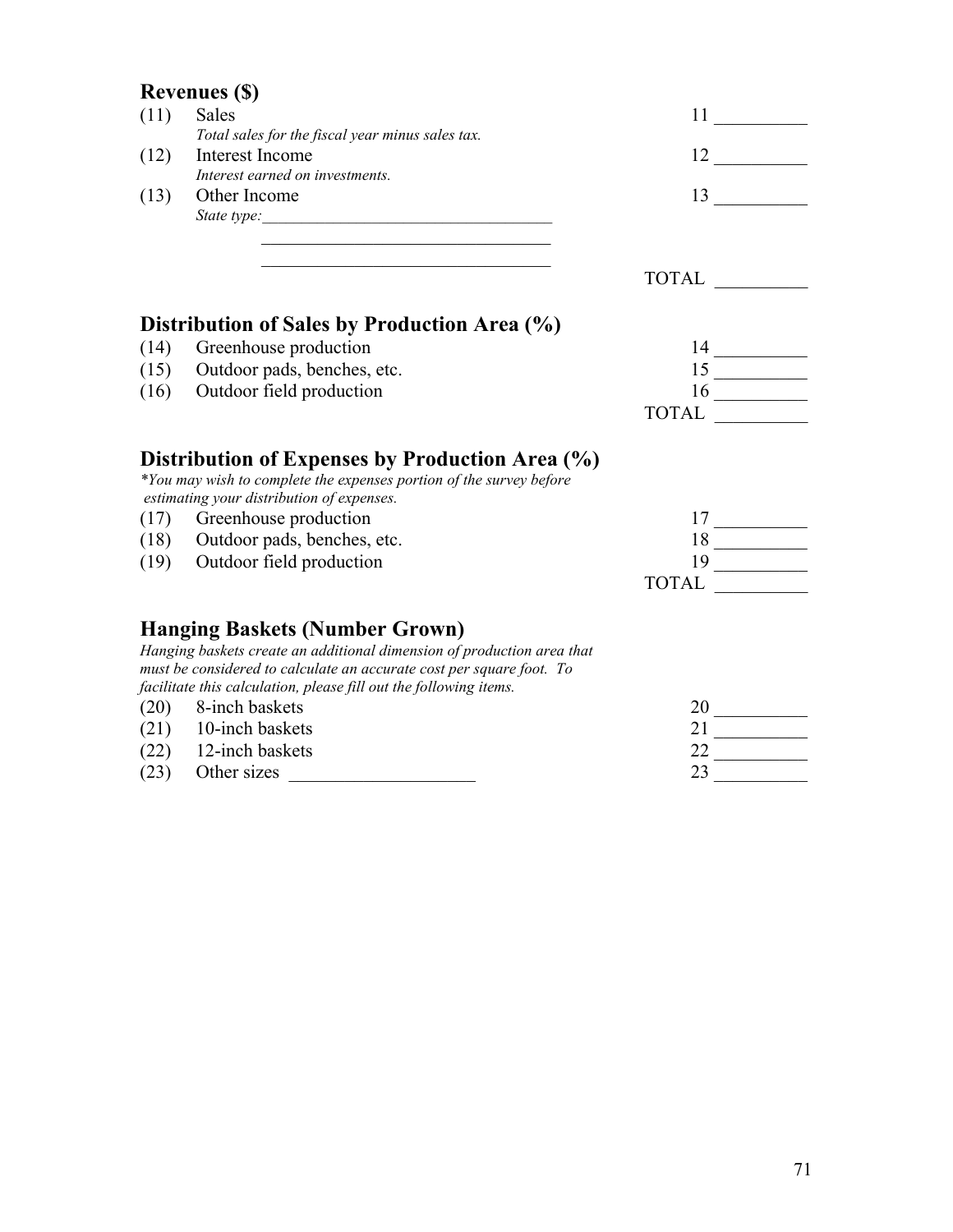## Revenues ($)

(11) Sales — 11 __________
*Total sales for the fiscal year minus sales tax.*

(12) Interest Income — 12 __________
*Interest earned on investments.*

(13) Other Income — 13 __________
*State type:*___________________________________
___________________________________
___________________________________

TOTAL __________

## Distribution of Sales by Production Area (%)

(14) Greenhouse production — 14 __________

(15) Outdoor pads, benches, etc. — 15 __________

(16) Outdoor field production — 16 __________

TOTAL __________

## Distribution of Expenses by Production Area (%)

*\*You may wish to complete the expenses portion of the survey before estimating your distribution of expenses.*

(17) Greenhouse production — 17 __________

(18) Outdoor pads, benches, etc. — 18 __________

(19) Outdoor field production — 19 __________

TOTAL __________

## Hanging Baskets (Number Grown)

*Hanging baskets create an additional dimension of production area that must be considered to calculate an accurate cost per square foot. To facilitate this calculation, please fill out the following items.*

(20) 8-inch baskets — 20 __________

(21) 10-inch baskets — 21 __________

(22) 12-inch baskets — 22 __________

(23) Other sizes ____________________ — 23 __________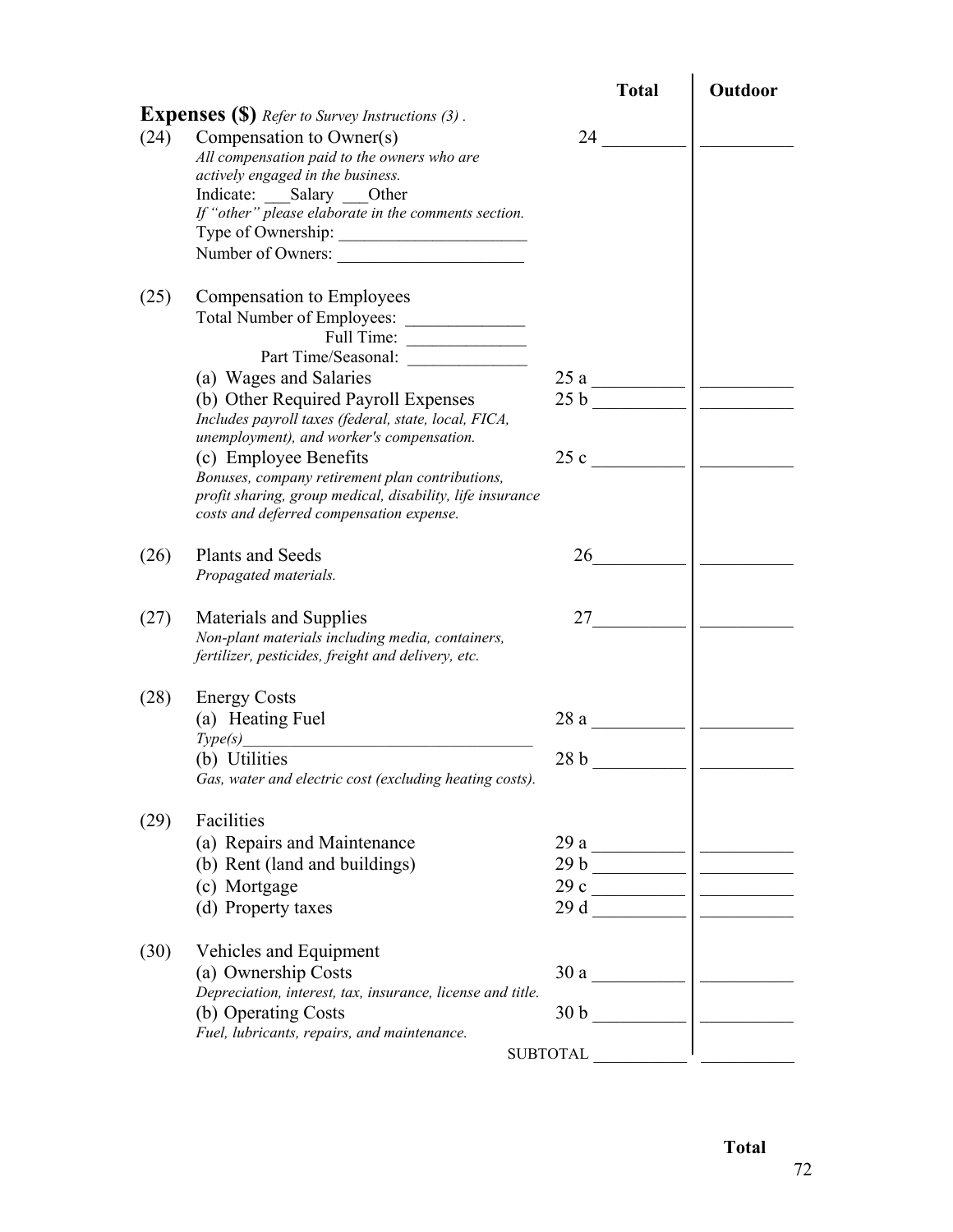| | | Total | Outdoor |
|---|---|---|---|
| **Expenses ($)** *Refer to Survey Instructions (3) .* | | | |
| (24) | Compensation to Owner(s)<br>*All compensation paid to the owners who are actively engaged in the business.*<br>Indicate: ___Salary ___Other<br>*If "other" please elaborate in the comments section.*<br>Type of Ownership: ______________________<br>Number of Owners: _____________________ | 24 ________ | __________ |
| (25) | Compensation to Employees<br>Total Number of Employees: ______________<br>Full Time: ______________<br>Part Time/Seasonal: ______________ | | |
| | (a) Wages and Salaries | 25 a __________ | __________ |
| | (b) Other Required Payroll Expenses<br>*Includes payroll taxes (federal, state, local, FICA, unemployment), and worker's compensation.* | 25 b __________ | __________ |
| | (c) Employee Benefits<br>*Bonuses, company retirement plan contributions, profit sharing, group medical, disability, life insurance costs and deferred compensation expense.* | 25 c __________ | __________ |
| (26) | Plants and Seeds<br>*Propagated materials.* | 26__________ | __________ |
| (27) | Materials and Supplies<br>*Non-plant materials including media, containers, fertilizer, pesticides, freight and delivery, etc.* | 27__________ | __________ |
| (28) | Energy Costs | | |
| | (a) Heating Fuel<br>*Type(s)*__________________________________ | 28 a __________ | __________ |
| | (b) Utilities<br>*Gas, water and electric cost (excluding heating costs).* | 28 b __________ | __________ |
| (29) | Facilities | | |
| | (a) Repairs and Maintenance | 29 a __________ | __________ |
| | (b) Rent (land and buildings) | 29 b __________ | __________ |
| | (c) Mortgage | 29 c __________ | __________ |
| | (d) Property taxes | 29 d __________ | __________ |
| (30) | Vehicles and Equipment | | |
| | (a) Ownership Costs<br>*Depreciation, interest, tax, insurance, license and title.* | 30 a __________ | __________ |
| | (b) Operating Costs<br>*Fuel, lubricants, repairs, and maintenance.* | 30 b __________ | __________ |
| | | SUBTOTAL __________ | __________ |

**Total**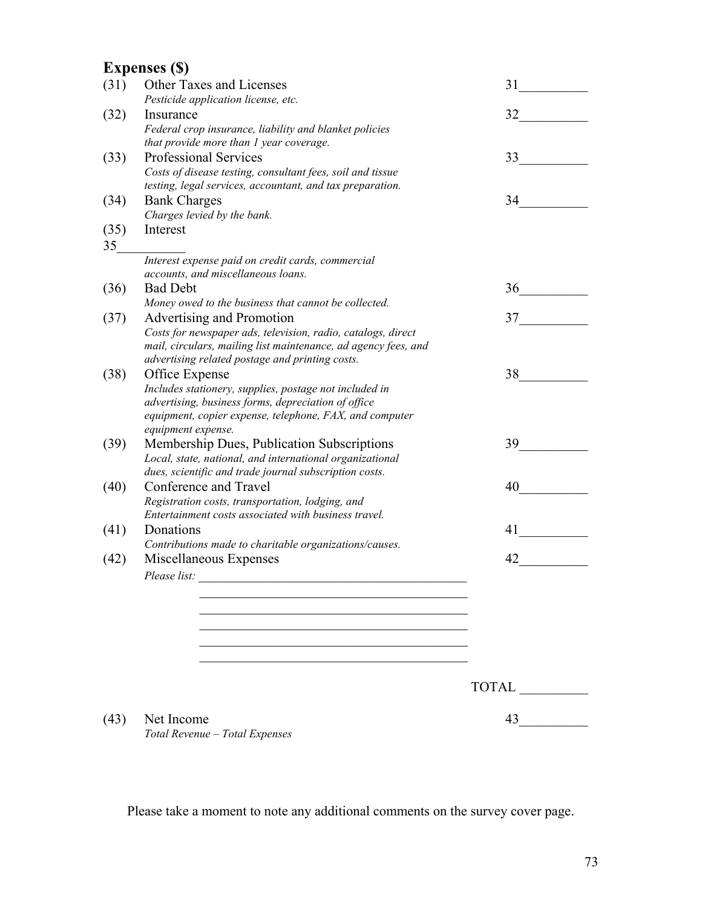## Expenses ($)

(31) Other Taxes and Licenses — 31__________

*Pesticide application license, etc.*

(32) Insurance — 32__________

*Federal crop insurance, liability and blanket policies that provide more than 1 year coverage.*

(33) Professional Services — 33__________

*Costs of disease testing, consultant fees, soil and tissue testing, legal services, accountant, and tax preparation.*

(34) Bank Charges — 34__________

*Charges levied by the bank.*

(35) Interest

35__________

*Interest expense paid on credit cards, commercial accounts, and miscellaneous loans.*

(36) Bad Debt — 36__________

*Money owed to the business that cannot be collected.*

(37) Advertising and Promotion — 37__________

*Costs for newspaper ads, television, radio, catalogs, direct mail, circulars, mailing list maintenance, ad agency fees, and advertising related postage and printing costs.*

(38) Office Expense — 38__________

*Includes stationery, supplies, postage not included in advertising, business forms, depreciation of office equipment, copier expense, telephone, FAX, and computer equipment expense.*

(39) Membership Dues, Publication Subscriptions — 39__________

*Local, state, national, and international organizational dues, scientific and trade journal subscription costs.*

(40) Conference and Travel — 40__________

*Registration costs, transportation, lodging, and Entertainment costs associated with business travel.*

(41) Donations — 41__________

*Contributions made to charitable organizations/causes.*

(42) Miscellaneous Expenses — 42__________

*Please list:* ____________________________________________

____________________________________________

____________________________________________

____________________________________________

____________________________________________

____________________________________________

TOTAL __________

(43) Net Income — 43__________

*Total Revenue – Total Expenses*

Please take a moment to note any additional comments on the survey cover page.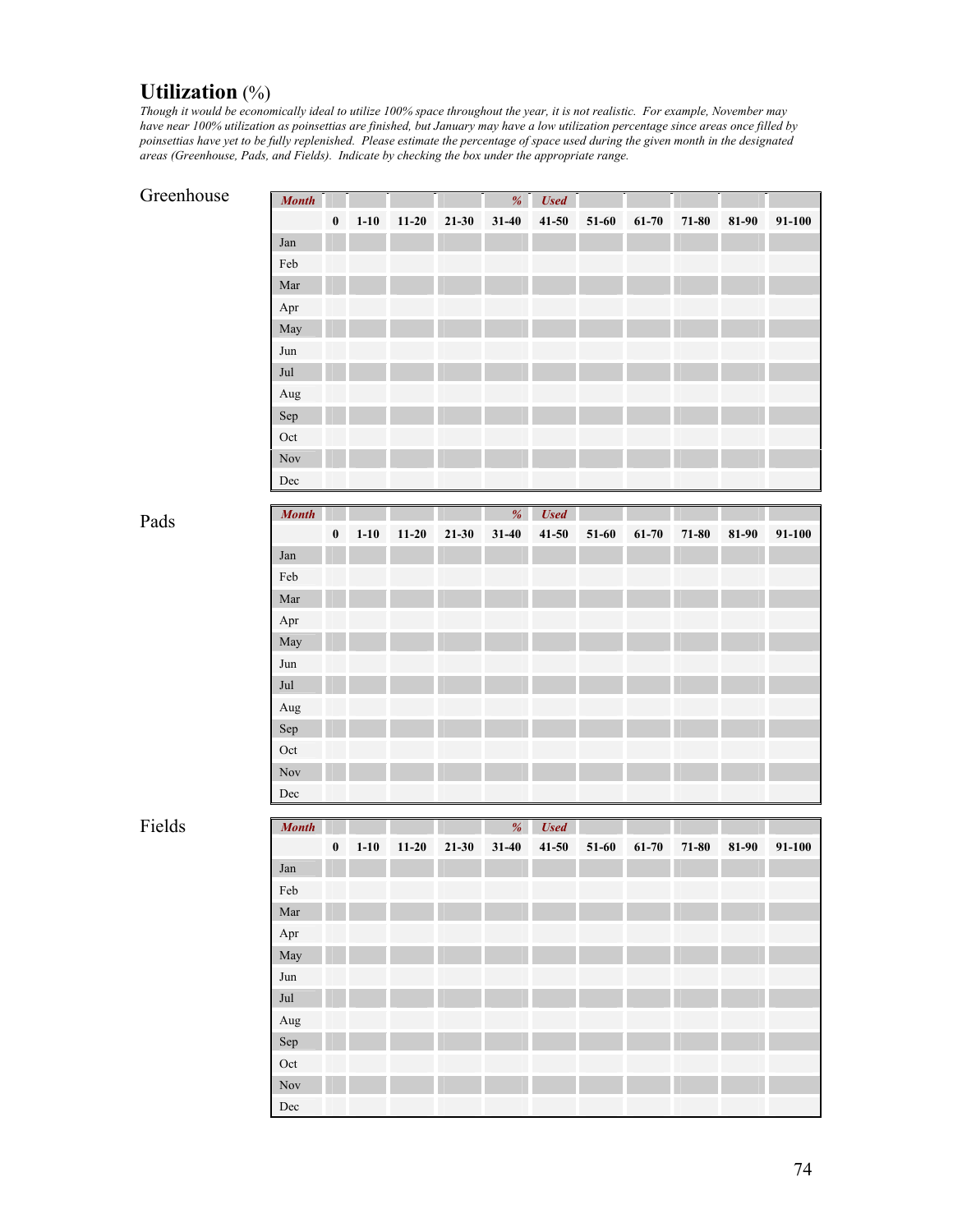## **Utilization** (%)

*Though it would be economically ideal to utilize 100% space throughout the year, it is not realistic. For example, November may have near 100% utilization as poinsettias are finished, but January may have a low utilization percentage since areas once filled by poinsettias have yet to be fully replenished. Please estimate the percentage of space used during the given month in the designated areas (Greenhouse, Pads, and Fields). Indicate by checking the box under the appropriate range.*

### Greenhouse

| ***Month*** | | | | | ***%*** | ***Used*** | | | | | |
|---|---|---|---|---|---|---|---|---|---|---|---|
| | **0** | **1-10** | **11-20** | **21-30** | **31-40** | **41-50** | **51-60** | **61-70** | **71-80** | **81-90** | **91-100** |
| Jan | | | | | | | | | | | |
| Feb | | | | | | | | | | | |
| Mar | | | | | | | | | | | |
| Apr | | | | | | | | | | | |
| May | | | | | | | | | | | |
| Jun | | | | | | | | | | | |
| Jul | | | | | | | | | | | |
| Aug | | | | | | | | | | | |
| Sep | | | | | | | | | | | |
| Oct | | | | | | | | | | | |
| Nov | | | | | | | | | | | |
| Dec | | | | | | | | | | | |

### Pads

| ***Month*** | | | | | ***%*** | ***Used*** | | | | | |
|---|---|---|---|---|---|---|---|---|---|---|---|
| | **0** | **1-10** | **11-20** | **21-30** | **31-40** | **41-50** | **51-60** | **61-70** | **71-80** | **81-90** | **91-100** |
| Jan | | | | | | | | | | | |
| Feb | | | | | | | | | | | |
| Mar | | | | | | | | | | | |
| Apr | | | | | | | | | | | |
| May | | | | | | | | | | | |
| Jun | | | | | | | | | | | |
| Jul | | | | | | | | | | | |
| Aug | | | | | | | | | | | |
| Sep | | | | | | | | | | | |
| Oct | | | | | | | | | | | |
| Nov | | | | | | | | | | | |
| Dec | | | | | | | | | | | |

### Fields

| ***Month*** | | | | | ***%*** | ***Used*** | | | | | |
|---|---|---|---|---|---|---|---|---|---|---|---|
| | **0** | **1-10** | **11-20** | **21-30** | **31-40** | **41-50** | **51-60** | **61-70** | **71-80** | **81-90** | **91-100** |
| Jan | | | | | | | | | | | |
| Feb | | | | | | | | | | | |
| Mar | | | | | | | | | | | |
| Apr | | | | | | | | | | | |
| May | | | | | | | | | | | |
| Jun | | | | | | | | | | | |
| Jul | | | | | | | | | | | |
| Aug | | | | | | | | | | | |
| Sep | | | | | | | | | | | |
| Oct | | | | | | | | | | | |
| Nov | | | | | | | | | | | |
| Dec | | | | | | | | | | | |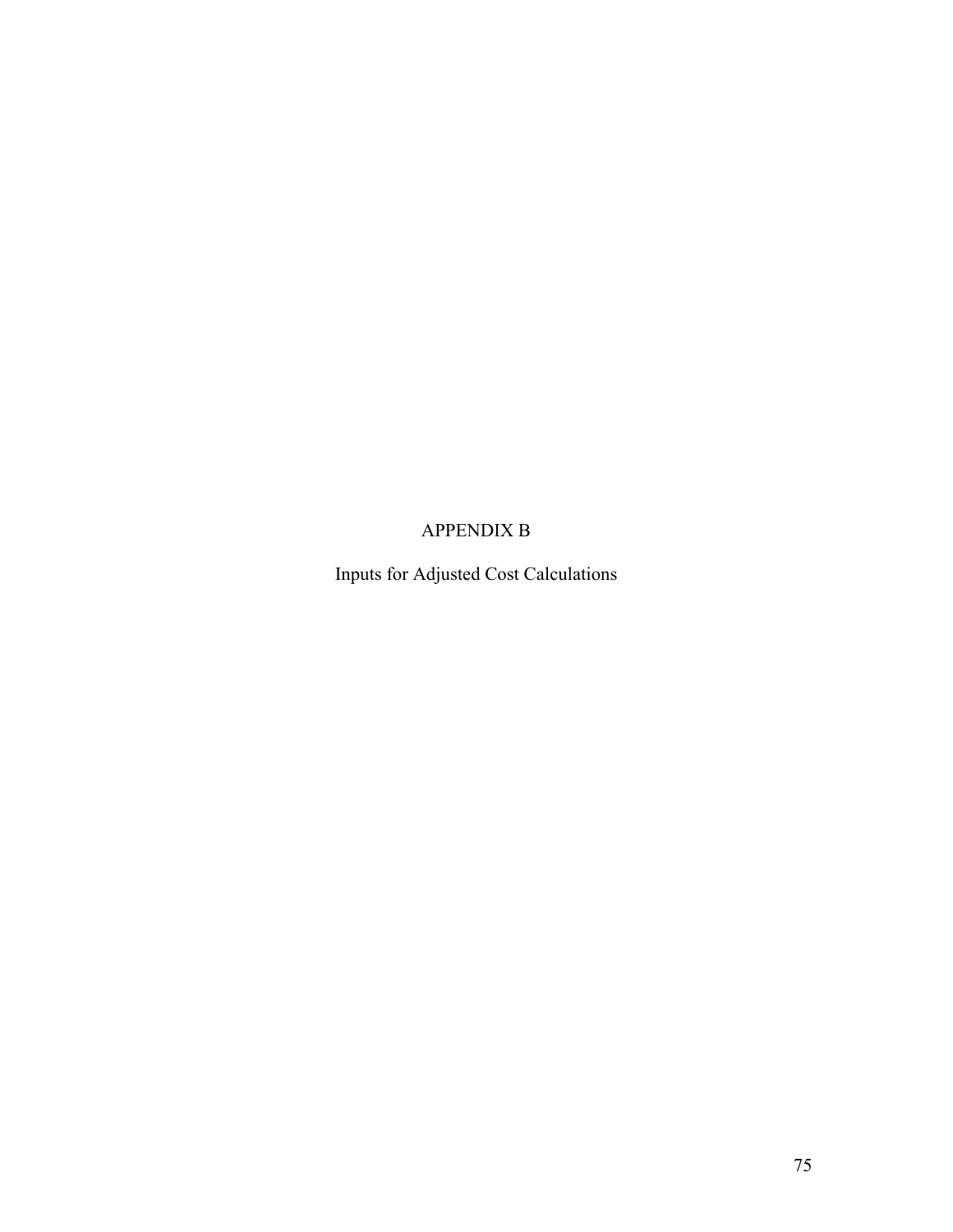# APPENDIX B

Inputs for Adjusted Cost Calculations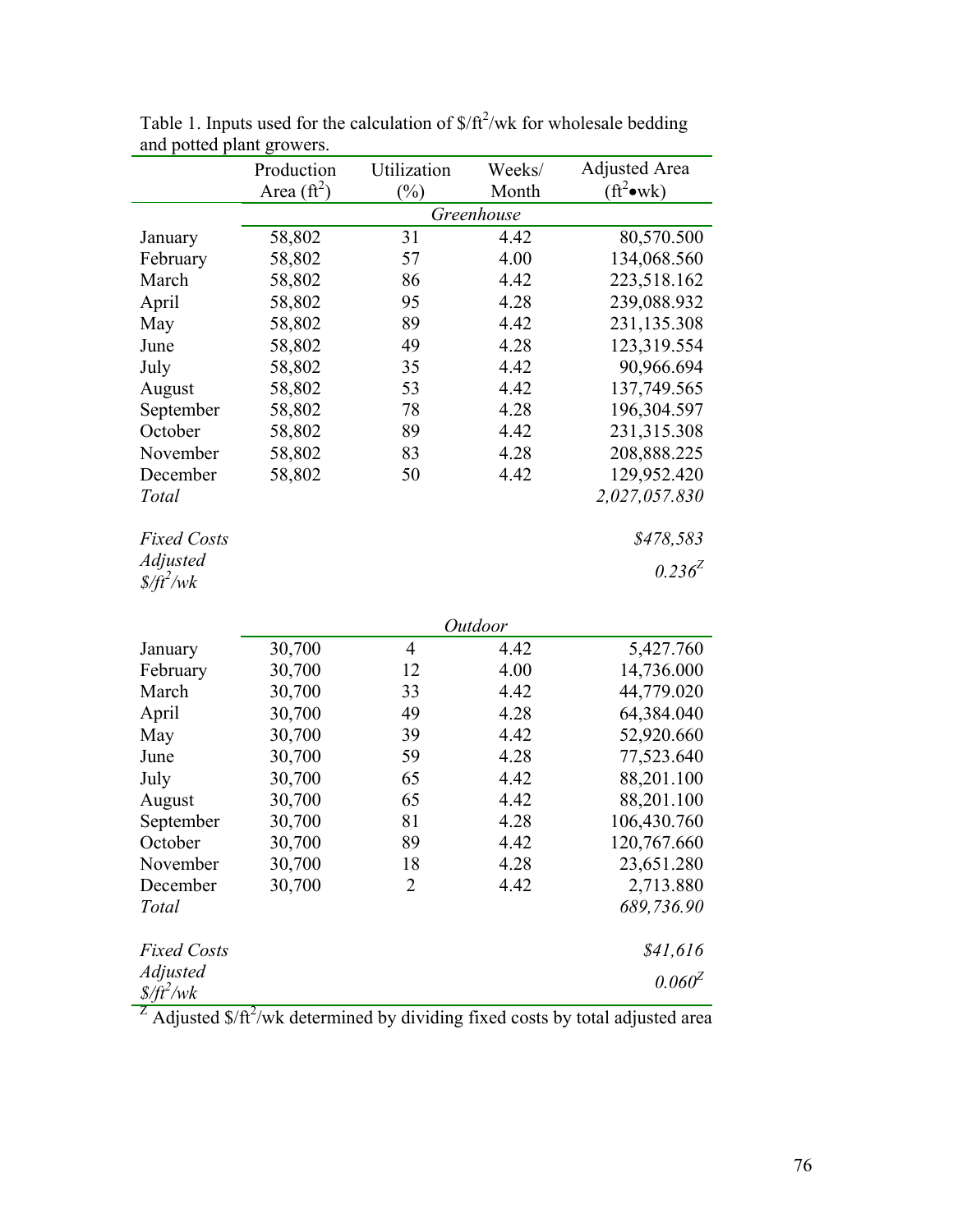Table 1. Inputs used for the calculation of $\$/ft^2/wk$ for wholesale bedding and potted plant growers.

| | Production Area ($ft^2$) | Utilization (%) | Weeks/ Month | Adjusted Area ($ft^2 \bullet wk$) |
|---|---|---|---|---|
| | | *Greenhouse* | | |
| January | 58,802 | 31 | 4.42 | 80,570.500 |
| February | 58,802 | 57 | 4.00 | 134,068.560 |
| March | 58,802 | 86 | 4.42 | 223,518.162 |
| April | 58,802 | 95 | 4.28 | 239,088.932 |
| May | 58,802 | 89 | 4.42 | 231,135.308 |
| June | 58,802 | 49 | 4.28 | 123,319.554 |
| July | 58,802 | 35 | 4.42 | 90,966.694 |
| August | 58,802 | 53 | 4.42 | 137,749.565 |
| September | 58,802 | 78 | 4.28 | 196,304.597 |
| October | 58,802 | 89 | 4.42 | 231,315.308 |
| November | 58,802 | 83 | 4.28 | 208,888.225 |
| December | 58,802 | 50 | 4.42 | 129,952.420 |
| *Total* | | | | *2,027,057.830* |
| *Fixed Costs* | | | | *$478,583* |
| *Adjusted $\$/ft^2/wk$* | | | | *0.236*[Z] |
| | | *Outdoor* | | |
| January | 30,700 | 4 | 4.42 | 5,427.760 |
| February | 30,700 | 12 | 4.00 | 14,736.000 |
| March | 30,700 | 33 | 4.42 | 44,779.020 |
| April | 30,700 | 49 | 4.28 | 64,384.040 |
| May | 30,700 | 39 | 4.42 | 52,920.660 |
| June | 30,700 | 59 | 4.28 | 77,523.640 |
| July | 30,700 | 65 | 4.42 | 88,201.100 |
| August | 30,700 | 65 | 4.42 | 88,201.100 |
| September | 30,700 | 81 | 4.28 | 106,430.760 |
| October | 30,700 | 89 | 4.42 | 120,767.660 |
| November | 30,700 | 18 | 4.28 | 23,651.280 |
| December | 30,700 | 2 | 4.42 | 2,713.880 |
| *Total* | | | | *689,736.90* |
| *Fixed Costs* | | | | *$41,616* |
| *Adjusted $\$/ft^2/wk$* | | | | *0.060*[Z] |

[Z] Adjusted $\$/ft^2/wk$ determined by dividing fixed costs by total adjusted area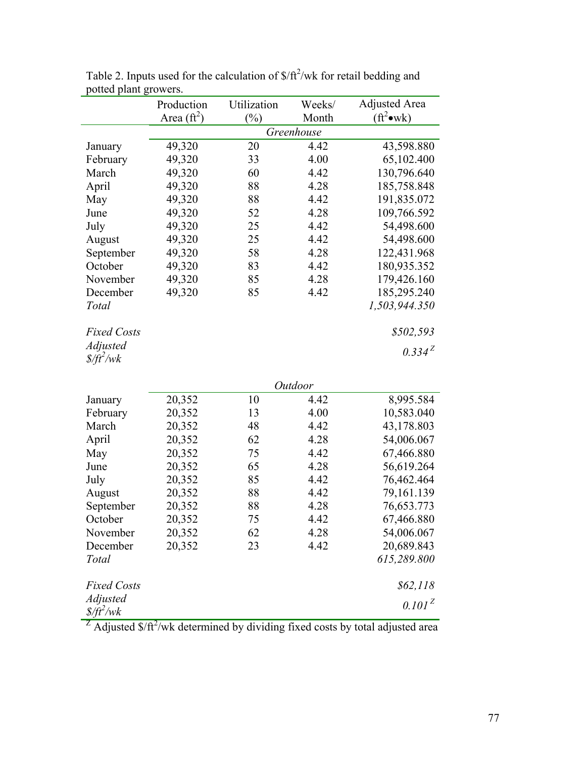Table 2. Inputs used for the calculation of $/ft$^2$/wk for retail bedding and potted plant growers.

| | Production Area (ft$^2$) | Utilization (%) | Weeks/ Month | Adjusted Area (ft$^2$•wk) |
|---|---|---|---|---|
| | | *Greenhouse* | | |
| January | 49,320 | 20 | 4.42 | 43,598.880 |
| February | 49,320 | 33 | 4.00 | 65,102.400 |
| March | 49,320 | 60 | 4.42 | 130,796.640 |
| April | 49,320 | 88 | 4.28 | 185,758.848 |
| May | 49,320 | 88 | 4.42 | 191,835.072 |
| June | 49,320 | 52 | 4.28 | 109,766.592 |
| July | 49,320 | 25 | 4.42 | 54,498.600 |
| August | 49,320 | 25 | 4.42 | 54,498.600 |
| September | 49,320 | 58 | 4.28 | 122,431.968 |
| October | 49,320 | 83 | 4.42 | 180,935.352 |
| November | 49,320 | 85 | 4.28 | 179,426.160 |
| December | 49,320 | 85 | 4.42 | 185,295.240 |
| *Total* | | | | *1,503,944.350* |
| *Fixed Costs* | | | | *$502,593* |
| *Adjusted $/ft$^2$/wk* | | | | *0.334* [Z] |
| | | *Outdoor* | | |
| January | 20,352 | 10 | 4.42 | 8,995.584 |
| February | 20,352 | 13 | 4.00 | 10,583.040 |
| March | 20,352 | 48 | 4.42 | 43,178.803 |
| April | 20,352 | 62 | 4.28 | 54,006.067 |
| May | 20,352 | 75 | 4.42 | 67,466.880 |
| June | 20,352 | 65 | 4.28 | 56,619.264 |
| July | 20,352 | 85 | 4.42 | 76,462.464 |
| August | 20,352 | 88 | 4.42 | 79,161.139 |
| September | 20,352 | 88 | 4.28 | 76,653.773 |
| October | 20,352 | 75 | 4.42 | 67,466.880 |
| November | 20,352 | 62 | 4.28 | 54,006.067 |
| December | 20,352 | 23 | 4.42 | 20,689.843 |
| *Total* | | | | *615,289.800* |
| *Fixed Costs* | | | | *$62,118* |
| *Adjusted $/ft$^2$/wk* | | | | *0.101* [Z] |

[Z] Adjusted $/ft$^2$/wk determined by dividing fixed costs by total adjusted area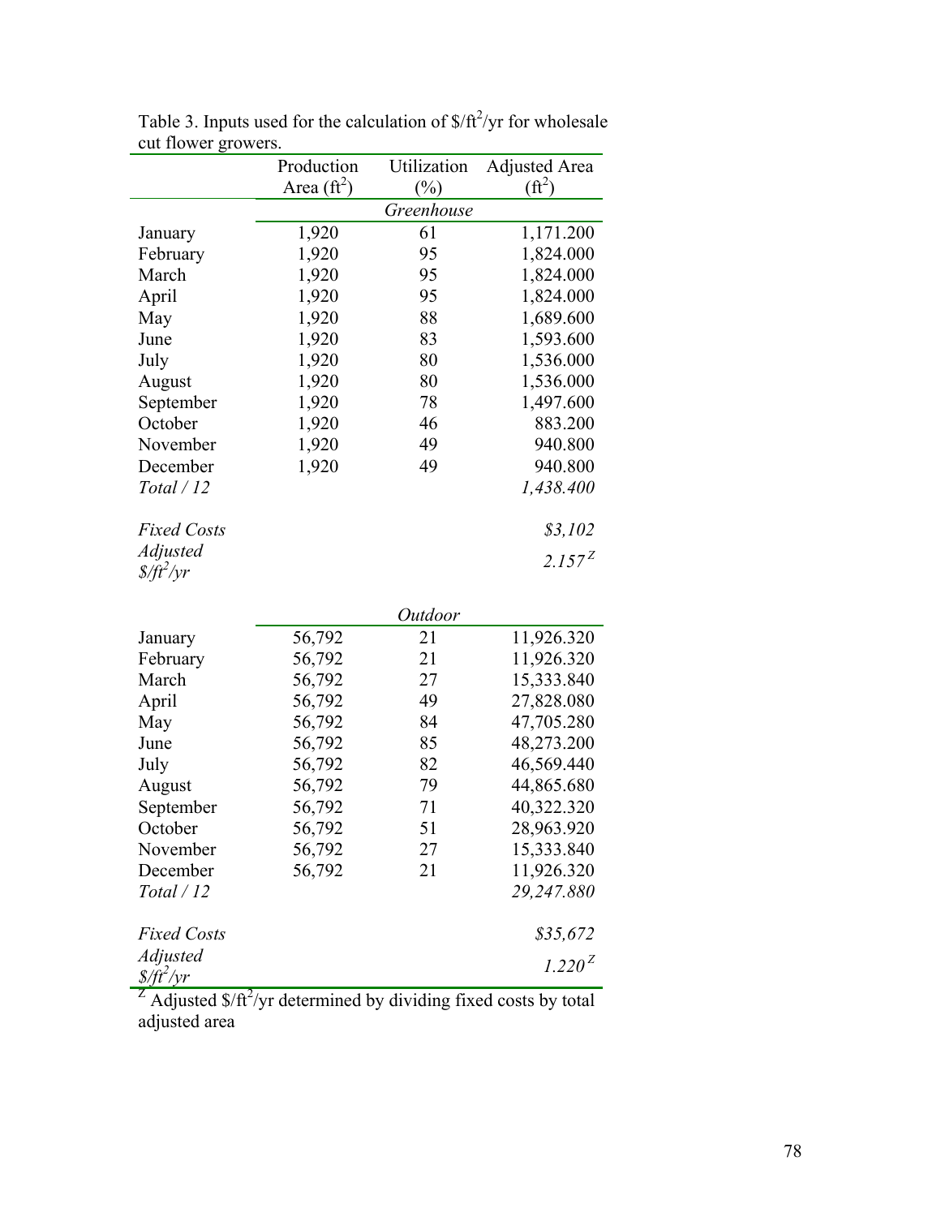Table 3. Inputs used for the calculation of $\$/ft^2/yr$ for wholesale cut flower growers.

| | Production Area ($ft^2$) | Utilization (%) | Adjusted Area ($ft^2$) |
|---|---|---|---|
| | | *Greenhouse* | |
| January | 1,920 | 61 | 1,171.200 |
| February | 1,920 | 95 | 1,824.000 |
| March | 1,920 | 95 | 1,824.000 |
| April | 1,920 | 95 | 1,824.000 |
| May | 1,920 | 88 | 1,689.600 |
| June | 1,920 | 83 | 1,593.600 |
| July | 1,920 | 80 | 1,536.000 |
| August | 1,920 | 80 | 1,536.000 |
| September | 1,920 | 78 | 1,497.600 |
| October | 1,920 | 46 | 883.200 |
| November | 1,920 | 49 | 940.800 |
| December | 1,920 | 49 | 940.800 |
| *Total / 12* | | | *1,438.400* |
| *Fixed Costs* | | | *$3,102* |
| *Adjusted $\$/ft^2/yr$* | | | *2.157*[Z] |
| | | *Outdoor* | |
| January | 56,792 | 21 | 11,926.320 |
| February | 56,792 | 21 | 11,926.320 |
| March | 56,792 | 27 | 15,333.840 |
| April | 56,792 | 49 | 27,828.080 |
| May | 56,792 | 84 | 47,705.280 |
| June | 56,792 | 85 | 48,273.200 |
| July | 56,792 | 82 | 46,569.440 |
| August | 56,792 | 79 | 44,865.680 |
| September | 56,792 | 71 | 40,322.320 |
| October | 56,792 | 51 | 28,963.920 |
| November | 56,792 | 27 | 15,333.840 |
| December | 56,792 | 21 | 11,926.320 |
| *Total / 12* | | | *29,247.880* |
| *Fixed Costs* | | | *$35,672* |
| *Adjusted $\$/ft^2/yr$* | | | *1.220*[Z] |

[Z] Adjusted $\$/ft^2/yr$ determined by dividing fixed costs by total adjusted area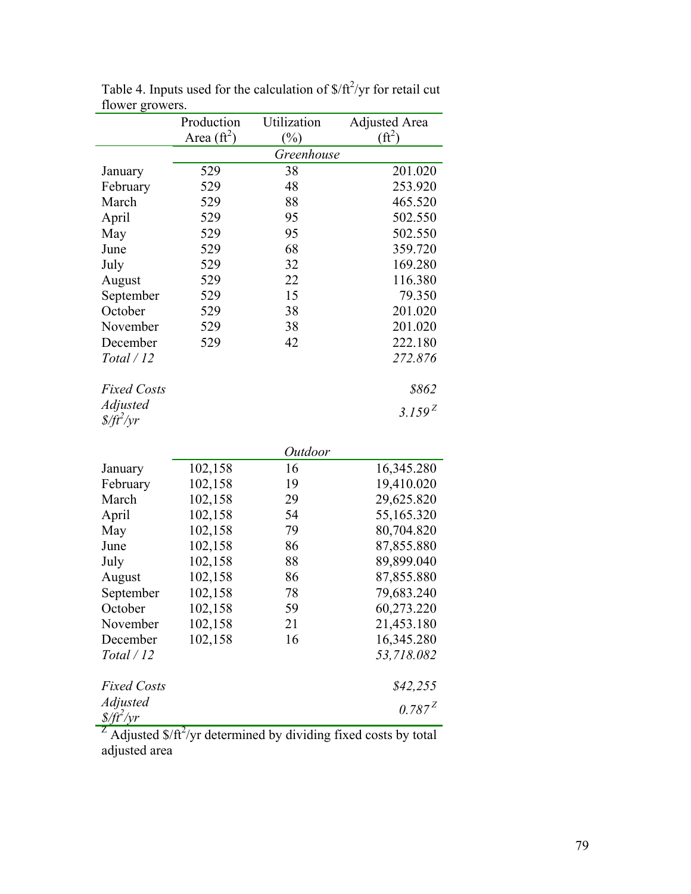Table 4. Inputs used for the calculation of $\$/ft^2/yr$ for retail cut flower growers.

| | Production Area ($ft^2$) | Utilization (%) | Adjusted Area ($ft^2$) |
|---|---|---|---|
| | | *Greenhouse* | |
| January | 529 | 38 | 201.020 |
| February | 529 | 48 | 253.920 |
| March | 529 | 88 | 465.520 |
| April | 529 | 95 | 502.550 |
| May | 529 | 95 | 502.550 |
| June | 529 | 68 | 359.720 |
| July | 529 | 32 | 169.280 |
| August | 529 | 22 | 116.380 |
| September | 529 | 15 | 79.350 |
| October | 529 | 38 | 201.020 |
| November | 529 | 38 | 201.020 |
| December | 529 | 42 | 222.180 |
| *Total / 12* | | | *272.876* |
| *Fixed Costs* | | | *$862* |
| *Adjusted $/ft²/yr* | | | *3.159[Z]* |
| | | *Outdoor* | |
| January | 102,158 | 16 | 16,345.280 |
| February | 102,158 | 19 | 19,410.020 |
| March | 102,158 | 29 | 29,625.820 |
| April | 102,158 | 54 | 55,165.320 |
| May | 102,158 | 79 | 80,704.820 |
| June | 102,158 | 86 | 87,855.880 |
| July | 102,158 | 88 | 89,899.040 |
| August | 102,158 | 86 | 87,855.880 |
| September | 102,158 | 78 | 79,683.240 |
| October | 102,158 | 59 | 60,273.220 |
| November | 102,158 | 21 | 21,453.180 |
| December | 102,158 | 16 | 16,345.280 |
| *Total / 12* | | | *53,718.082* |
| *Fixed Costs* | | | *$42,255* |
| *Adjusted $/ft²/yr* | | | *0.787[Z]* |

[Z] Adjusted $\$/ft^2/yr$ determined by dividing fixed costs by total adjusted area